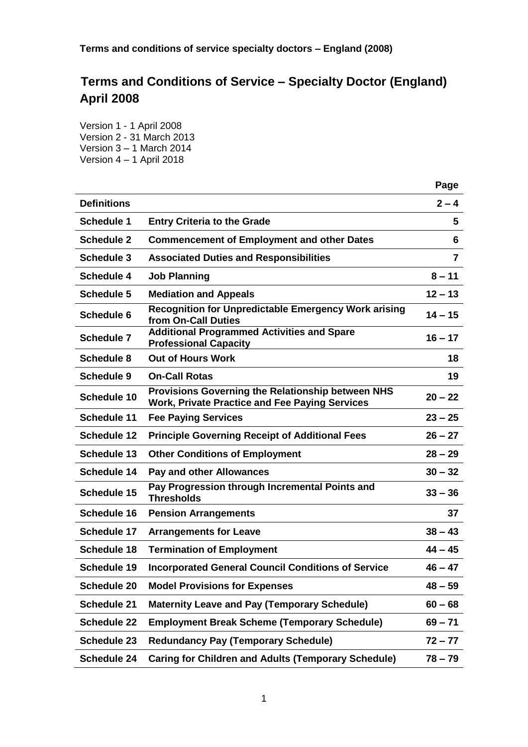Terms and conditions of service specialty doctors – England (2008)

# Terms and Conditions of Service – Specialty Doctor (England) April 2008

Version 1 - 1 April 2008
Version 2 - 31 March 2013
Version 3 – 1 March 2014
Version 4 – 1 April 2018

| | | Page |
|---|---|---|
| **Definitions** | | **2 – 4** |
| **Schedule 1** | **Entry Criteria to the Grade** | **5** |
| **Schedule 2** | **Commencement of Employment and other Dates** | **6** |
| **Schedule 3** | **Associated Duties and Responsibilities** | **7** |
| **Schedule 4** | **Job Planning** | **8 – 11** |
| **Schedule 5** | **Mediation and Appeals** | **12 – 13** |
| **Schedule 6** | **Recognition for Unpredictable Emergency Work arising from On-Call Duties** | **14 – 15** |
| **Schedule 7** | **Additional Programmed Activities and Spare Professional Capacity** | **16 – 17** |
| **Schedule 8** | **Out of Hours Work** | **18** |
| **Schedule 9** | **On-Call Rotas** | **19** |
| **Schedule 10** | **Provisions Governing the Relationship between NHS Work, Private Practice and Fee Paying Services** | **20 – 22** |
| **Schedule 11** | **Fee Paying Services** | **23 – 25** |
| **Schedule 12** | **Principle Governing Receipt of Additional Fees** | **26 – 27** |
| **Schedule 13** | **Other Conditions of Employment** | **28 – 29** |
| **Schedule 14** | **Pay and other Allowances** | **30 – 32** |
| **Schedule 15** | **Pay Progression through Incremental Points and Thresholds** | **33 – 36** |
| **Schedule 16** | **Pension Arrangements** | **37** |
| **Schedule 17** | **Arrangements for Leave** | **38 – 43** |
| **Schedule 18** | **Termination of Employment** | **44 – 45** |
| **Schedule 19** | **Incorporated General Council Conditions of Service** | **46 – 47** |
| **Schedule 20** | **Model Provisions for Expenses** | **48 – 59** |
| **Schedule 21** | **Maternity Leave and Pay (Temporary Schedule)** | **60 – 68** |
| **Schedule 22** | **Employment Break Scheme (Temporary Schedule)** | **69 – 71** |
| **Schedule 23** | **Redundancy Pay (Temporary Schedule)** | **72 – 77** |
| **Schedule 24** | **Caring for Children and Adults (Temporary Schedule)** | **78 – 79** |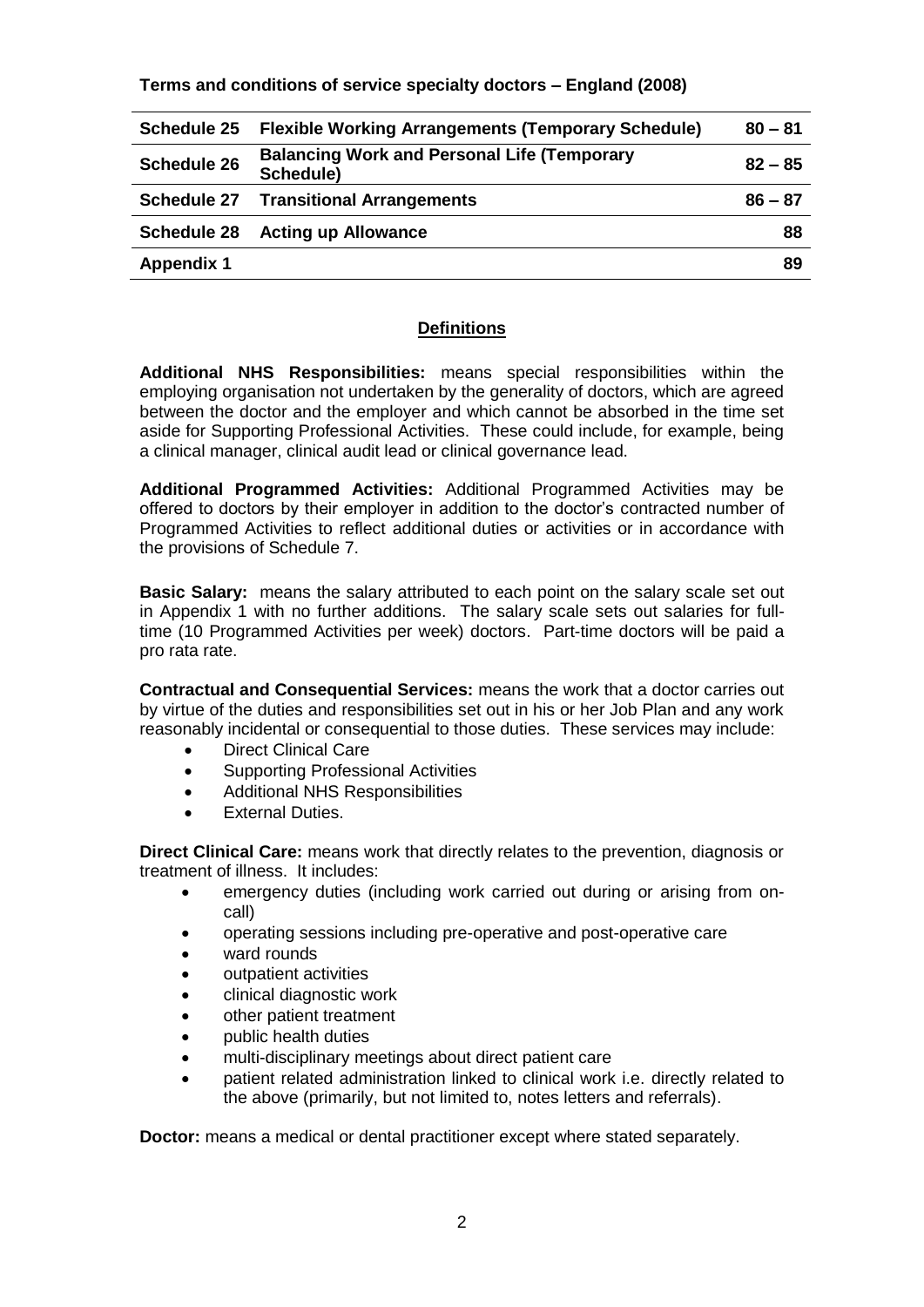| | | |
|---|---|---|
| **Schedule 25** | **Flexible Working Arrangements (Temporary Schedule)** | **80 – 81** |
| **Schedule 26** | **Balancing Work and Personal Life (Temporary Schedule)** | **82 – 85** |
| **Schedule 27** | **Transitional Arrangements** | **86 – 87** |
| **Schedule 28** | **Acting up Allowance** | **88** |
| **Appendix 1** | | **89** |

## Definitions

**Additional NHS Responsibilities:** means special responsibilities within the employing organisation not undertaken by the generality of doctors, which are agreed between the doctor and the employer and which cannot be absorbed in the time set aside for Supporting Professional Activities. These could include, for example, being a clinical manager, clinical audit lead or clinical governance lead.

**Additional Programmed Activities:** Additional Programmed Activities may be offered to doctors by their employer in addition to the doctor's contracted number of Programmed Activities to reflect additional duties or activities or in accordance with the provisions of Schedule 7.

**Basic Salary:** means the salary attributed to each point on the salary scale set out in Appendix 1 with no further additions. The salary scale sets out salaries for full-time (10 Programmed Activities per week) doctors. Part-time doctors will be paid a pro rata rate.

**Contractual and Consequential Services:** means the work that a doctor carries out by virtue of the duties and responsibilities set out in his or her Job Plan and any work reasonably incidental or consequential to those duties. These services may include:

- Direct Clinical Care
- Supporting Professional Activities
- Additional NHS Responsibilities
- External Duties.

**Direct Clinical Care:** means work that directly relates to the prevention, diagnosis or treatment of illness. It includes:

- emergency duties (including work carried out during or arising from on-call)
- operating sessions including pre-operative and post-operative care
- ward rounds
- outpatient activities
- clinical diagnostic work
- other patient treatment
- public health duties
- multi-disciplinary meetings about direct patient care
- patient related administration linked to clinical work i.e. directly related to the above (primarily, but not limited to, notes letters and referrals).

**Doctor:** means a medical or dental practitioner except where stated separately.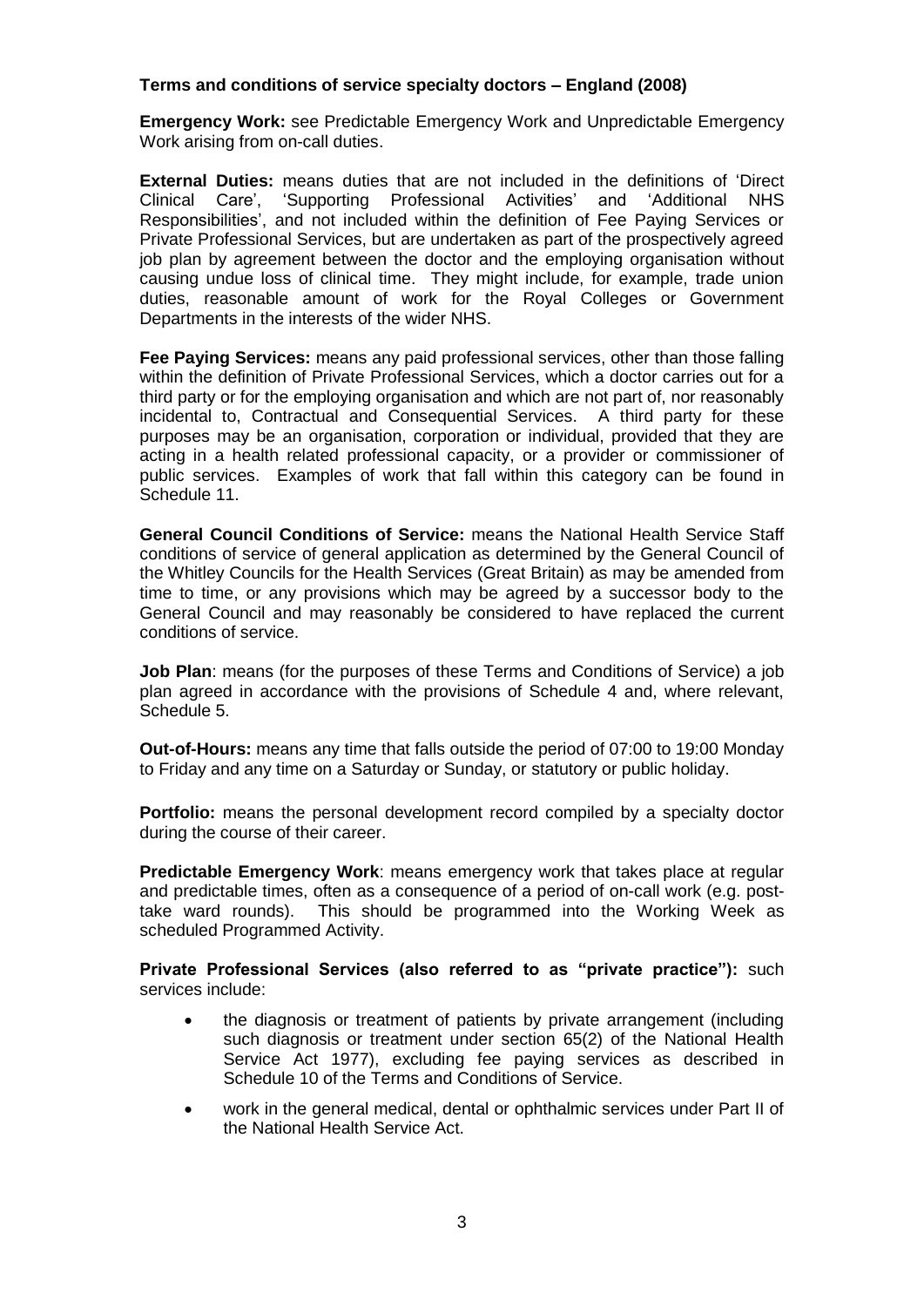**Terms and conditions of service specialty doctors – England (2008)**

**Emergency Work:** see Predictable Emergency Work and Unpredictable Emergency Work arising from on-call duties.

**External Duties:** means duties that are not included in the definitions of 'Direct Clinical Care', 'Supporting Professional Activities' and 'Additional NHS Responsibilities', and not included within the definition of Fee Paying Services or Private Professional Services, but are undertaken as part of the prospectively agreed job plan by agreement between the doctor and the employing organisation without causing undue loss of clinical time. They might include, for example, trade union duties, reasonable amount of work for the Royal Colleges or Government Departments in the interests of the wider NHS.

**Fee Paying Services:** means any paid professional services, other than those falling within the definition of Private Professional Services, which a doctor carries out for a third party or for the employing organisation and which are not part of, nor reasonably incidental to, Contractual and Consequential Services. A third party for these purposes may be an organisation, corporation or individual, provided that they are acting in a health related professional capacity, or a provider or commissioner of public services. Examples of work that fall within this category can be found in Schedule 11.

**General Council Conditions of Service:** means the National Health Service Staff conditions of service of general application as determined by the General Council of the Whitley Councils for the Health Services (Great Britain) as may be amended from time to time, or any provisions which may be agreed by a successor body to the General Council and may reasonably be considered to have replaced the current conditions of service.

**Job Plan**: means (for the purposes of these Terms and Conditions of Service) a job plan agreed in accordance with the provisions of Schedule 4 and, where relevant, Schedule 5.

**Out-of-Hours:** means any time that falls outside the period of 07:00 to 19:00 Monday to Friday and any time on a Saturday or Sunday, or statutory or public holiday.

**Portfolio:** means the personal development record compiled by a specialty doctor during the course of their career.

**Predictable Emergency Work**: means emergency work that takes place at regular and predictable times, often as a consequence of a period of on-call work (e.g. post-take ward rounds). This should be programmed into the Working Week as scheduled Programmed Activity.

**Private Professional Services (also referred to as "private practice"):** such services include:

- the diagnosis or treatment of patients by private arrangement (including such diagnosis or treatment under section 65(2) of the National Health Service Act 1977), excluding fee paying services as described in Schedule 10 of the Terms and Conditions of Service.
- work in the general medical, dental or ophthalmic services under Part II of the National Health Service Act.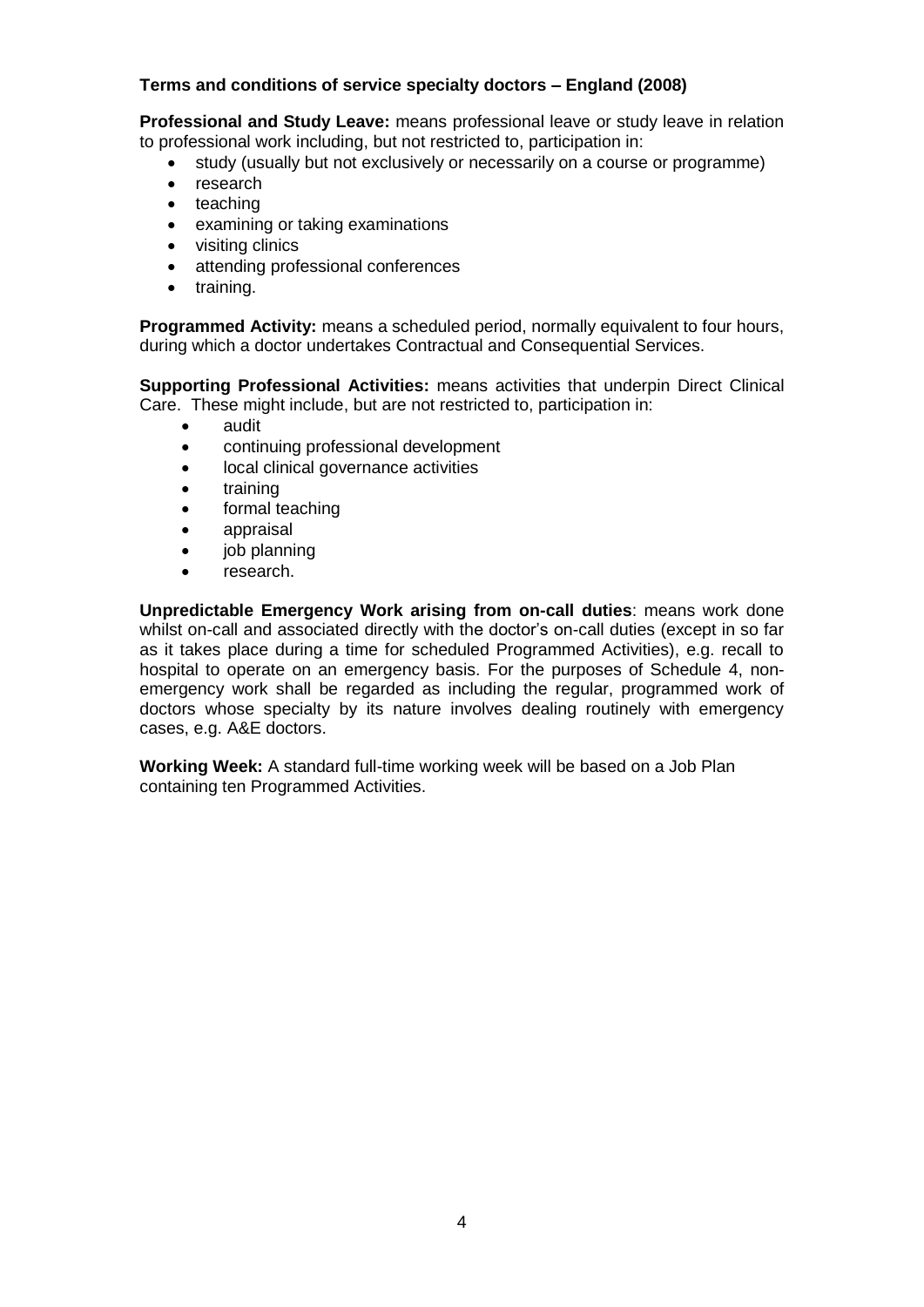**Terms and conditions of service specialty doctors – England (2008)**

**Professional and Study Leave:** means professional leave or study leave in relation to professional work including, but not restricted to, participation in:

- study (usually but not exclusively or necessarily on a course or programme)
- research
- teaching
- examining or taking examinations
- visiting clinics
- attending professional conferences
- training.

**Programmed Activity:** means a scheduled period, normally equivalent to four hours, during which a doctor undertakes Contractual and Consequential Services.

**Supporting Professional Activities:** means activities that underpin Direct Clinical Care. These might include, but are not restricted to, participation in:

- audit
- continuing professional development
- local clinical governance activities
- training
- formal teaching
- appraisal
- job planning
- research.

**Unpredictable Emergency Work arising from on-call duties**: means work done whilst on-call and associated directly with the doctor's on-call duties (except in so far as it takes place during a time for scheduled Programmed Activities), e.g. recall to hospital to operate on an emergency basis. For the purposes of Schedule 4, non-emergency work shall be regarded as including the regular, programmed work of doctors whose specialty by its nature involves dealing routinely with emergency cases, e.g. A&E doctors.

**Working Week:** A standard full-time working week will be based on a Job Plan containing ten Programmed Activities.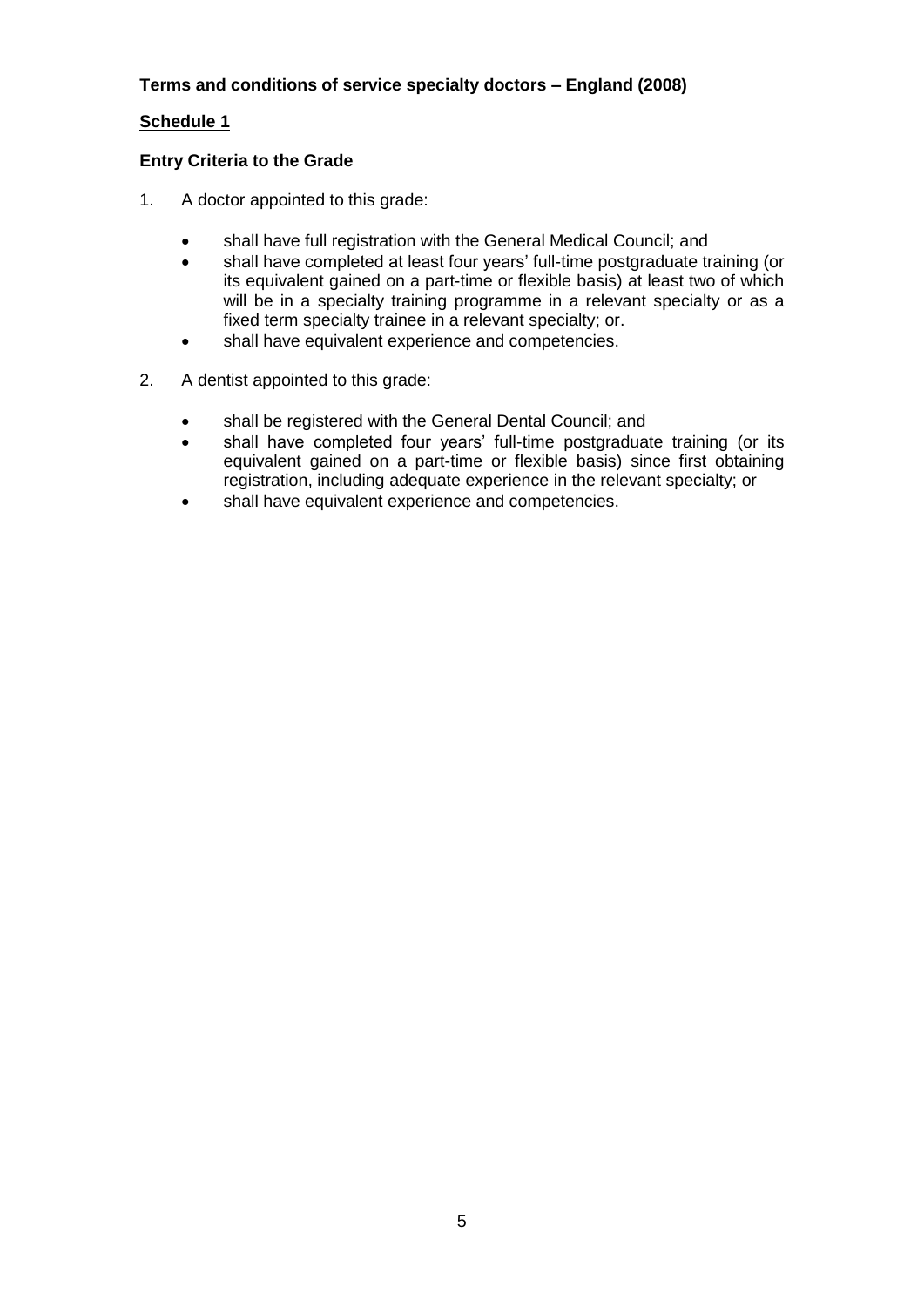**Terms and conditions of service specialty doctors – England (2008)**

## Schedule 1

### Entry Criteria to the Grade

1. A doctor appointed to this grade:

   - shall have full registration with the General Medical Council; and
   - shall have completed at least four years' full-time postgraduate training (or its equivalent gained on a part-time or flexible basis) at least two of which will be in a specialty training programme in a relevant specialty or as a fixed term specialty trainee in a relevant specialty; or.
   - shall have equivalent experience and competencies.

2. A dentist appointed to this grade:

   - shall be registered with the General Dental Council; and
   - shall have completed four years' full-time postgraduate training (or its equivalent gained on a part-time or flexible basis) since first obtaining registration, including adequate experience in the relevant specialty; or
   - shall have equivalent experience and competencies.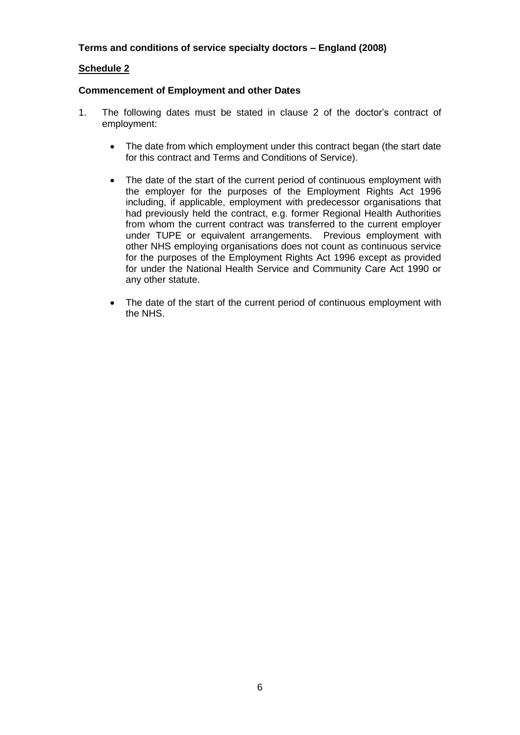**Terms and conditions of service specialty doctors – England (2008)**

## Schedule 2

### Commencement of Employment and other Dates

1. The following dates must be stated in clause 2 of the doctor's contract of employment:

    - The date from which employment under this contract began (the start date for this contract and Terms and Conditions of Service).

    - The date of the start of the current period of continuous employment with the employer for the purposes of the Employment Rights Act 1996 including, if applicable, employment with predecessor organisations that had previously held the contract, e.g. former Regional Health Authorities from whom the current contract was transferred to the current employer under TUPE or equivalent arrangements. Previous employment with other NHS employing organisations does not count as continuous service for the purposes of the Employment Rights Act 1996 except as provided for under the National Health Service and Community Care Act 1990 or any other statute.

    - The date of the start of the current period of continuous employment with the NHS.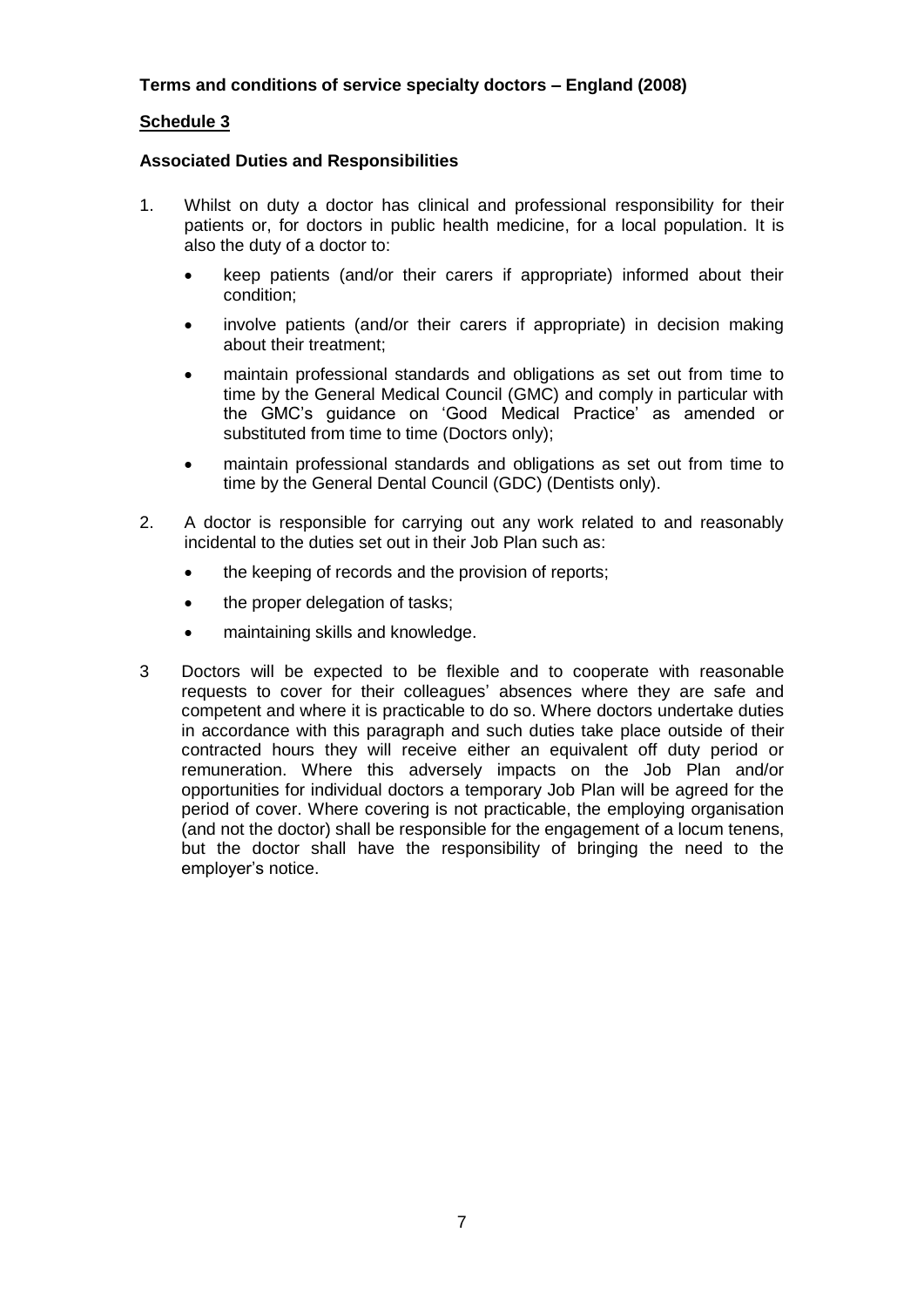**Terms and conditions of service specialty doctors – England (2008)**

**Schedule 3**

**Associated Duties and Responsibilities**

1. Whilst on duty a doctor has clinical and professional responsibility for their patients or, for doctors in public health medicine, for a local population. It is also the duty of a doctor to:

    - keep patients (and/or their carers if appropriate) informed about their condition;
    - involve patients (and/or their carers if appropriate) in decision making about their treatment;
    - maintain professional standards and obligations as set out from time to time by the General Medical Council (GMC) and comply in particular with the GMC's guidance on 'Good Medical Practice' as amended or substituted from time to time (Doctors only);
    - maintain professional standards and obligations as set out from time to time by the General Dental Council (GDC) (Dentists only).

2. A doctor is responsible for carrying out any work related to and reasonably incidental to the duties set out in their Job Plan such as:

    - the keeping of records and the provision of reports;
    - the proper delegation of tasks;
    - maintaining skills and knowledge.

3 Doctors will be expected to be flexible and to cooperate with reasonable requests to cover for their colleagues' absences where they are safe and competent and where it is practicable to do so. Where doctors undertake duties in accordance with this paragraph and such duties take place outside of their contracted hours they will receive either an equivalent off duty period or remuneration. Where this adversely impacts on the Job Plan and/or opportunities for individual doctors a temporary Job Plan will be agreed for the period of cover. Where covering is not practicable, the employing organisation (and not the doctor) shall be responsible for the engagement of a locum tenens, but the doctor shall have the responsibility of bringing the need to the employer's notice.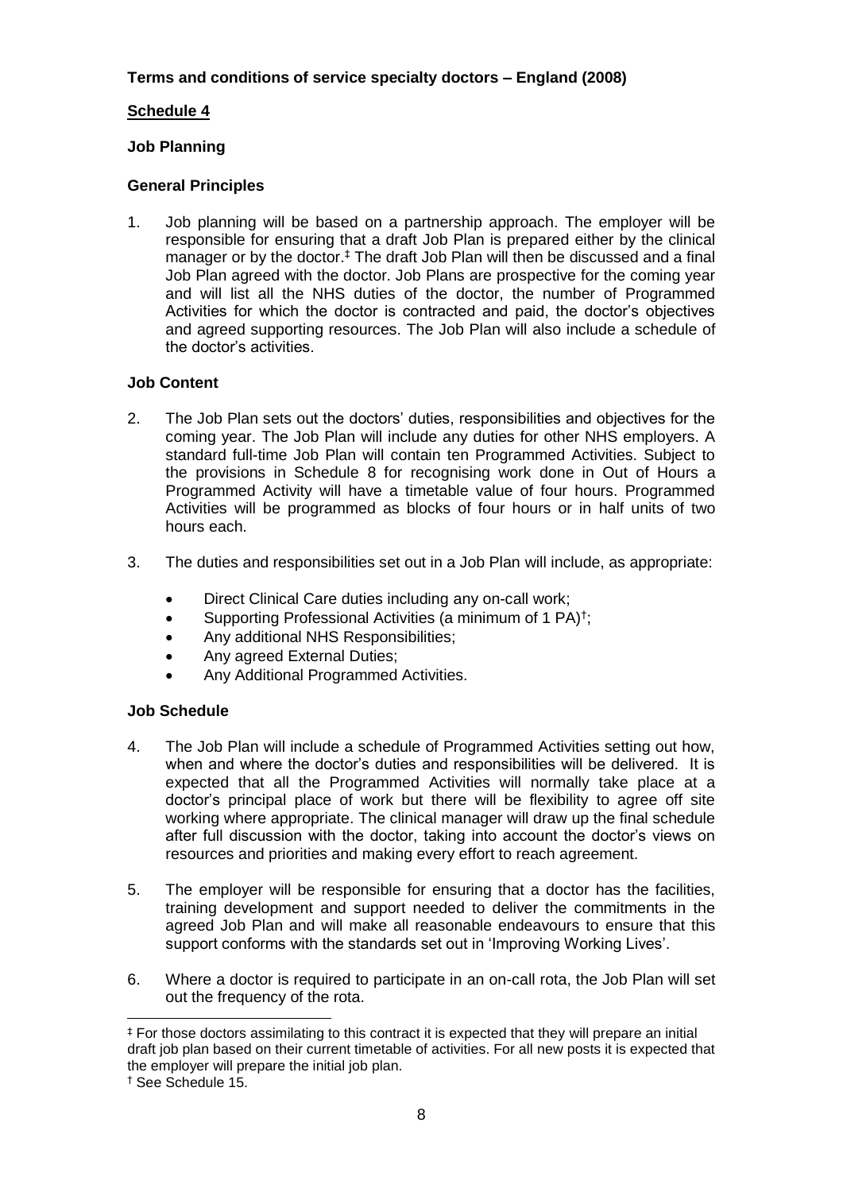**Terms and conditions of service specialty doctors – England (2008)**

## Schedule 4

### Job Planning

### General Principles

1. Job planning will be based on a partnership approach. The employer will be responsible for ensuring that a draft Job Plan is prepared either by the clinical manager or by the doctor.[‡] The draft Job Plan will then be discussed and a final Job Plan agreed with the doctor. Job Plans are prospective for the coming year and will list all the NHS duties of the doctor, the number of Programmed Activities for which the doctor is contracted and paid, the doctor's objectives and agreed supporting resources. The Job Plan will also include a schedule of the doctor's activities.

### Job Content

2. The Job Plan sets out the doctors' duties, responsibilities and objectives for the coming year. The Job Plan will include any duties for other NHS employers. A standard full-time Job Plan will contain ten Programmed Activities. Subject to the provisions in Schedule 8 for recognising work done in Out of Hours a Programmed Activity will have a timetable value of four hours. Programmed Activities will be programmed as blocks of four hours or in half units of two hours each.

3. The duties and responsibilities set out in a Job Plan will include, as appropriate:

   - Direct Clinical Care duties including any on-call work;
   - Supporting Professional Activities (a minimum of 1 PA)[†];
   - Any additional NHS Responsibilities;
   - Any agreed External Duties;
   - Any Additional Programmed Activities.

### Job Schedule

4. The Job Plan will include a schedule of Programmed Activities setting out how, when and where the doctor's duties and responsibilities will be delivered. It is expected that all the Programmed Activities will normally take place at a doctor's principal place of work but there will be flexibility to agree off site working where appropriate. The clinical manager will draw up the final schedule after full discussion with the doctor, taking into account the doctor's views on resources and priorities and making every effort to reach agreement.

5. The employer will be responsible for ensuring that a doctor has the facilities, training development and support needed to deliver the commitments in the agreed Job Plan and will make all reasonable endeavours to ensure that this support conforms with the standards set out in 'Improving Working Lives'.

6. Where a doctor is required to participate in an on-call rota, the Job Plan will set out the frequency of the rota.

---

[‡] For those doctors assimilating to this contract it is expected that they will prepare an initial draft job plan based on their current timetable of activities. For all new posts it is expected that the employer will prepare the initial job plan.

[†] See Schedule 15.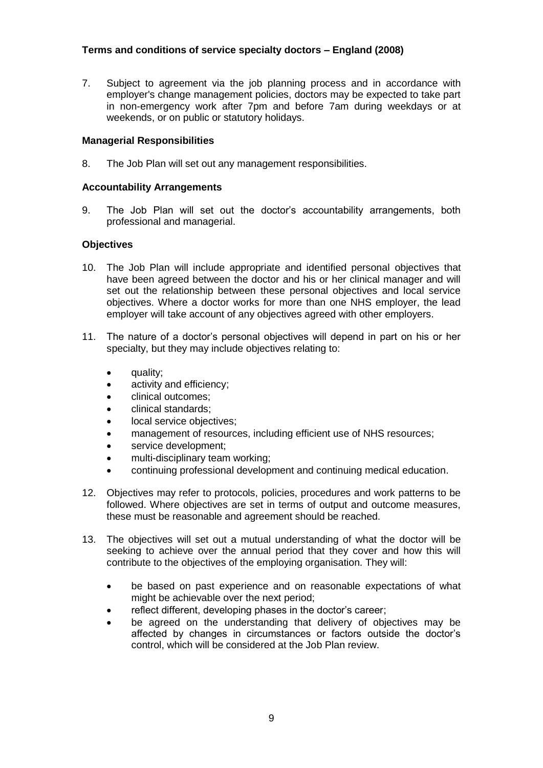7. Subject to agreement via the job planning process and in accordance with employer's change management policies, doctors may be expected to take part in non-emergency work after 7pm and before 7am during weekdays or at weekends, or on public or statutory holidays.

### Managerial Responsibilities

8. The Job Plan will set out any management responsibilities.

### Accountability Arrangements

9. The Job Plan will set out the doctor's accountability arrangements, both professional and managerial.

### Objectives

10. The Job Plan will include appropriate and identified personal objectives that have been agreed between the doctor and his or her clinical manager and will set out the relationship between these personal objectives and local service objectives. Where a doctor works for more than one NHS employer, the lead employer will take account of any objectives agreed with other employers.

11. The nature of a doctor's personal objectives will depend in part on his or her specialty, but they may include objectives relating to:

    - quality;
    - activity and efficiency;
    - clinical outcomes;
    - clinical standards;
    - local service objectives;
    - management of resources, including efficient use of NHS resources;
    - service development;
    - multi-disciplinary team working;
    - continuing professional development and continuing medical education.

12. Objectives may refer to protocols, policies, procedures and work patterns to be followed. Where objectives are set in terms of output and outcome measures, these must be reasonable and agreement should be reached.

13. The objectives will set out a mutual understanding of what the doctor will be seeking to achieve over the annual period that they cover and how this will contribute to the objectives of the employing organisation. They will:

    - be based on past experience and on reasonable expectations of what might be achievable over the next period;
    - reflect different, developing phases in the doctor's career;
    - be agreed on the understanding that delivery of objectives may be affected by changes in circumstances or factors outside the doctor's control, which will be considered at the Job Plan review.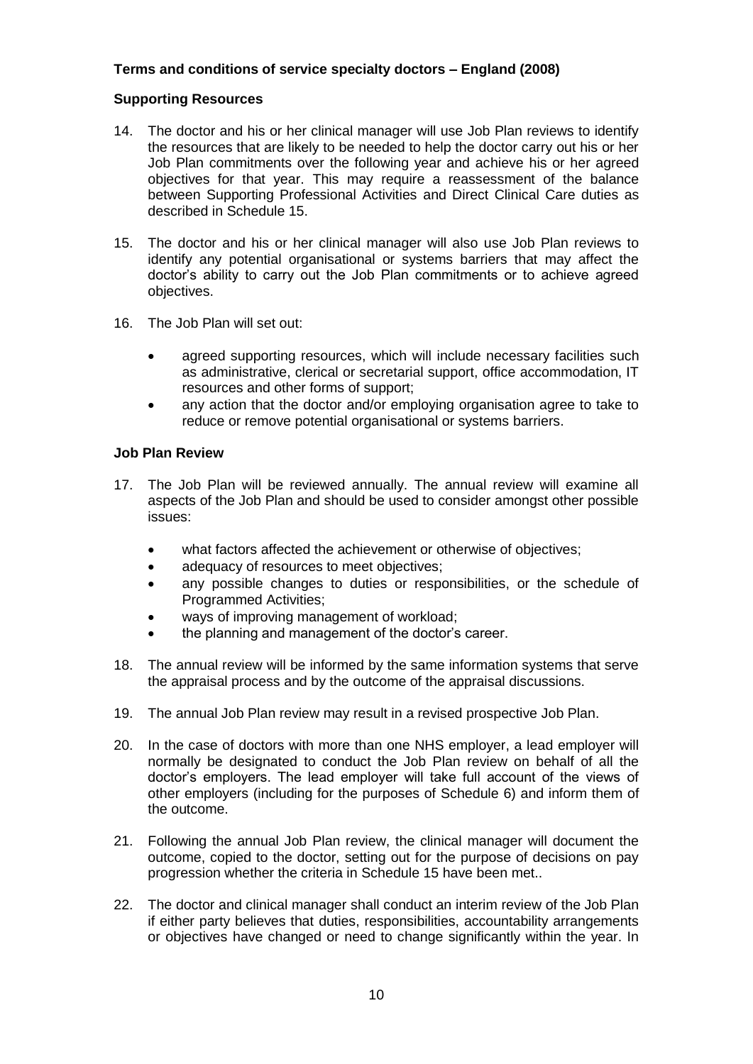**Terms and conditions of service specialty doctors – England (2008)**

**Supporting Resources**

14. The doctor and his or her clinical manager will use Job Plan reviews to identify the resources that are likely to be needed to help the doctor carry out his or her Job Plan commitments over the following year and achieve his or her agreed objectives for that year. This may require a reassessment of the balance between Supporting Professional Activities and Direct Clinical Care duties as described in Schedule 15.

15. The doctor and his or her clinical manager will also use Job Plan reviews to identify any potential organisational or systems barriers that may affect the doctor's ability to carry out the Job Plan commitments or to achieve agreed objectives.

16. The Job Plan will set out:

    - agreed supporting resources, which will include necessary facilities such as administrative, clerical or secretarial support, office accommodation, IT resources and other forms of support;
    - any action that the doctor and/or employing organisation agree to take to reduce or remove potential organisational or systems barriers.

**Job Plan Review**

17. The Job Plan will be reviewed annually. The annual review will examine all aspects of the Job Plan and should be used to consider amongst other possible issues:

    - what factors affected the achievement or otherwise of objectives;
    - adequacy of resources to meet objectives;
    - any possible changes to duties or responsibilities, or the schedule of Programmed Activities;
    - ways of improving management of workload;
    - the planning and management of the doctor's career.

18. The annual review will be informed by the same information systems that serve the appraisal process and by the outcome of the appraisal discussions.

19. The annual Job Plan review may result in a revised prospective Job Plan.

20. In the case of doctors with more than one NHS employer, a lead employer will normally be designated to conduct the Job Plan review on behalf of all the doctor's employers. The lead employer will take full account of the views of other employers (including for the purposes of Schedule 6) and inform them of the outcome.

21. Following the annual Job Plan review, the clinical manager will document the outcome, copied to the doctor, setting out for the purpose of decisions on pay progression whether the criteria in Schedule 15 have been met..

22. The doctor and clinical manager shall conduct an interim review of the Job Plan if either party believes that duties, responsibilities, accountability arrangements or objectives have changed or need to change significantly within the year. In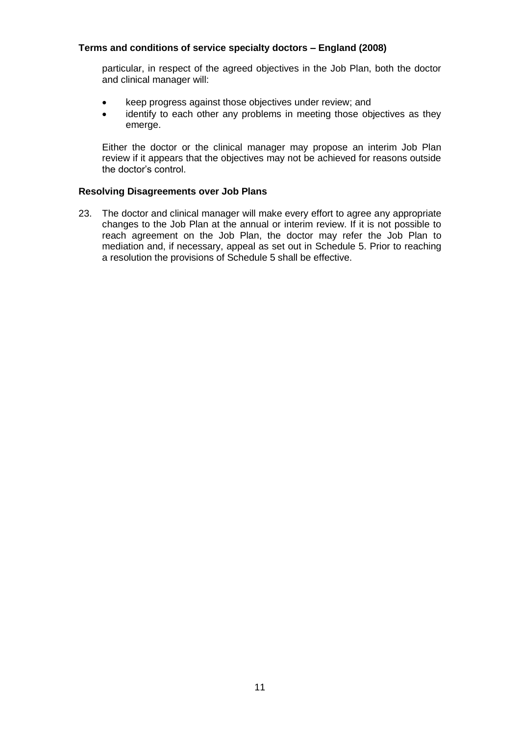particular, in respect of the agreed objectives in the Job Plan, both the doctor and clinical manager will:

- keep progress against those objectives under review; and
- identify to each other any problems in meeting those objectives as they emerge.

Either the doctor or the clinical manager may propose an interim Job Plan review if it appears that the objectives may not be achieved for reasons outside the doctor's control.

**Resolving Disagreements over Job Plans**

23. The doctor and clinical manager will make every effort to agree any appropriate changes to the Job Plan at the annual or interim review. If it is not possible to reach agreement on the Job Plan, the doctor may refer the Job Plan to mediation and, if necessary, appeal as set out in Schedule 5. Prior to reaching a resolution the provisions of Schedule 5 shall be effective.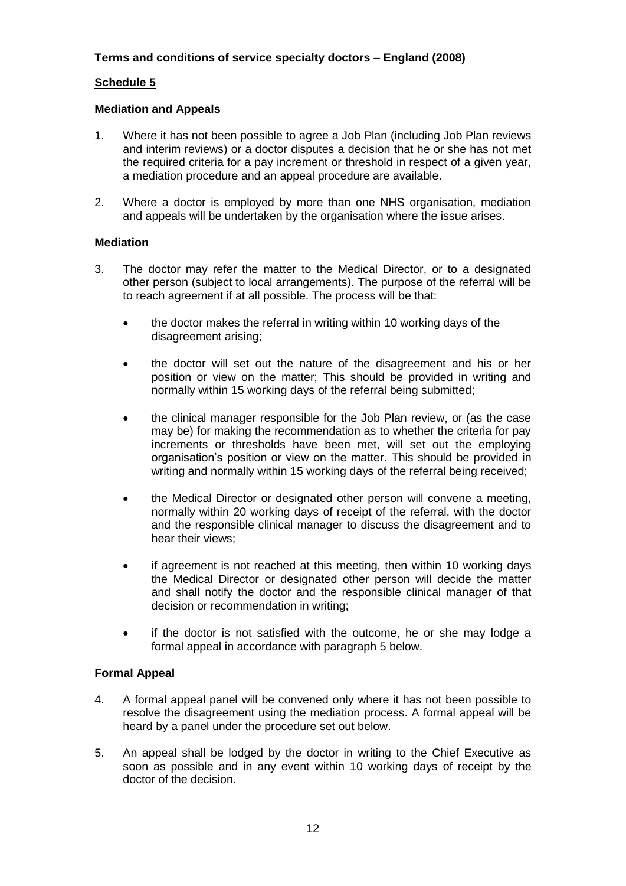**Terms and conditions of service specialty doctors – England (2008)**

## Schedule 5

### Mediation and Appeals

1. Where it has not been possible to agree a Job Plan (including Job Plan reviews and interim reviews) or a doctor disputes a decision that he or she has not met the required criteria for a pay increment or threshold in respect of a given year, a mediation procedure and an appeal procedure are available.

2. Where a doctor is employed by more than one NHS organisation, mediation and appeals will be undertaken by the organisation where the issue arises.

### Mediation

3. The doctor may refer the matter to the Medical Director, or to a designated other person (subject to local arrangements). The purpose of the referral will be to reach agreement if at all possible. The process will be that:

   - the doctor makes the referral in writing within 10 working days of the disagreement arising;
   - the doctor will set out the nature of the disagreement and his or her position or view on the matter; This should be provided in writing and normally within 15 working days of the referral being submitted;
   - the clinical manager responsible for the Job Plan review, or (as the case may be) for making the recommendation as to whether the criteria for pay increments or thresholds have been met, will set out the employing organisation's position or view on the matter. This should be provided in writing and normally within 15 working days of the referral being received;
   - the Medical Director or designated other person will convene a meeting, normally within 20 working days of receipt of the referral, with the doctor and the responsible clinical manager to discuss the disagreement and to hear their views;
   - if agreement is not reached at this meeting, then within 10 working days the Medical Director or designated other person will decide the matter and shall notify the doctor and the responsible clinical manager of that decision or recommendation in writing;
   - if the doctor is not satisfied with the outcome, he or she may lodge a formal appeal in accordance with paragraph 5 below.

### Formal Appeal

4. A formal appeal panel will be convened only where it has not been possible to resolve the disagreement using the mediation process. A formal appeal will be heard by a panel under the procedure set out below.

5. An appeal shall be lodged by the doctor in writing to the Chief Executive as soon as possible and in any event within 10 working days of receipt by the doctor of the decision.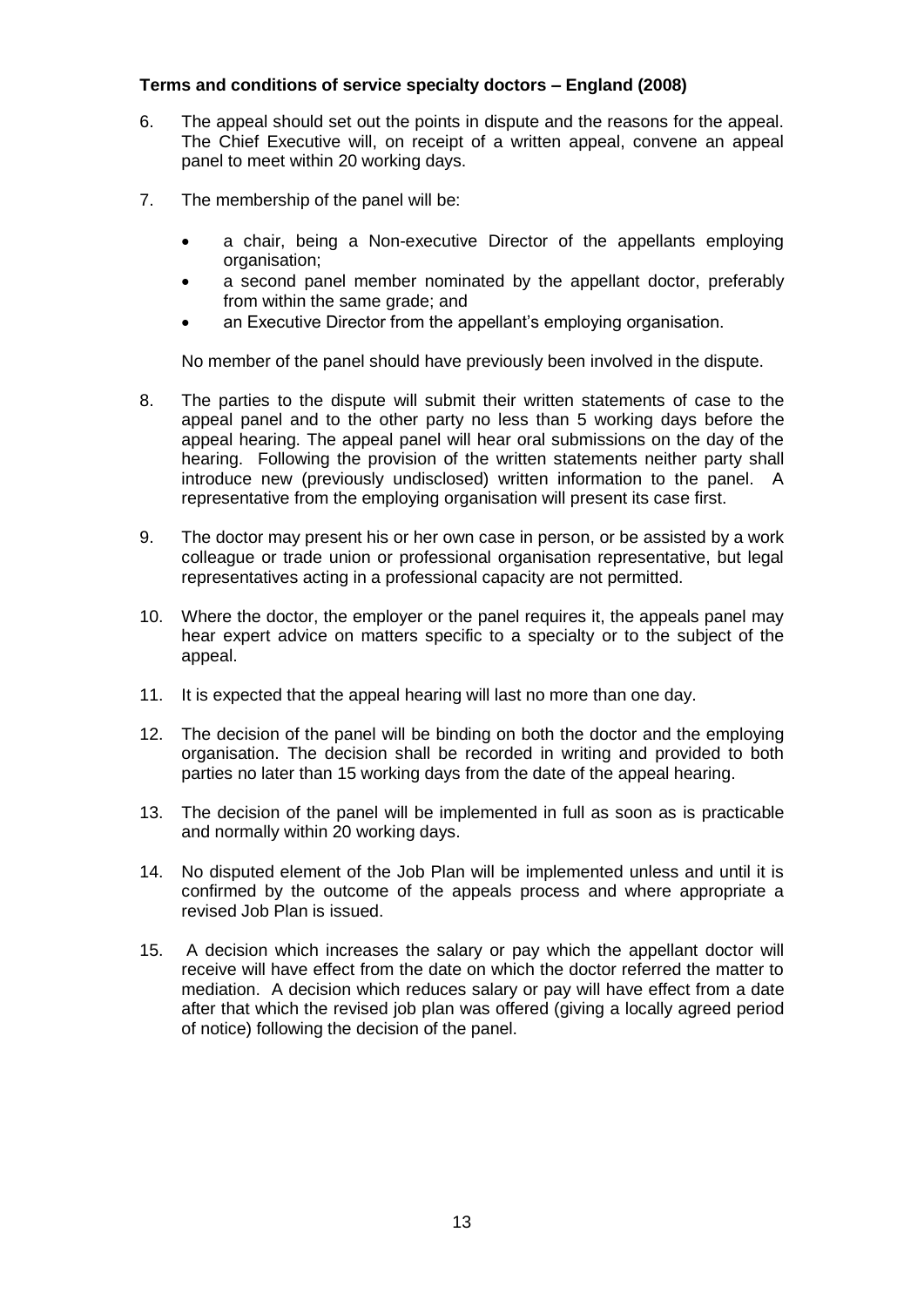**Terms and conditions of service specialty doctors – England (2008)**

6. The appeal should set out the points in dispute and the reasons for the appeal. The Chief Executive will, on receipt of a written appeal, convene an appeal panel to meet within 20 working days.

7. The membership of the panel will be:

   - a chair, being a Non-executive Director of the appellants employing organisation;
   - a second panel member nominated by the appellant doctor, preferably from within the same grade; and
   - an Executive Director from the appellant's employing organisation.

   No member of the panel should have previously been involved in the dispute.

8. The parties to the dispute will submit their written statements of case to the appeal panel and to the other party no less than 5 working days before the appeal hearing. The appeal panel will hear oral submissions on the day of the hearing. Following the provision of the written statements neither party shall introduce new (previously undisclosed) written information to the panel. A representative from the employing organisation will present its case first.

9. The doctor may present his or her own case in person, or be assisted by a work colleague or trade union or professional organisation representative, but legal representatives acting in a professional capacity are not permitted.

10. Where the doctor, the employer or the panel requires it, the appeals panel may hear expert advice on matters specific to a specialty or to the subject of the appeal.

11. It is expected that the appeal hearing will last no more than one day.

12. The decision of the panel will be binding on both the doctor and the employing organisation. The decision shall be recorded in writing and provided to both parties no later than 15 working days from the date of the appeal hearing.

13. The decision of the panel will be implemented in full as soon as is practicable and normally within 20 working days.

14. No disputed element of the Job Plan will be implemented unless and until it is confirmed by the outcome of the appeals process and where appropriate a revised Job Plan is issued.

15. A decision which increases the salary or pay which the appellant doctor will receive will have effect from the date on which the doctor referred the matter to mediation. A decision which reduces salary or pay will have effect from a date after that which the revised job plan was offered (giving a locally agreed period of notice) following the decision of the panel.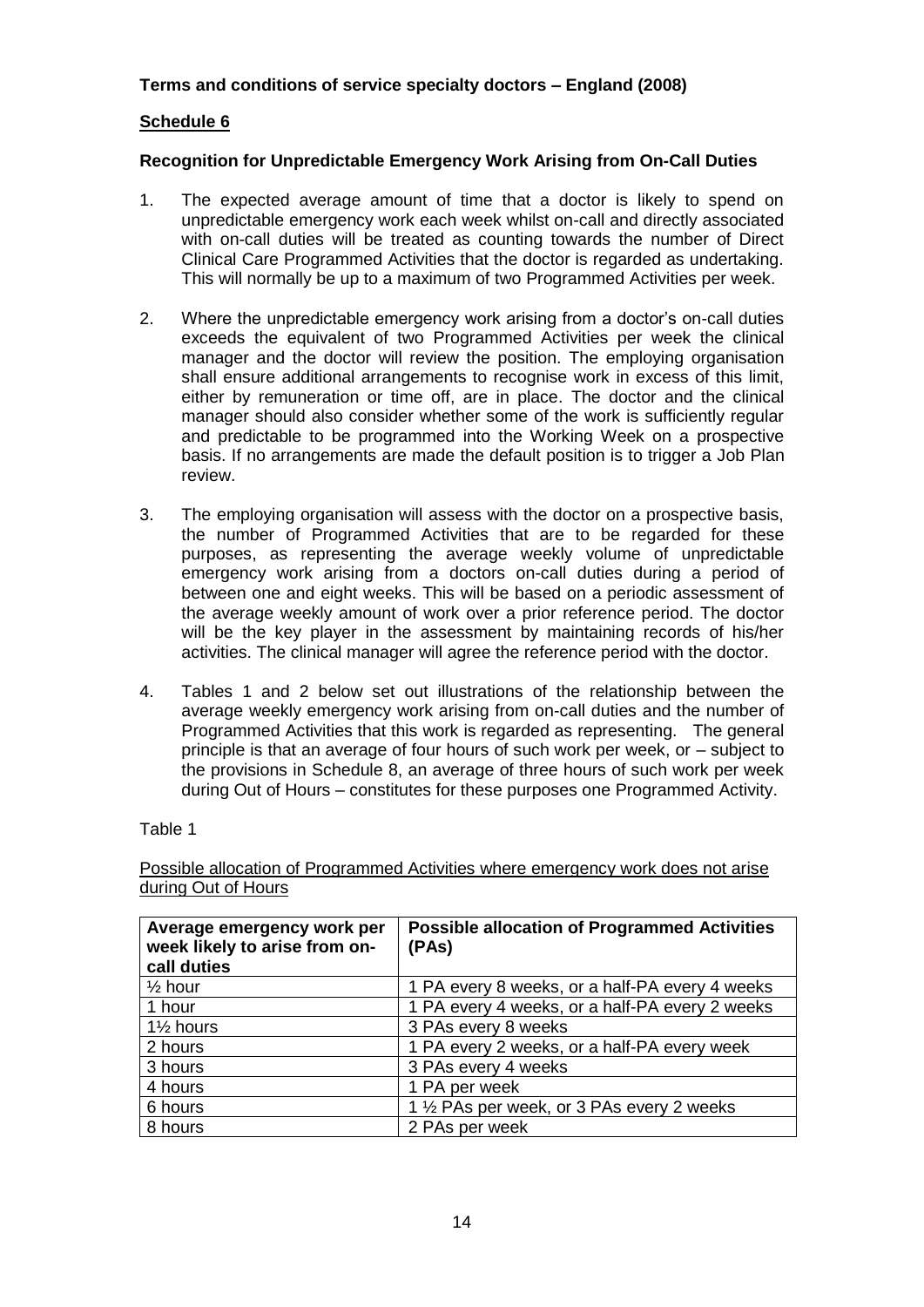**Terms and conditions of service specialty doctors – England (2008)**

## Schedule 6

### Recognition for Unpredictable Emergency Work Arising from On-Call Duties

1. The expected average amount of time that a doctor is likely to spend on unpredictable emergency work each week whilst on-call and directly associated with on-call duties will be treated as counting towards the number of Direct Clinical Care Programmed Activities that the doctor is regarded as undertaking. This will normally be up to a maximum of two Programmed Activities per week.

2. Where the unpredictable emergency work arising from a doctor's on-call duties exceeds the equivalent of two Programmed Activities per week the clinical manager and the doctor will review the position. The employing organisation shall ensure additional arrangements to recognise work in excess of this limit, either by remuneration or time off, are in place. The doctor and the clinical manager should also consider whether some of the work is sufficiently regular and predictable to be programmed into the Working Week on a prospective basis. If no arrangements are made the default position is to trigger a Job Plan review.

3. The employing organisation will assess with the doctor on a prospective basis, the number of Programmed Activities that are to be regarded for these purposes, as representing the average weekly volume of unpredictable emergency work arising from a doctors on-call duties during a period of between one and eight weeks. This will be based on a periodic assessment of the average weekly amount of work over a prior reference period. The doctor will be the key player in the assessment by maintaining records of his/her activities. The clinical manager will agree the reference period with the doctor.

4. Tables 1 and 2 below set out illustrations of the relationship between the average weekly emergency work arising from on-call duties and the number of Programmed Activities that this work is regarded as representing. The general principle is that an average of four hours of such work per week, or – subject to the provisions in Schedule 8, an average of three hours of such work per week during Out of Hours – constitutes for these purposes one Programmed Activity.

Table 1

Possible allocation of Programmed Activities where emergency work does not arise during Out of Hours

| Average emergency work per week likely to arise from on-call duties | Possible allocation of Programmed Activities (PAs) |
|---|---|
| ½ hour | 1 PA every 8 weeks, or a half-PA every 4 weeks |
| 1 hour | 1 PA every 4 weeks, or a half-PA every 2 weeks |
| 1½ hours | 3 PAs every 8 weeks |
| 2 hours | 1 PA every 2 weeks, or a half-PA every week |
| 3 hours | 3 PAs every 4 weeks |
| 4 hours | 1 PA per week |
| 6 hours | 1 ½ PAs per week, or 3 PAs every 2 weeks |
| 8 hours | 2 PAs per week |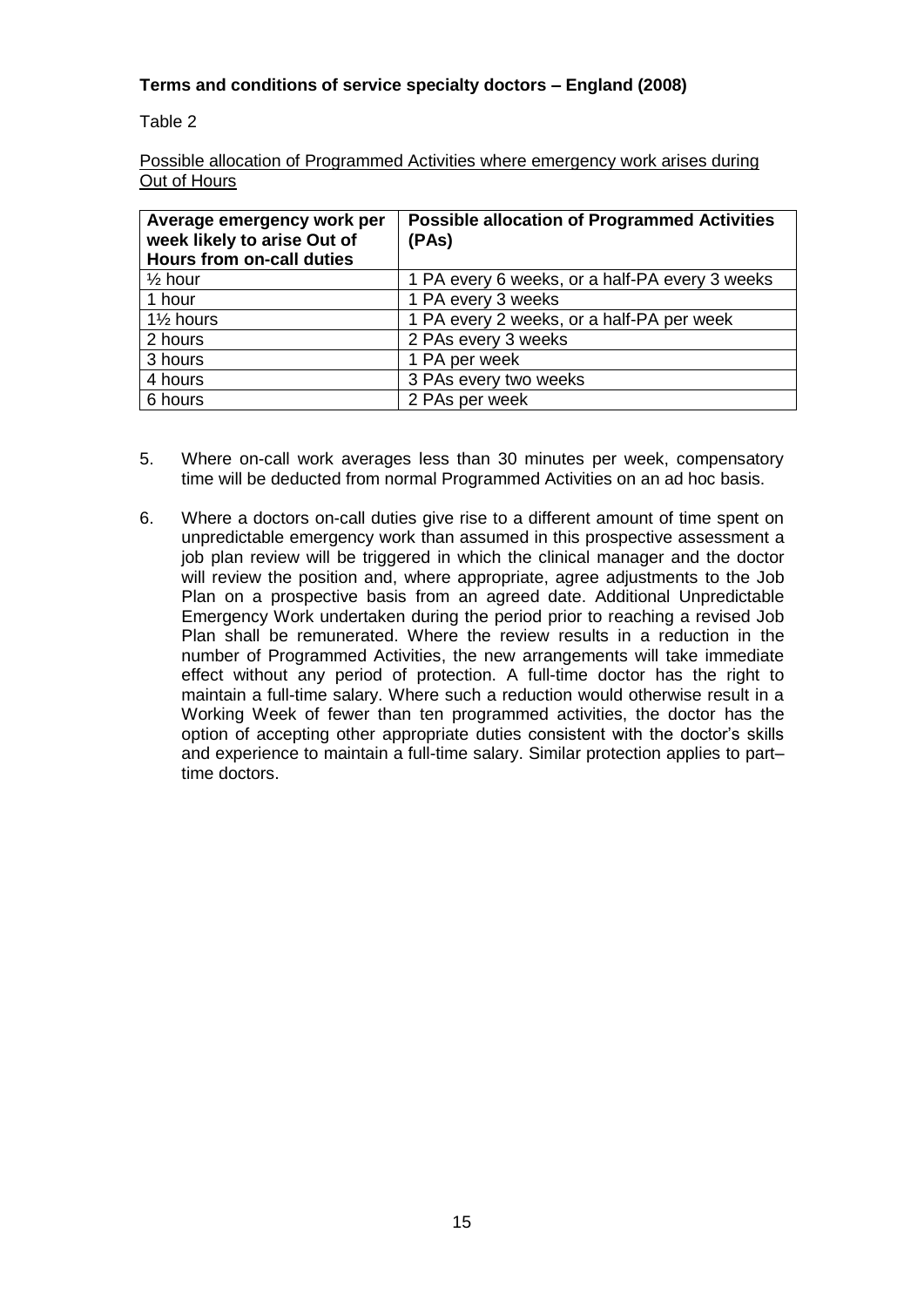**Terms and conditions of service specialty doctors – England (2008)**

Table 2

Possible allocation of Programmed Activities where emergency work arises during Out of Hours

| Average emergency work per week likely to arise Out of Hours from on-call duties | Possible allocation of Programmed Activities (PAs) |
|---|---|
| ½ hour | 1 PA every 6 weeks, or a half-PA every 3 weeks |
| 1 hour | 1 PA every 3 weeks |
| 1½ hours | 1 PA every 2 weeks, or a half-PA per week |
| 2 hours | 2 PAs every 3 weeks |
| 3 hours | 1 PA per week |
| 4 hours | 3 PAs every two weeks |
| 6 hours | 2 PAs per week |

5. Where on-call work averages less than 30 minutes per week, compensatory time will be deducted from normal Programmed Activities on an ad hoc basis.

6. Where a doctors on-call duties give rise to a different amount of time spent on unpredictable emergency work than assumed in this prospective assessment a job plan review will be triggered in which the clinical manager and the doctor will review the position and, where appropriate, agree adjustments to the Job Plan on a prospective basis from an agreed date. Additional Unpredictable Emergency Work undertaken during the period prior to reaching a revised Job Plan shall be remunerated. Where the review results in a reduction in the number of Programmed Activities, the new arrangements will take immediate effect without any period of protection. A full-time doctor has the right to maintain a full-time salary. Where such a reduction would otherwise result in a Working Week of fewer than ten programmed activities, the doctor has the option of accepting other appropriate duties consistent with the doctor's skills and experience to maintain a full-time salary. Similar protection applies to part–time doctors.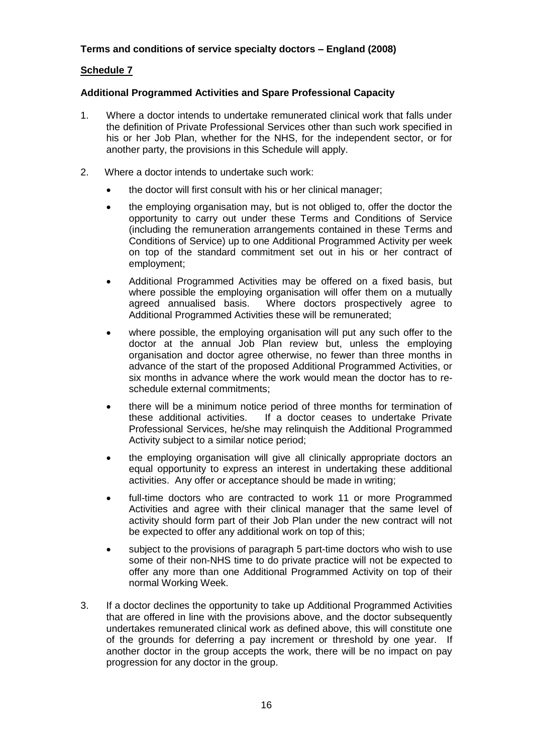**Terms and conditions of service specialty doctors – England (2008)**

**Schedule 7**

**Additional Programmed Activities and Spare Professional Capacity**

1. Where a doctor intends to undertake remunerated clinical work that falls under the definition of Private Professional Services other than such work specified in his or her Job Plan, whether for the NHS, for the independent sector, or for another party, the provisions in this Schedule will apply.

2. Where a doctor intends to undertake such work:

   - the doctor will first consult with his or her clinical manager;
   - the employing organisation may, but is not obliged to, offer the doctor the opportunity to carry out under these Terms and Conditions of Service (including the remuneration arrangements contained in these Terms and Conditions of Service) up to one Additional Programmed Activity per week on top of the standard commitment set out in his or her contract of employment;
   - Additional Programmed Activities may be offered on a fixed basis, but where possible the employing organisation will offer them on a mutually agreed annualised basis. Where doctors prospectively agree to Additional Programmed Activities these will be remunerated;
   - where possible, the employing organisation will put any such offer to the doctor at the annual Job Plan review but, unless the employing organisation and doctor agree otherwise, no fewer than three months in advance of the start of the proposed Additional Programmed Activities, or six months in advance where the work would mean the doctor has to re-schedule external commitments;
   - there will be a minimum notice period of three months for termination of these additional activities. If a doctor ceases to undertake Private Professional Services, he/she may relinquish the Additional Programmed Activity subject to a similar notice period;
   - the employing organisation will give all clinically appropriate doctors an equal opportunity to express an interest in undertaking these additional activities. Any offer or acceptance should be made in writing;
   - full-time doctors who are contracted to work 11 or more Programmed Activities and agree with their clinical manager that the same level of activity should form part of their Job Plan under the new contract will not be expected to offer any additional work on top of this;
   - subject to the provisions of paragraph 5 part-time doctors who wish to use some of their non-NHS time to do private practice will not be expected to offer any more than one Additional Programmed Activity on top of their normal Working Week.

3. If a doctor declines the opportunity to take up Additional Programmed Activities that are offered in line with the provisions above, and the doctor subsequently undertakes remunerated clinical work as defined above, this will constitute one of the grounds for deferring a pay increment or threshold by one year. If another doctor in the group accepts the work, there will be no impact on pay progression for any doctor in the group.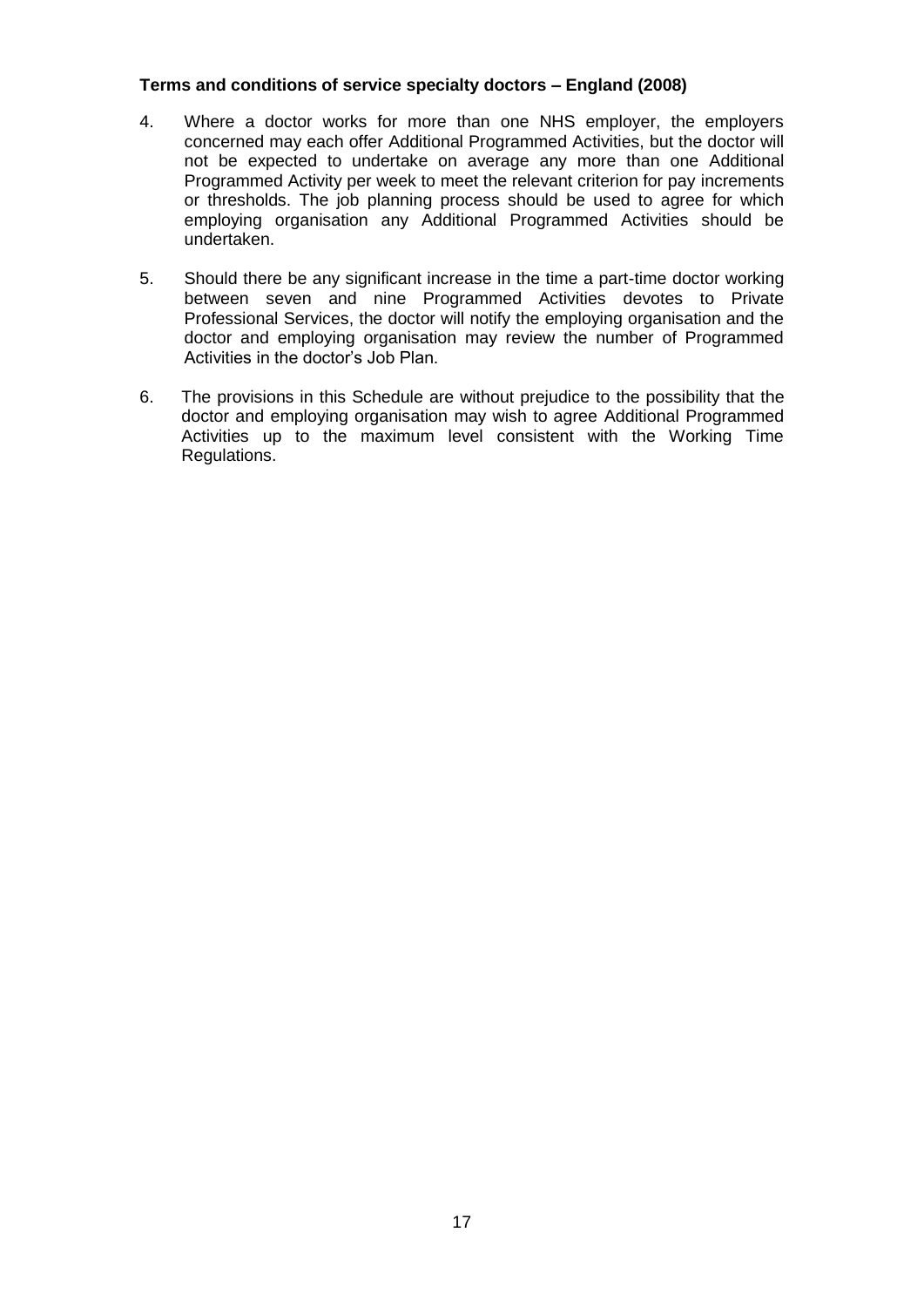**Terms and conditions of service specialty doctors – England (2008)**

4. Where a doctor works for more than one NHS employer, the employers concerned may each offer Additional Programmed Activities, but the doctor will not be expected to undertake on average any more than one Additional Programmed Activity per week to meet the relevant criterion for pay increments or thresholds. The job planning process should be used to agree for which employing organisation any Additional Programmed Activities should be undertaken.

5. Should there be any significant increase in the time a part-time doctor working between seven and nine Programmed Activities devotes to Private Professional Services, the doctor will notify the employing organisation and the doctor and employing organisation may review the number of Programmed Activities in the doctor's Job Plan.

6. The provisions in this Schedule are without prejudice to the possibility that the doctor and employing organisation may wish to agree Additional Programmed Activities up to the maximum level consistent with the Working Time Regulations.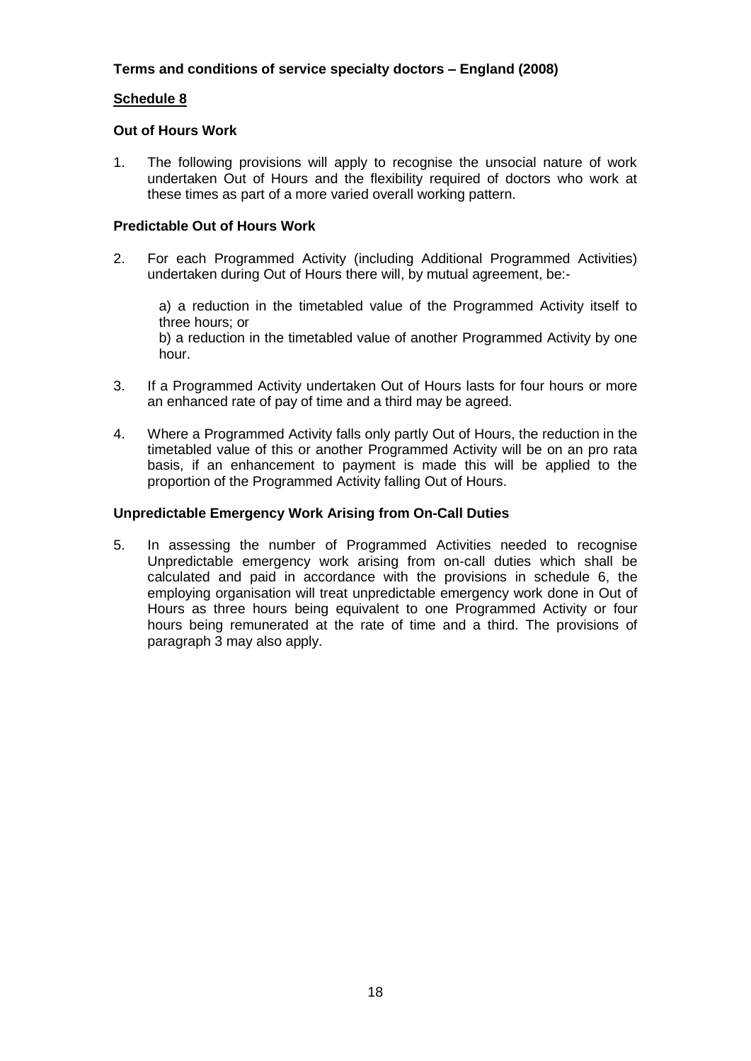**Terms and conditions of service specialty doctors – England (2008)**

## Schedule 8

### Out of Hours Work

1. The following provisions will apply to recognise the unsocial nature of work undertaken Out of Hours and the flexibility required of doctors who work at these times as part of a more varied overall working pattern.

### Predictable Out of Hours Work

2. For each Programmed Activity (including Additional Programmed Activities) undertaken during Out of Hours there will, by mutual agreement, be:-

   a) a reduction in the timetabled value of the Programmed Activity itself to three hours; or
   b) a reduction in the timetabled value of another Programmed Activity by one hour.

3. If a Programmed Activity undertaken Out of Hours lasts for four hours or more an enhanced rate of pay of time and a third may be agreed.

4. Where a Programmed Activity falls only partly Out of Hours, the reduction in the timetabled value of this or another Programmed Activity will be on an pro rata basis, if an enhancement to payment is made this will be applied to the proportion of the Programmed Activity falling Out of Hours.

### Unpredictable Emergency Work Arising from On-Call Duties

5. In assessing the number of Programmed Activities needed to recognise Unpredictable emergency work arising from on-call duties which shall be calculated and paid in accordance with the provisions in schedule 6, the employing organisation will treat unpredictable emergency work done in Out of Hours as three hours being equivalent to one Programmed Activity or four hours being remunerated at the rate of time and a third. The provisions of paragraph 3 may also apply.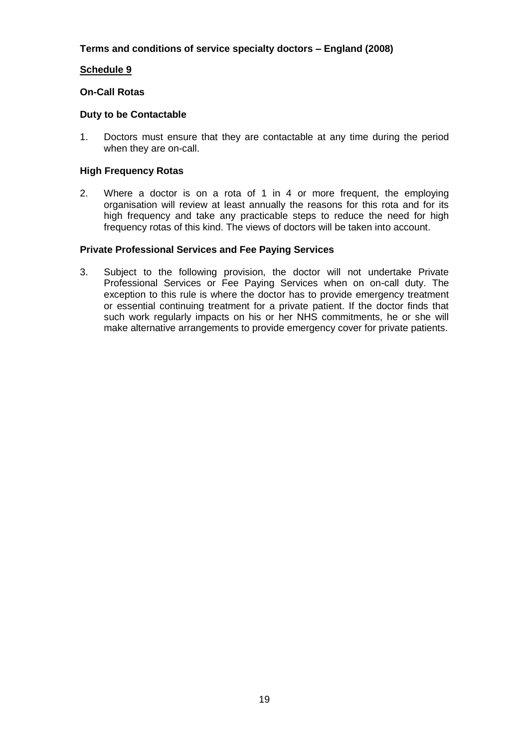**Terms and conditions of service specialty doctors – England (2008)**

## Schedule 9

### On-Call Rotas

#### Duty to be Contactable

1. Doctors must ensure that they are contactable at any time during the period when they are on-call.

#### High Frequency Rotas

2. Where a doctor is on a rota of 1 in 4 or more frequent, the employing organisation will review at least annually the reasons for this rota and for its high frequency and take any practicable steps to reduce the need for high frequency rotas of this kind. The views of doctors will be taken into account.

#### Private Professional Services and Fee Paying Services

3. Subject to the following provision, the doctor will not undertake Private Professional Services or Fee Paying Services when on on-call duty. The exception to this rule is where the doctor has to provide emergency treatment or essential continuing treatment for a private patient. If the doctor finds that such work regularly impacts on his or her NHS commitments, he or she will make alternative arrangements to provide emergency cover for private patients.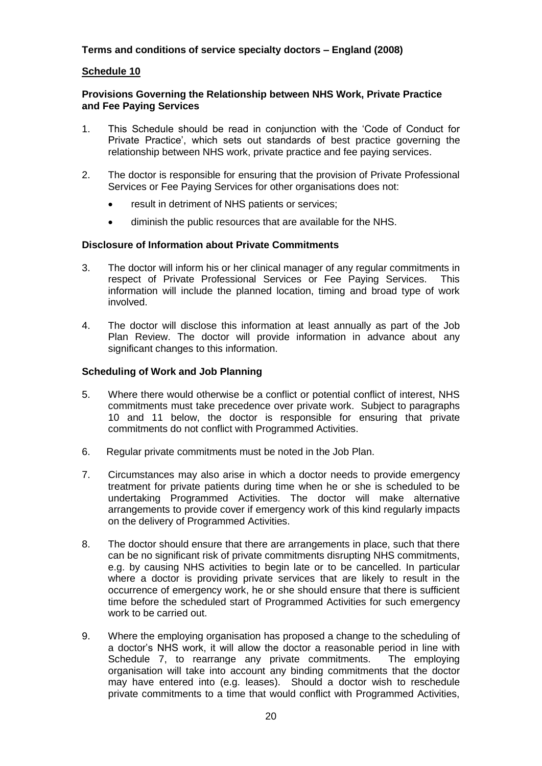**Terms and conditions of service specialty doctors – England (2008)**

## Schedule 10

### Provisions Governing the Relationship between NHS Work, Private Practice and Fee Paying Services

1. This Schedule should be read in conjunction with the 'Code of Conduct for Private Practice', which sets out standards of best practice governing the relationship between NHS work, private practice and fee paying services.

2. The doctor is responsible for ensuring that the provision of Private Professional Services or Fee Paying Services for other organisations does not:

   - result in detriment of NHS patients or services;
   - diminish the public resources that are available for the NHS.

### Disclosure of Information about Private Commitments

3. The doctor will inform his or her clinical manager of any regular commitments in respect of Private Professional Services or Fee Paying Services. This information will include the planned location, timing and broad type of work involved.

4. The doctor will disclose this information at least annually as part of the Job Plan Review. The doctor will provide information in advance about any significant changes to this information.

### Scheduling of Work and Job Planning

5. Where there would otherwise be a conflict or potential conflict of interest, NHS commitments must take precedence over private work. Subject to paragraphs 10 and 11 below, the doctor is responsible for ensuring that private commitments do not conflict with Programmed Activities.

6. Regular private commitments must be noted in the Job Plan.

7. Circumstances may also arise in which a doctor needs to provide emergency treatment for private patients during time when he or she is scheduled to be undertaking Programmed Activities. The doctor will make alternative arrangements to provide cover if emergency work of this kind regularly impacts on the delivery of Programmed Activities.

8. The doctor should ensure that there are arrangements in place, such that there can be no significant risk of private commitments disrupting NHS commitments, e.g. by causing NHS activities to begin late or to be cancelled. In particular where a doctor is providing private services that are likely to result in the occurrence of emergency work, he or she should ensure that there is sufficient time before the scheduled start of Programmed Activities for such emergency work to be carried out.

9. Where the employing organisation has proposed a change to the scheduling of a doctor's NHS work, it will allow the doctor a reasonable period in line with Schedule 7, to rearrange any private commitments. The employing organisation will take into account any binding commitments that the doctor may have entered into (e.g. leases). Should a doctor wish to reschedule private commitments to a time that would conflict with Programmed Activities,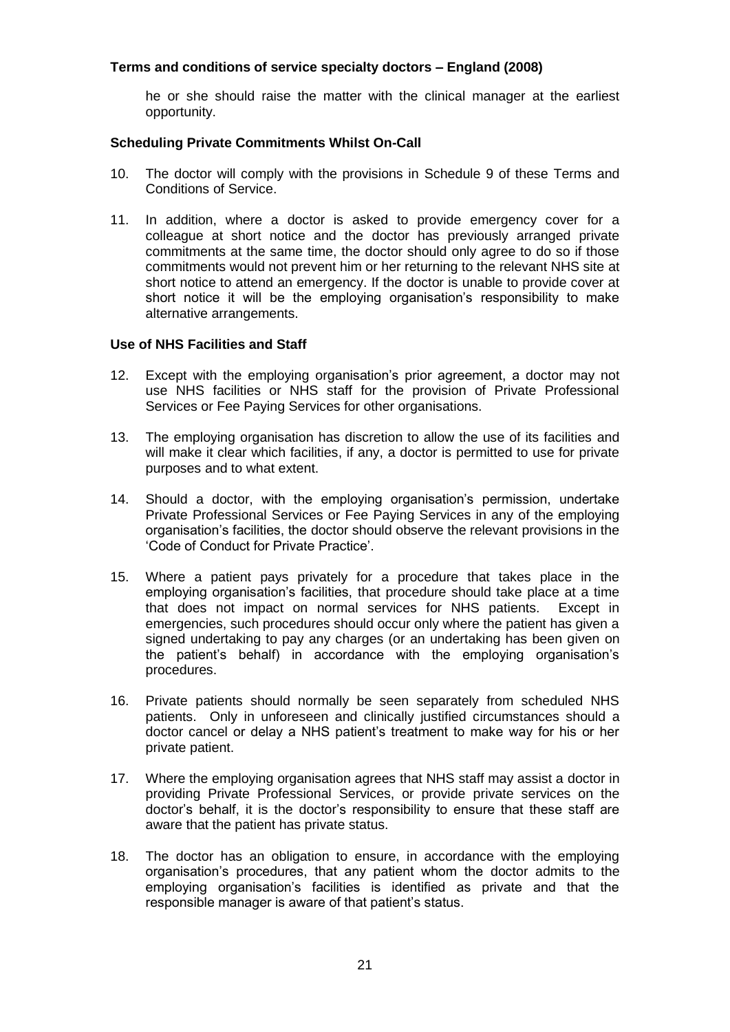he or she should raise the matter with the clinical manager at the earliest opportunity.

**Scheduling Private Commitments Whilst On-Call**

10. The doctor will comply with the provisions in Schedule 9 of these Terms and Conditions of Service.

11. In addition, where a doctor is asked to provide emergency cover for a colleague at short notice and the doctor has previously arranged private commitments at the same time, the doctor should only agree to do so if those commitments would not prevent him or her returning to the relevant NHS site at short notice to attend an emergency. If the doctor is unable to provide cover at short notice it will be the employing organisation's responsibility to make alternative arrangements.

**Use of NHS Facilities and Staff**

12. Except with the employing organisation's prior agreement, a doctor may not use NHS facilities or NHS staff for the provision of Private Professional Services or Fee Paying Services for other organisations.

13. The employing organisation has discretion to allow the use of its facilities and will make it clear which facilities, if any, a doctor is permitted to use for private purposes and to what extent.

14. Should a doctor, with the employing organisation's permission, undertake Private Professional Services or Fee Paying Services in any of the employing organisation's facilities, the doctor should observe the relevant provisions in the 'Code of Conduct for Private Practice'.

15. Where a patient pays privately for a procedure that takes place in the employing organisation's facilities, that procedure should take place at a time that does not impact on normal services for NHS patients. Except in emergencies, such procedures should occur only where the patient has given a signed undertaking to pay any charges (or an undertaking has been given on the patient's behalf) in accordance with the employing organisation's procedures.

16. Private patients should normally be seen separately from scheduled NHS patients. Only in unforeseen and clinically justified circumstances should a doctor cancel or delay a NHS patient's treatment to make way for his or her private patient.

17. Where the employing organisation agrees that NHS staff may assist a doctor in providing Private Professional Services, or provide private services on the doctor's behalf, it is the doctor's responsibility to ensure that these staff are aware that the patient has private status.

18. The doctor has an obligation to ensure, in accordance with the employing organisation's procedures, that any patient whom the doctor admits to the employing organisation's facilities is identified as private and that the responsible manager is aware of that patient's status.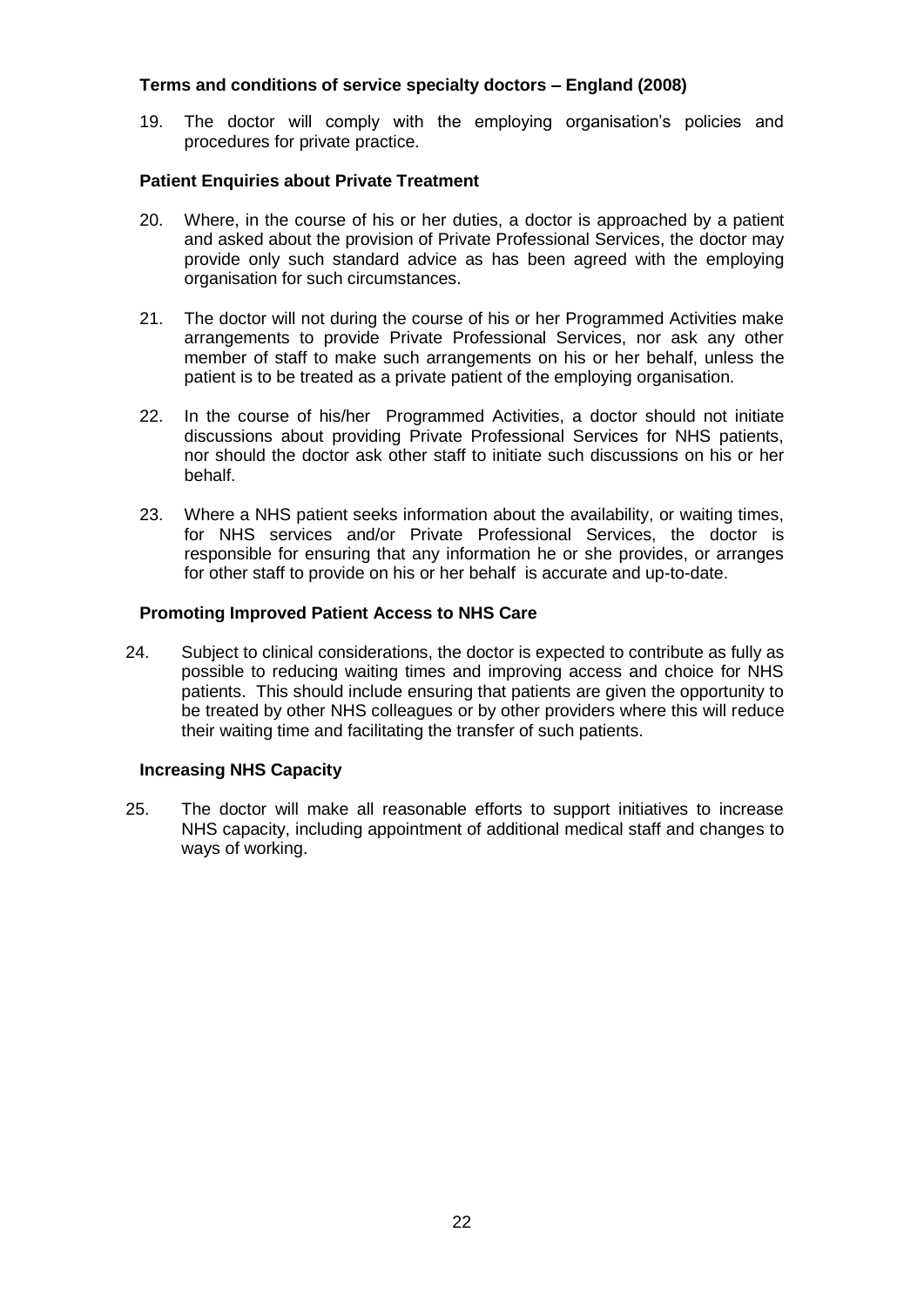**Terms and conditions of service specialty doctors – England (2008)**

19. The doctor will comply with the employing organisation's policies and procedures for private practice.

**Patient Enquiries about Private Treatment**

20. Where, in the course of his or her duties, a doctor is approached by a patient and asked about the provision of Private Professional Services, the doctor may provide only such standard advice as has been agreed with the employing organisation for such circumstances.

21. The doctor will not during the course of his or her Programmed Activities make arrangements to provide Private Professional Services, nor ask any other member of staff to make such arrangements on his or her behalf, unless the patient is to be treated as a private patient of the employing organisation.

22. In the course of his/her Programmed Activities, a doctor should not initiate discussions about providing Private Professional Services for NHS patients, nor should the doctor ask other staff to initiate such discussions on his or her behalf.

23. Where a NHS patient seeks information about the availability, or waiting times, for NHS services and/or Private Professional Services, the doctor is responsible for ensuring that any information he or she provides, or arranges for other staff to provide on his or her behalf is accurate and up-to-date.

**Promoting Improved Patient Access to NHS Care**

24. Subject to clinical considerations, the doctor is expected to contribute as fully as possible to reducing waiting times and improving access and choice for NHS patients. This should include ensuring that patients are given the opportunity to be treated by other NHS colleagues or by other providers where this will reduce their waiting time and facilitating the transfer of such patients.

**Increasing NHS Capacity**

25. The doctor will make all reasonable efforts to support initiatives to increase NHS capacity, including appointment of additional medical staff and changes to ways of working.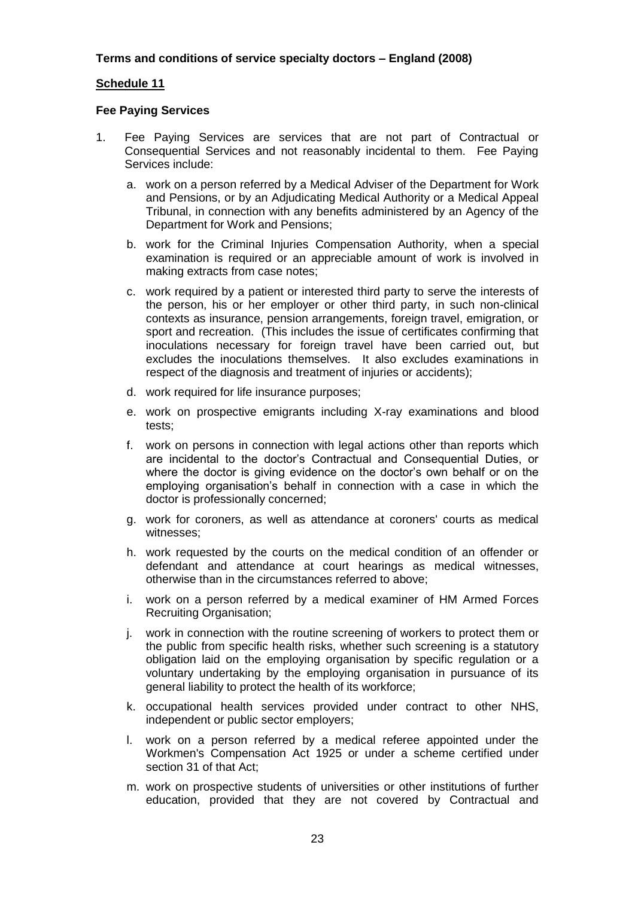**Terms and conditions of service specialty doctors – England (2008)**

## Schedule 11

### Fee Paying Services

1. Fee Paying Services are services that are not part of Contractual or Consequential Services and not reasonably incidental to them. Fee Paying Services include:

   a. work on a person referred by a Medical Adviser of the Department for Work and Pensions, or by an Adjudicating Medical Authority or a Medical Appeal Tribunal, in connection with any benefits administered by an Agency of the Department for Work and Pensions;

   b. work for the Criminal Injuries Compensation Authority, when a special examination is required or an appreciable amount of work is involved in making extracts from case notes;

   c. work required by a patient or interested third party to serve the interests of the person, his or her employer or other third party, in such non-clinical contexts as insurance, pension arrangements, foreign travel, emigration, or sport and recreation. (This includes the issue of certificates confirming that inoculations necessary for foreign travel have been carried out, but excludes the inoculations themselves. It also excludes examinations in respect of the diagnosis and treatment of injuries or accidents);

   d. work required for life insurance purposes;

   e. work on prospective emigrants including X-ray examinations and blood tests;

   f. work on persons in connection with legal actions other than reports which are incidental to the doctor's Contractual and Consequential Duties, or where the doctor is giving evidence on the doctor's own behalf or on the employing organisation's behalf in connection with a case in which the doctor is professionally concerned;

   g. work for coroners, as well as attendance at coroners' courts as medical witnesses;

   h. work requested by the courts on the medical condition of an offender or defendant and attendance at court hearings as medical witnesses, otherwise than in the circumstances referred to above;

   i. work on a person referred by a medical examiner of HM Armed Forces Recruiting Organisation;

   j. work in connection with the routine screening of workers to protect them or the public from specific health risks, whether such screening is a statutory obligation laid on the employing organisation by specific regulation or a voluntary undertaking by the employing organisation in pursuance of its general liability to protect the health of its workforce;

   k. occupational health services provided under contract to other NHS, independent or public sector employers;

   l. work on a person referred by a medical referee appointed under the Workmen's Compensation Act 1925 or under a scheme certified under section 31 of that Act;

   m. work on prospective students of universities or other institutions of further education, provided that they are not covered by Contractual and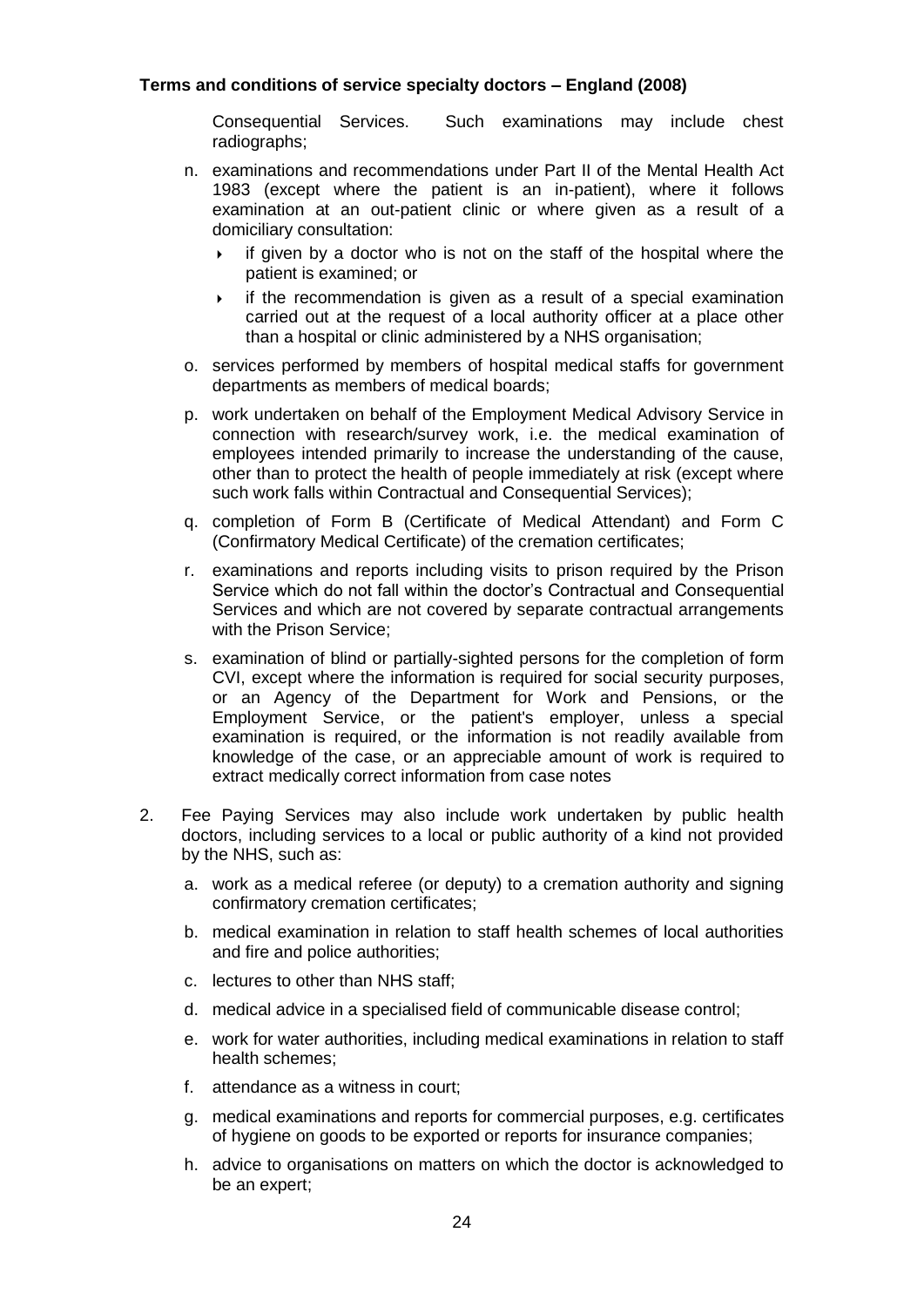Consequential Services. Such examinations may include chest radiographs;

n. examinations and recommendations under Part II of the Mental Health Act 1983 (except where the patient is an in-patient), where it follows examination at an out-patient clinic or where given as a result of a domiciliary consultation:
   - if given by a doctor who is not on the staff of the hospital where the patient is examined; or
   - if the recommendation is given as a result of a special examination carried out at the request of a local authority officer at a place other than a hospital or clinic administered by a NHS organisation;

o. services performed by members of hospital medical staffs for government departments as members of medical boards;

p. work undertaken on behalf of the Employment Medical Advisory Service in connection with research/survey work, i.e. the medical examination of employees intended primarily to increase the understanding of the cause, other than to protect the health of people immediately at risk (except where such work falls within Contractual and Consequential Services);

q. completion of Form B (Certificate of Medical Attendant) and Form C (Confirmatory Medical Certificate) of the cremation certificates;

r. examinations and reports including visits to prison required by the Prison Service which do not fall within the doctor's Contractual and Consequential Services and which are not covered by separate contractual arrangements with the Prison Service;

s. examination of blind or partially-sighted persons for the completion of form CVI, except where the information is required for social security purposes, or an Agency of the Department for Work and Pensions, or the Employment Service, or the patient's employer, unless a special examination is required, or the information is not readily available from knowledge of the case, or an appreciable amount of work is required to extract medically correct information from case notes

2. Fee Paying Services may also include work undertaken by public health doctors, including services to a local or public authority of a kind not provided by the NHS, such as:

   a. work as a medical referee (or deputy) to a cremation authority and signing confirmatory cremation certificates;

   b. medical examination in relation to staff health schemes of local authorities and fire and police authorities;

   c. lectures to other than NHS staff;

   d. medical advice in a specialised field of communicable disease control;

   e. work for water authorities, including medical examinations in relation to staff health schemes;

   f. attendance as a witness in court;

   g. medical examinations and reports for commercial purposes, e.g. certificates of hygiene on goods to be exported or reports for insurance companies;

   h. advice to organisations on matters on which the doctor is acknowledged to be an expert;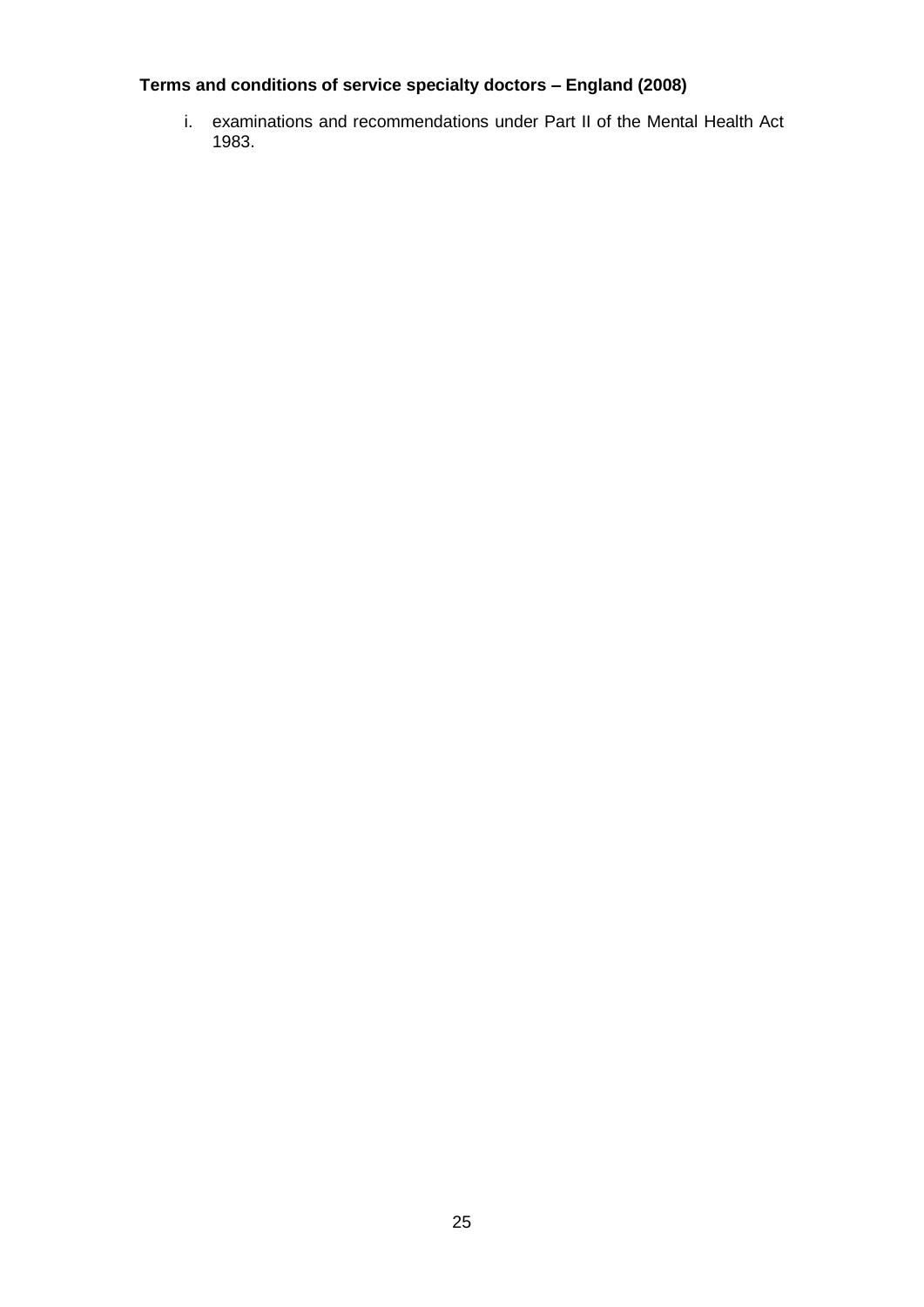i. examinations and recommendations under Part II of the Mental Health Act 1983.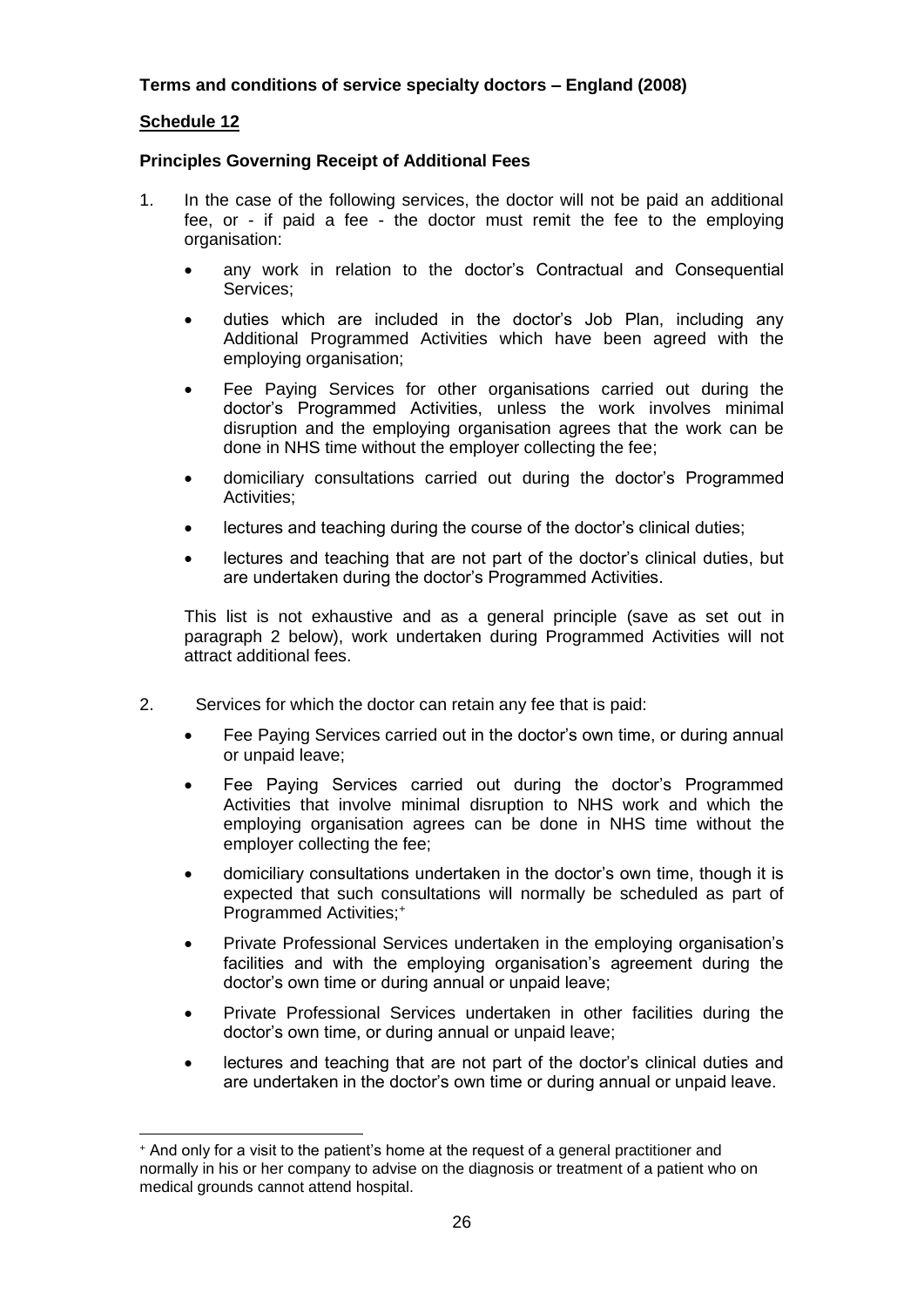**Terms and conditions of service specialty doctors – England (2008)**

**Schedule 12**

**Principles Governing Receipt of Additional Fees**

1. In the case of the following services, the doctor will not be paid an additional fee, or - if paid a fee - the doctor must remit the fee to the employing organisation:

    - any work in relation to the doctor's Contractual and Consequential Services;
    - duties which are included in the doctor's Job Plan, including any Additional Programmed Activities which have been agreed with the employing organisation;
    - Fee Paying Services for other organisations carried out during the doctor's Programmed Activities, unless the work involves minimal disruption and the employing organisation agrees that the work can be done in NHS time without the employer collecting the fee;
    - domiciliary consultations carried out during the doctor's Programmed Activities;
    - lectures and teaching during the course of the doctor's clinical duties;
    - lectures and teaching that are not part of the doctor's clinical duties, but are undertaken during the doctor's Programmed Activities.

    This list is not exhaustive and as a general principle (save as set out in paragraph 2 below), work undertaken during Programmed Activities will not attract additional fees.

2. Services for which the doctor can retain any fee that is paid:

    - Fee Paying Services carried out in the doctor's own time, or during annual or unpaid leave;
    - Fee Paying Services carried out during the doctor's Programmed Activities that involve minimal disruption to NHS work and which the employing organisation agrees can be done in NHS time without the employer collecting the fee;
    - domiciliary consultations undertaken in the doctor's own time, though it is expected that such consultations will normally be scheduled as part of Programmed Activities;[+]
    - Private Professional Services undertaken in the employing organisation's facilities and with the employing organisation's agreement during the doctor's own time or during annual or unpaid leave;
    - Private Professional Services undertaken in other facilities during the doctor's own time, or during annual or unpaid leave;
    - lectures and teaching that are not part of the doctor's clinical duties and are undertaken in the doctor's own time or during annual or unpaid leave.

---

[+] And only for a visit to the patient's home at the request of a general practitioner and normally in his or her company to advise on the diagnosis or treatment of a patient who on medical grounds cannot attend hospital.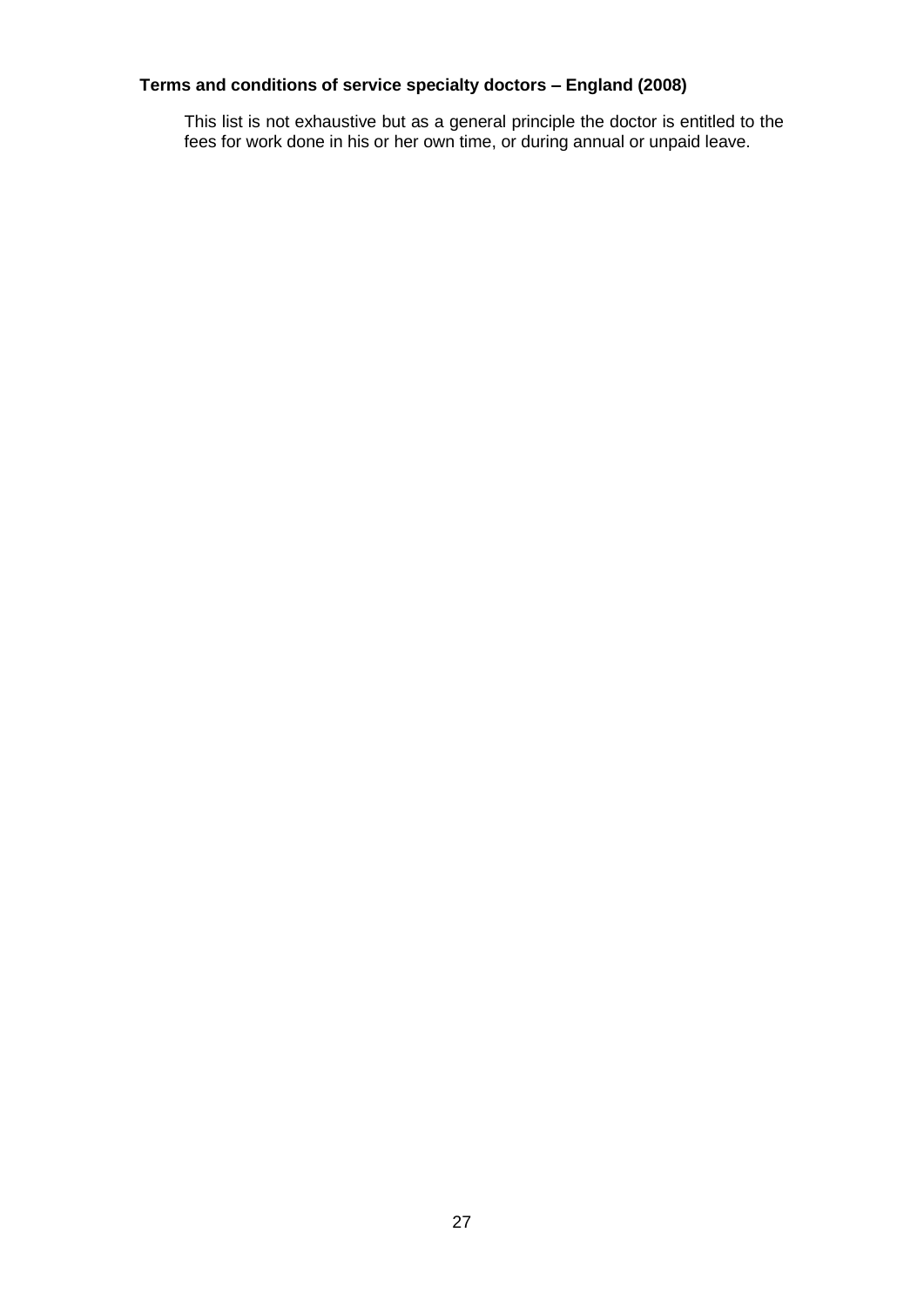**Terms and conditions of service specialty doctors – England (2008)**

This list is not exhaustive but as a general principle the doctor is entitled to the fees for work done in his or her own time, or during annual or unpaid leave.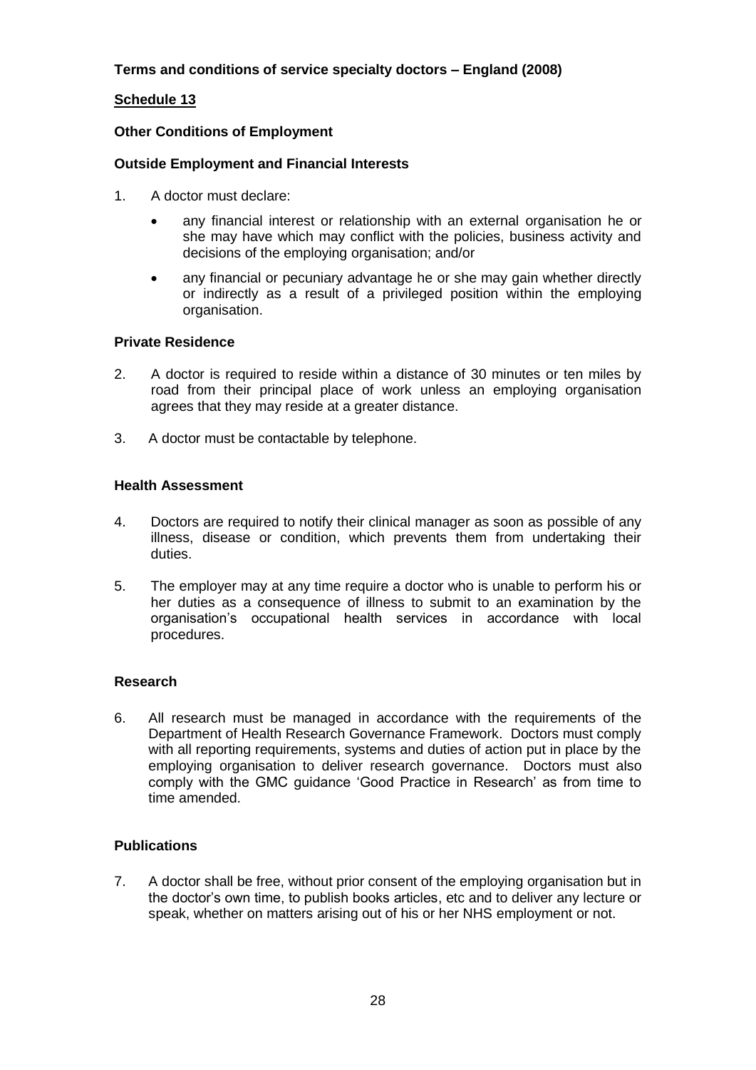**Terms and conditions of service specialty doctors – England (2008)**

## Schedule 13

### Other Conditions of Employment

### Outside Employment and Financial Interests

1. A doctor must declare:

   - any financial interest or relationship with an external organisation he or she may have which may conflict with the policies, business activity and decisions of the employing organisation; and/or
   - any financial or pecuniary advantage he or she may gain whether directly or indirectly as a result of a privileged position within the employing organisation.

### Private Residence

2. A doctor is required to reside within a distance of 30 minutes or ten miles by road from their principal place of work unless an employing organisation agrees that they may reside at a greater distance.

3. A doctor must be contactable by telephone.

### Health Assessment

4. Doctors are required to notify their clinical manager as soon as possible of any illness, disease or condition, which prevents them from undertaking their duties.

5. The employer may at any time require a doctor who is unable to perform his or her duties as a consequence of illness to submit to an examination by the organisation's occupational health services in accordance with local procedures.

### Research

6. All research must be managed in accordance with the requirements of the Department of Health Research Governance Framework. Doctors must comply with all reporting requirements, systems and duties of action put in place by the employing organisation to deliver research governance. Doctors must also comply with the GMC guidance 'Good Practice in Research' as from time to time amended.

### Publications

7. A doctor shall be free, without prior consent of the employing organisation but in the doctor's own time, to publish books articles, etc and to deliver any lecture or speak, whether on matters arising out of his or her NHS employment or not.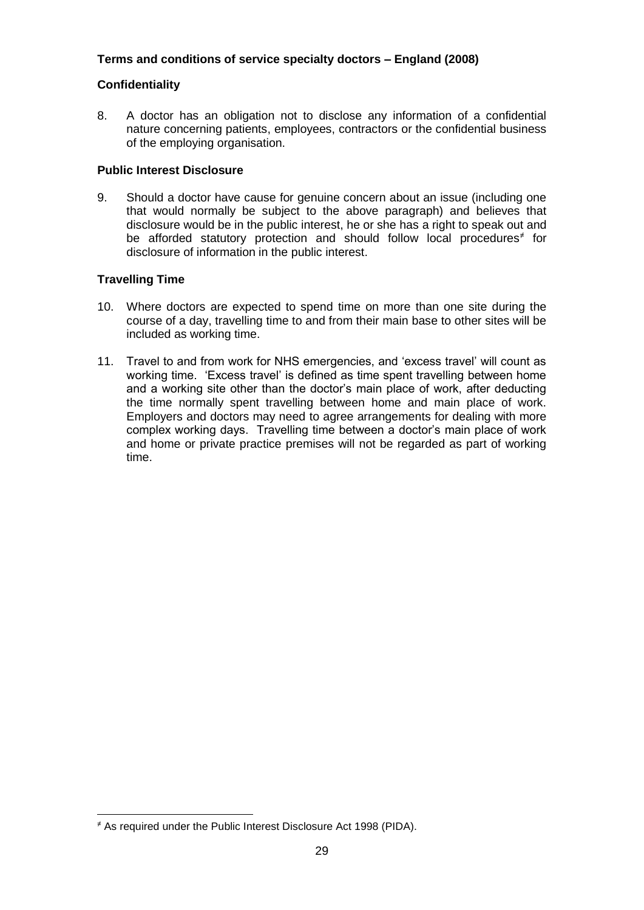**Terms and conditions of service specialty doctors – England (2008)**

## Confidentiality

8. A doctor has an obligation not to disclose any information of a confidential nature concerning patients, employees, contractors or the confidential business of the employing organisation.

## Public Interest Disclosure

9. Should a doctor have cause for genuine concern about an issue (including one that would normally be subject to the above paragraph) and believes that disclosure would be in the public interest, he or she has a right to speak out and be afforded statutory protection and should follow local procedures[≠] for disclosure of information in the public interest.

## Travelling Time

10. Where doctors are expected to spend time on more than one site during the course of a day, travelling time to and from their main base to other sites will be included as working time.

11. Travel to and from work for NHS emergencies, and 'excess travel' will count as working time. 'Excess travel' is defined as time spent travelling between home and a working site other than the doctor's main place of work, after deducting the time normally spent travelling between home and main place of work. Employers and doctors may need to agree arrangements for dealing with more complex working days. Travelling time between a doctor's main place of work and home or private practice premises will not be regarded as part of working time.

---

[≠] As required under the Public Interest Disclosure Act 1998 (PIDA).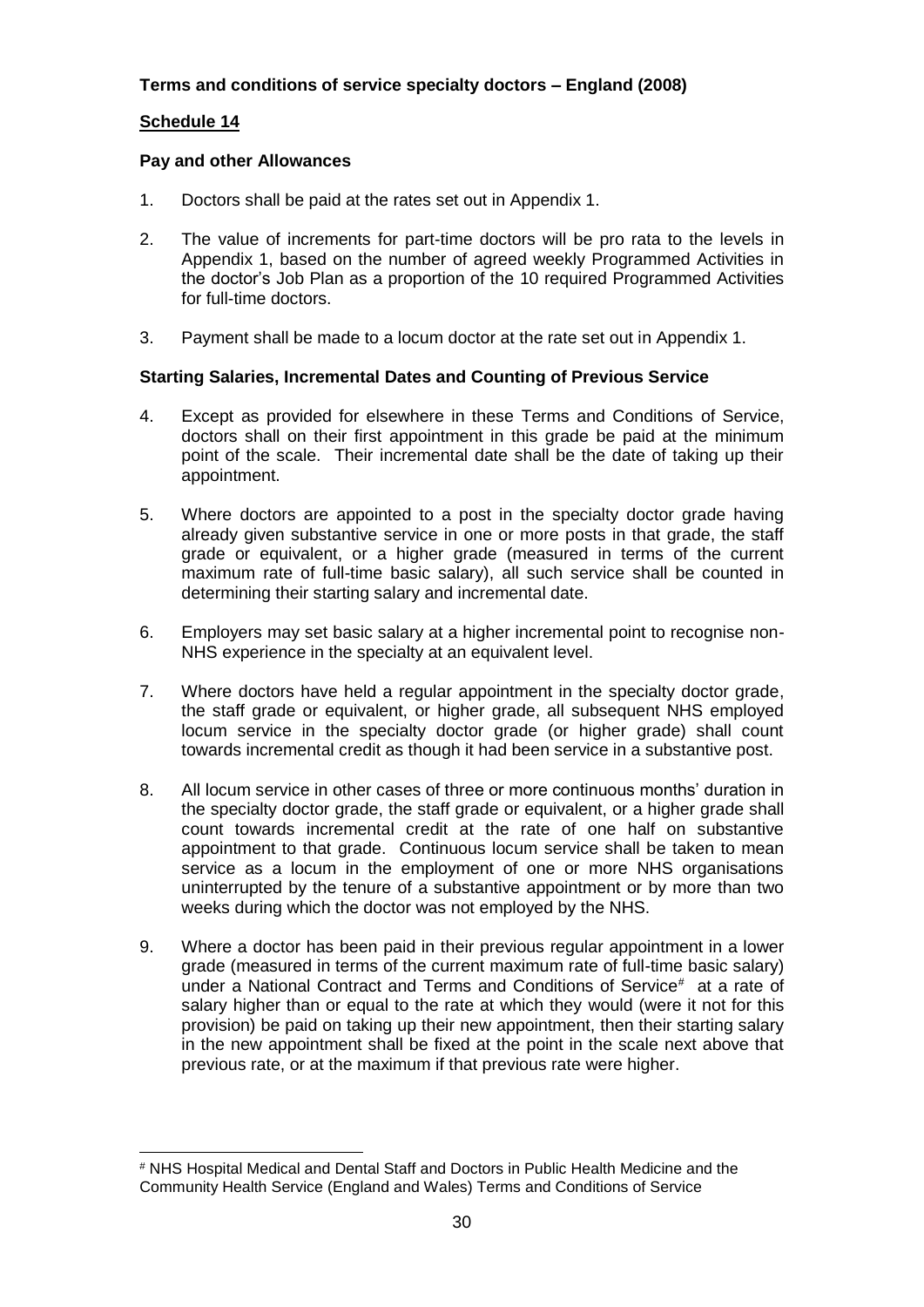**Terms and conditions of service specialty doctors – England (2008)**

**Schedule 14**

**Pay and other Allowances**

1. Doctors shall be paid at the rates set out in Appendix 1.

2. The value of increments for part-time doctors will be pro rata to the levels in Appendix 1, based on the number of agreed weekly Programmed Activities in the doctor's Job Plan as a proportion of the 10 required Programmed Activities for full-time doctors.

3. Payment shall be made to a locum doctor at the rate set out in Appendix 1.

**Starting Salaries, Incremental Dates and Counting of Previous Service**

4. Except as provided for elsewhere in these Terms and Conditions of Service, doctors shall on their first appointment in this grade be paid at the minimum point of the scale. Their incremental date shall be the date of taking up their appointment.

5. Where doctors are appointed to a post in the specialty doctor grade having already given substantive service in one or more posts in that grade, the staff grade or equivalent, or a higher grade (measured in terms of the current maximum rate of full-time basic salary), all such service shall be counted in determining their starting salary and incremental date.

6. Employers may set basic salary at a higher incremental point to recognise non-NHS experience in the specialty at an equivalent level.

7. Where doctors have held a regular appointment in the specialty doctor grade, the staff grade or equivalent, or higher grade, all subsequent NHS employed locum service in the specialty doctor grade (or higher grade) shall count towards incremental credit as though it had been service in a substantive post.

8. All locum service in other cases of three or more continuous months' duration in the specialty doctor grade, the staff grade or equivalent, or a higher grade shall count towards incremental credit at the rate of one half on substantive appointment to that grade. Continuous locum service shall be taken to mean service as a locum in the employment of one or more NHS organisations uninterrupted by the tenure of a substantive appointment or by more than two weeks during which the doctor was not employed by the NHS.

9. Where a doctor has been paid in their previous regular appointment in a lower grade (measured in terms of the current maximum rate of full-time basic salary) under a National Contract and Terms and Conditions of Service[#] at a rate of salary higher than or equal to the rate at which they would (were it not for this provision) be paid on taking up their new appointment, then their starting salary in the new appointment shall be fixed at the point in the scale next above that previous rate, or at the maximum if that previous rate were higher.

[#] NHS Hospital Medical and Dental Staff and Doctors in Public Health Medicine and the Community Health Service (England and Wales) Terms and Conditions of Service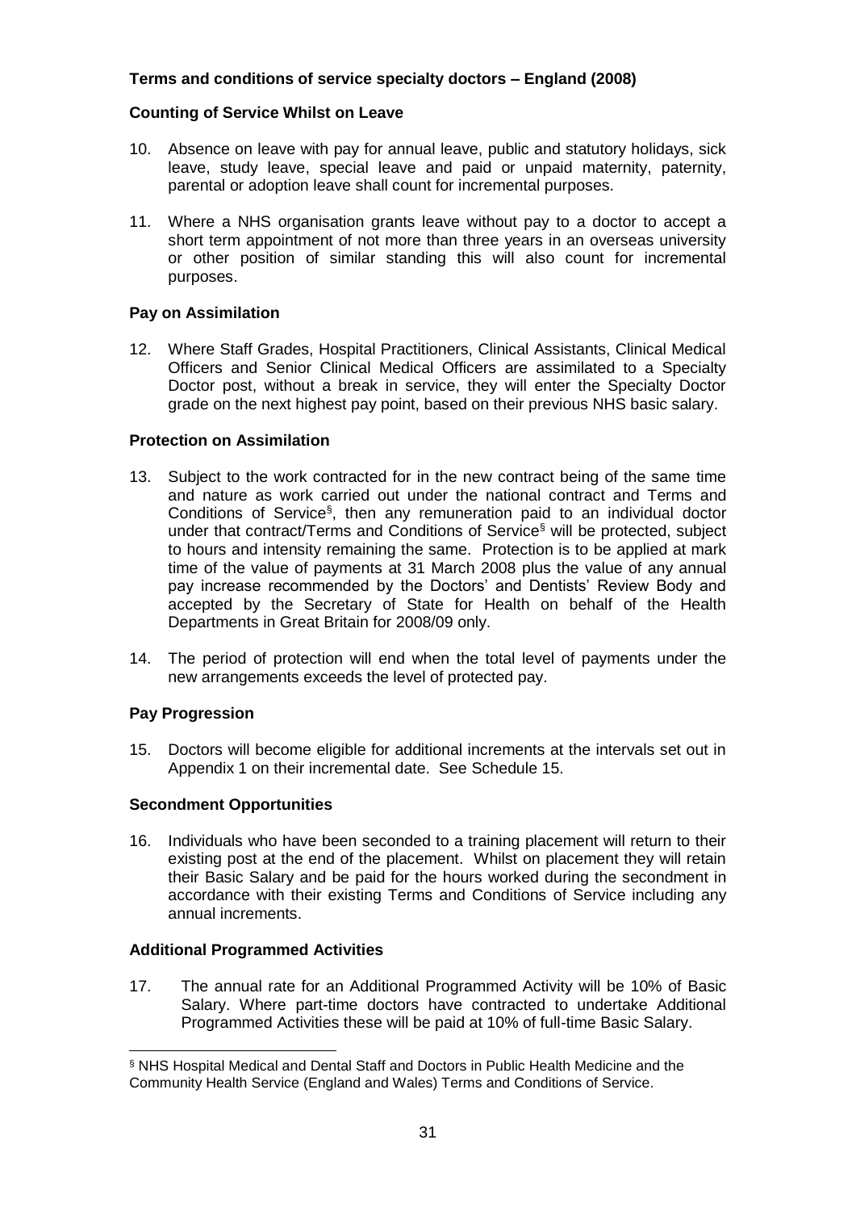**Terms and conditions of service specialty doctors – England (2008)**

**Counting of Service Whilst on Leave**

10. Absence on leave with pay for annual leave, public and statutory holidays, sick leave, study leave, special leave and paid or unpaid maternity, paternity, parental or adoption leave shall count for incremental purposes.

11. Where a NHS organisation grants leave without pay to a doctor to accept a short term appointment of not more than three years in an overseas university or other position of similar standing this will also count for incremental purposes.

**Pay on Assimilation**

12. Where Staff Grades, Hospital Practitioners, Clinical Assistants, Clinical Medical Officers and Senior Clinical Medical Officers are assimilated to a Specialty Doctor post, without a break in service, they will enter the Specialty Doctor grade on the next highest pay point, based on their previous NHS basic salary.

**Protection on Assimilation**

13. Subject to the work contracted for in the new contract being of the same time and nature as work carried out under the national contract and Terms and Conditions of Service[§], then any remuneration paid to an individual doctor under that contract/Terms and Conditions of Service[§] will be protected, subject to hours and intensity remaining the same. Protection is to be applied at mark time of the value of payments at 31 March 2008 plus the value of any annual pay increase recommended by the Doctors' and Dentists' Review Body and accepted by the Secretary of State for Health on behalf of the Health Departments in Great Britain for 2008/09 only.

14. The period of protection will end when the total level of payments under the new arrangements exceeds the level of protected pay.

**Pay Progression**

15. Doctors will become eligible for additional increments at the intervals set out in Appendix 1 on their incremental date. See Schedule 15.

**Secondment Opportunities**

16. Individuals who have been seconded to a training placement will return to their existing post at the end of the placement. Whilst on placement they will retain their Basic Salary and be paid for the hours worked during the secondment in accordance with their existing Terms and Conditions of Service including any annual increments.

**Additional Programmed Activities**

17. The annual rate for an Additional Programmed Activity will be 10% of Basic Salary. Where part-time doctors have contracted to undertake Additional Programmed Activities these will be paid at 10% of full-time Basic Salary.

[§] NHS Hospital Medical and Dental Staff and Doctors in Public Health Medicine and the Community Health Service (England and Wales) Terms and Conditions of Service.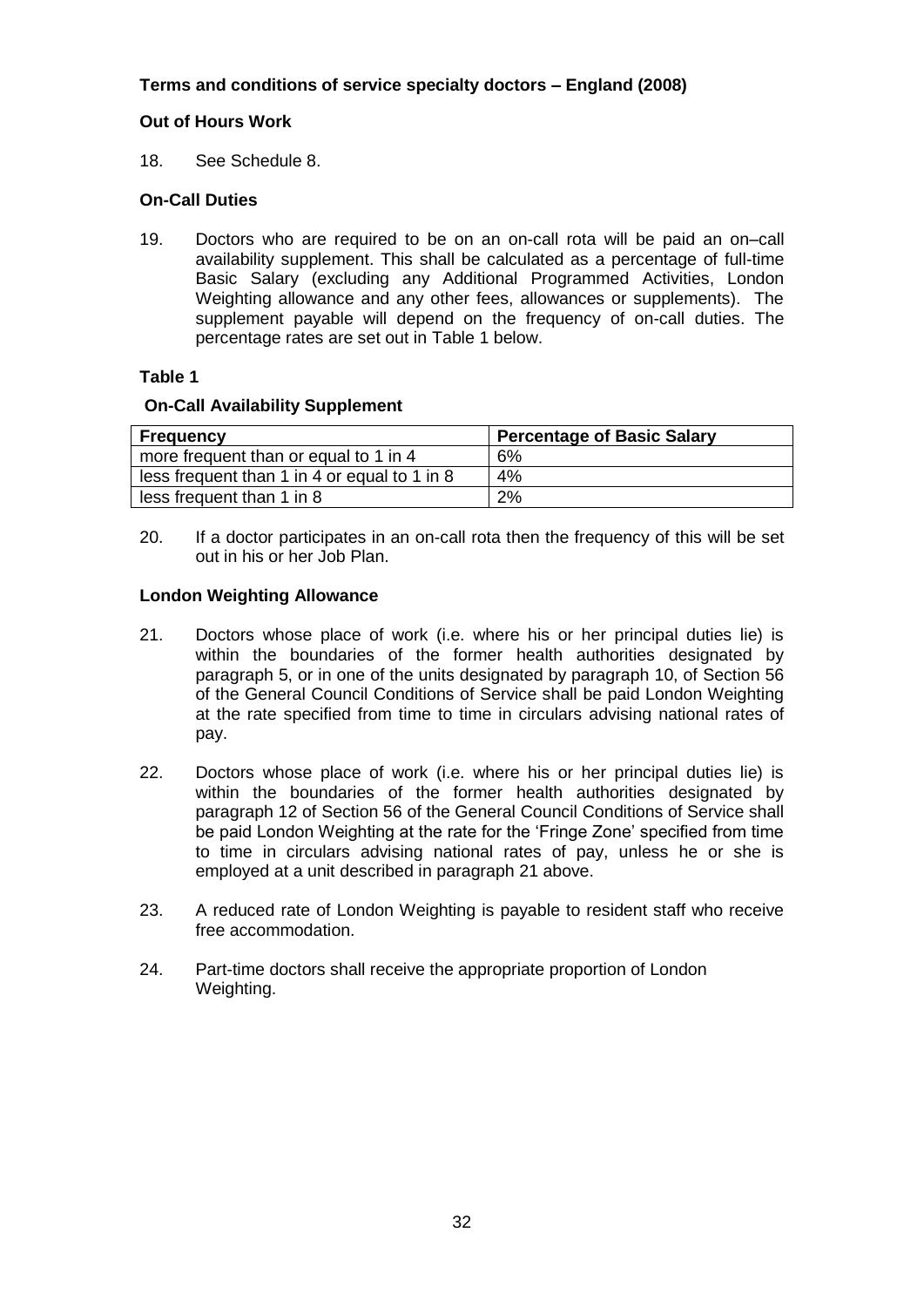**Terms and conditions of service specialty doctors – England (2008)**

**Out of Hours Work**

18. See Schedule 8.

**On-Call Duties**

19. Doctors who are required to be on an on-call rota will be paid an on–call availability supplement. This shall be calculated as a percentage of full-time Basic Salary (excluding any Additional Programmed Activities, London Weighting allowance and any other fees, allowances or supplements). The supplement payable will depend on the frequency of on-call duties. The percentage rates are set out in Table 1 below.

**Table 1**

**On-Call Availability Supplement**

| Frequency | Percentage of Basic Salary |
|---|---|
| more frequent than or equal to 1 in 4 | 6% |
| less frequent than 1 in 4 or equal to 1 in 8 | 4% |
| less frequent than 1 in 8 | 2% |

20. If a doctor participates in an on-call rota then the frequency of this will be set out in his or her Job Plan.

**London Weighting Allowance**

21. Doctors whose place of work (i.e. where his or her principal duties lie) is within the boundaries of the former health authorities designated by paragraph 5, or in one of the units designated by paragraph 10, of Section 56 of the General Council Conditions of Service shall be paid London Weighting at the rate specified from time to time in circulars advising national rates of pay.

22. Doctors whose place of work (i.e. where his or her principal duties lie) is within the boundaries of the former health authorities designated by paragraph 12 of Section 56 of the General Council Conditions of Service shall be paid London Weighting at the rate for the 'Fringe Zone' specified from time to time in circulars advising national rates of pay, unless he or she is employed at a unit described in paragraph 21 above.

23. A reduced rate of London Weighting is payable to resident staff who receive free accommodation.

24. Part-time doctors shall receive the appropriate proportion of London Weighting.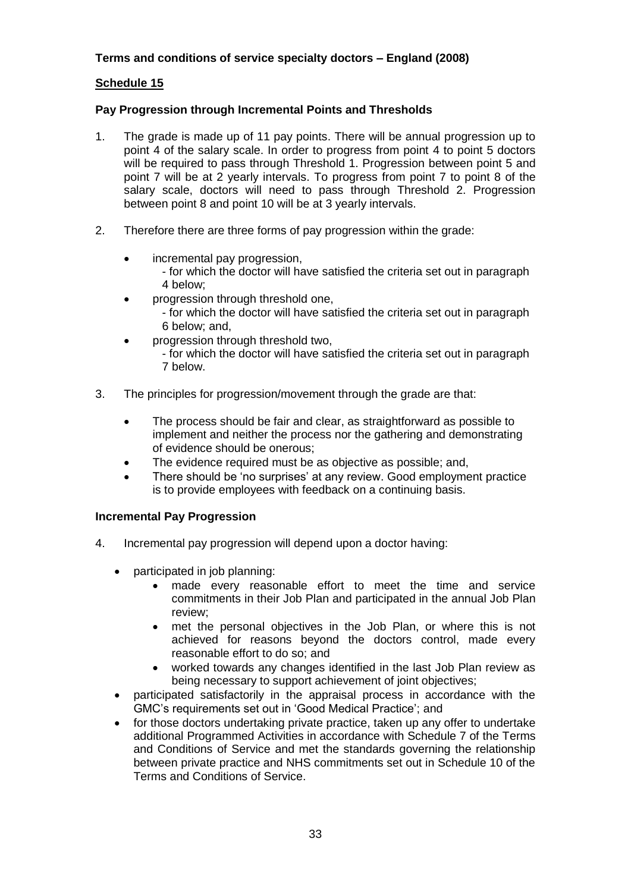**Terms and conditions of service specialty doctors – England (2008)**

**<u>Schedule 15</u>**

**Pay Progression through Incremental Points and Thresholds**

1. The grade is made up of 11 pay points. There will be annual progression up to point 4 of the salary scale. In order to progress from point 4 to point 5 doctors will be required to pass through Threshold 1. Progression between point 5 and point 7 will be at 2 yearly intervals. To progress from point 7 to point 8 of the salary scale, doctors will need to pass through Threshold 2. Progression between point 8 and point 10 will be at 3 yearly intervals.

2. Therefore there are three forms of pay progression within the grade:

   - incremental pay progression,
     - for which the doctor will have satisfied the criteria set out in paragraph 4 below;
   - progression through threshold one,
     - for which the doctor will have satisfied the criteria set out in paragraph 6 below; and,
   - progression through threshold two,
     - for which the doctor will have satisfied the criteria set out in paragraph 7 below.

3. The principles for progression/movement through the grade are that:

   - The process should be fair and clear, as straightforward as possible to implement and neither the process nor the gathering and demonstrating of evidence should be onerous;
   - The evidence required must be as objective as possible; and,
   - There should be 'no surprises' at any review. Good employment practice is to provide employees with feedback on a continuing basis.

**Incremental Pay Progression**

4. Incremental pay progression will depend upon a doctor having:

   - participated in job planning:
     - made every reasonable effort to meet the time and service commitments in their Job Plan and participated in the annual Job Plan review;
     - met the personal objectives in the Job Plan, or where this is not achieved for reasons beyond the doctors control, made every reasonable effort to do so; and
     - worked towards any changes identified in the last Job Plan review as being necessary to support achievement of joint objectives;
   - participated satisfactorily in the appraisal process in accordance with the GMC's requirements set out in 'Good Medical Practice'; and
   - for those doctors undertaking private practice, taken up any offer to undertake additional Programmed Activities in accordance with Schedule 7 of the Terms and Conditions of Service and met the standards governing the relationship between private practice and NHS commitments set out in Schedule 10 of the Terms and Conditions of Service.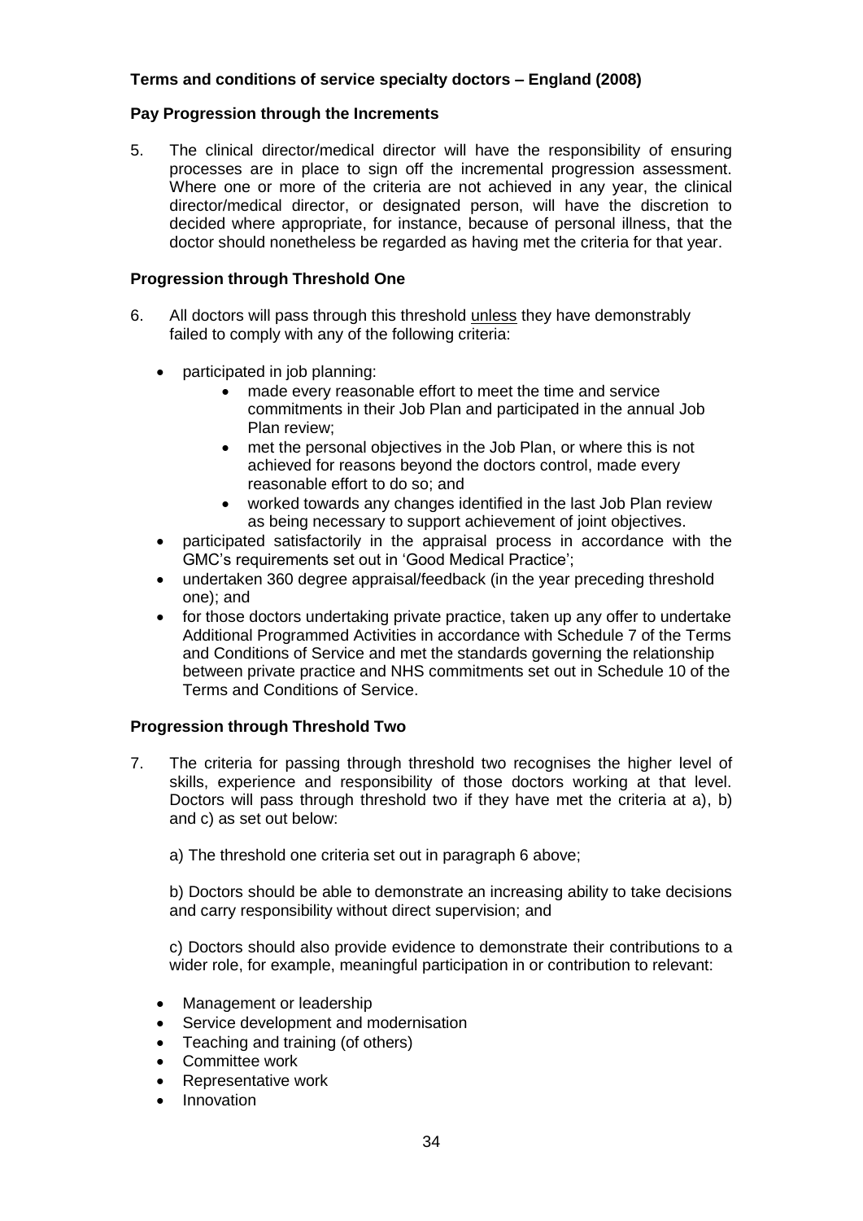**Terms and conditions of service specialty doctors – England (2008)**

**Pay Progression through the Increments**

5. The clinical director/medical director will have the responsibility of ensuring processes are in place to sign off the incremental progression assessment. Where one or more of the criteria are not achieved in any year, the clinical director/medical director, or designated person, will have the discretion to decided where appropriate, for instance, because of personal illness, that the doctor should nonetheless be regarded as having met the criteria for that year.

**Progression through Threshold One**

6. All doctors will pass through this threshold <u>unless</u> they have demonstrably failed to comply with any of the following criteria:

   - participated in job planning:
     - made every reasonable effort to meet the time and service commitments in their Job Plan and participated in the annual Job Plan review;
     - met the personal objectives in the Job Plan, or where this is not achieved for reasons beyond the doctors control, made every reasonable effort to do so; and
     - worked towards any changes identified in the last Job Plan review as being necessary to support achievement of joint objectives.
   - participated satisfactorily in the appraisal process in accordance with the GMC's requirements set out in 'Good Medical Practice';
   - undertaken 360 degree appraisal/feedback (in the year preceding threshold one); and
   - for those doctors undertaking private practice, taken up any offer to undertake Additional Programmed Activities in accordance with Schedule 7 of the Terms and Conditions of Service and met the standards governing the relationship between private practice and NHS commitments set out in Schedule 10 of the Terms and Conditions of Service.

**Progression through Threshold Two**

7. The criteria for passing through threshold two recognises the higher level of skills, experience and responsibility of those doctors working at that level. Doctors will pass through threshold two if they have met the criteria at a), b) and c) as set out below:

   a) The threshold one criteria set out in paragraph 6 above;

   b) Doctors should be able to demonstrate an increasing ability to take decisions and carry responsibility without direct supervision; and

   c) Doctors should also provide evidence to demonstrate their contributions to a wider role, for example, meaningful participation in or contribution to relevant:

   - Management or leadership
   - Service development and modernisation
   - Teaching and training (of others)
   - Committee work
   - Representative work
   - Innovation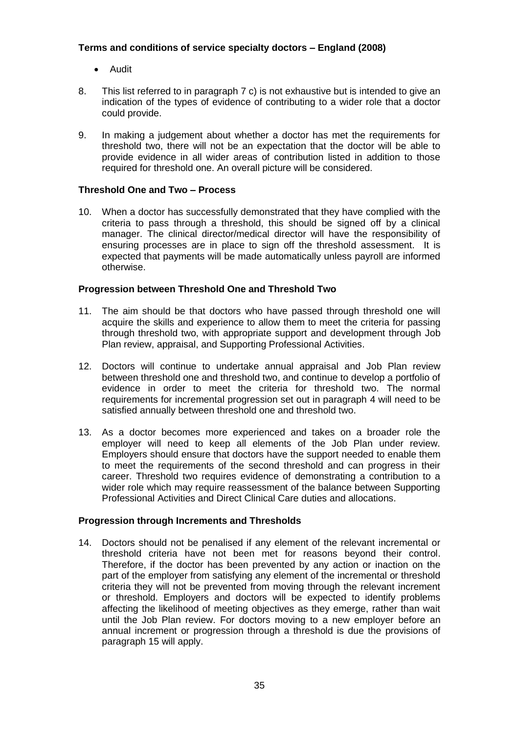- Audit

8. This list referred to in paragraph 7 c) is not exhaustive but is intended to give an indication of the types of evidence of contributing to a wider role that a doctor could provide.

9. In making a judgement about whether a doctor has met the requirements for threshold two, there will not be an expectation that the doctor will be able to provide evidence in all wider areas of contribution listed in addition to those required for threshold one. An overall picture will be considered.

**Threshold One and Two – Process**

10. When a doctor has successfully demonstrated that they have complied with the criteria to pass through a threshold, this should be signed off by a clinical manager. The clinical director/medical director will have the responsibility of ensuring processes are in place to sign off the threshold assessment. It is expected that payments will be made automatically unless payroll are informed otherwise.

**Progression between Threshold One and Threshold Two**

11. The aim should be that doctors who have passed through threshold one will acquire the skills and experience to allow them to meet the criteria for passing through threshold two, with appropriate support and development through Job Plan review, appraisal, and Supporting Professional Activities.

12. Doctors will continue to undertake annual appraisal and Job Plan review between threshold one and threshold two, and continue to develop a portfolio of evidence in order to meet the criteria for threshold two. The normal requirements for incremental progression set out in paragraph 4 will need to be satisfied annually between threshold one and threshold two.

13. As a doctor becomes more experienced and takes on a broader role the employer will need to keep all elements of the Job Plan under review. Employers should ensure that doctors have the support needed to enable them to meet the requirements of the second threshold and can progress in their career. Threshold two requires evidence of demonstrating a contribution to a wider role which may require reassessment of the balance between Supporting Professional Activities and Direct Clinical Care duties and allocations.

**Progression through Increments and Thresholds**

14. Doctors should not be penalised if any element of the relevant incremental or threshold criteria have not been met for reasons beyond their control. Therefore, if the doctor has been prevented by any action or inaction on the part of the employer from satisfying any element of the incremental or threshold criteria they will not be prevented from moving through the relevant increment or threshold. Employers and doctors will be expected to identify problems affecting the likelihood of meeting objectives as they emerge, rather than wait until the Job Plan review. For doctors moving to a new employer before an annual increment or progression through a threshold is due the provisions of paragraph 15 will apply.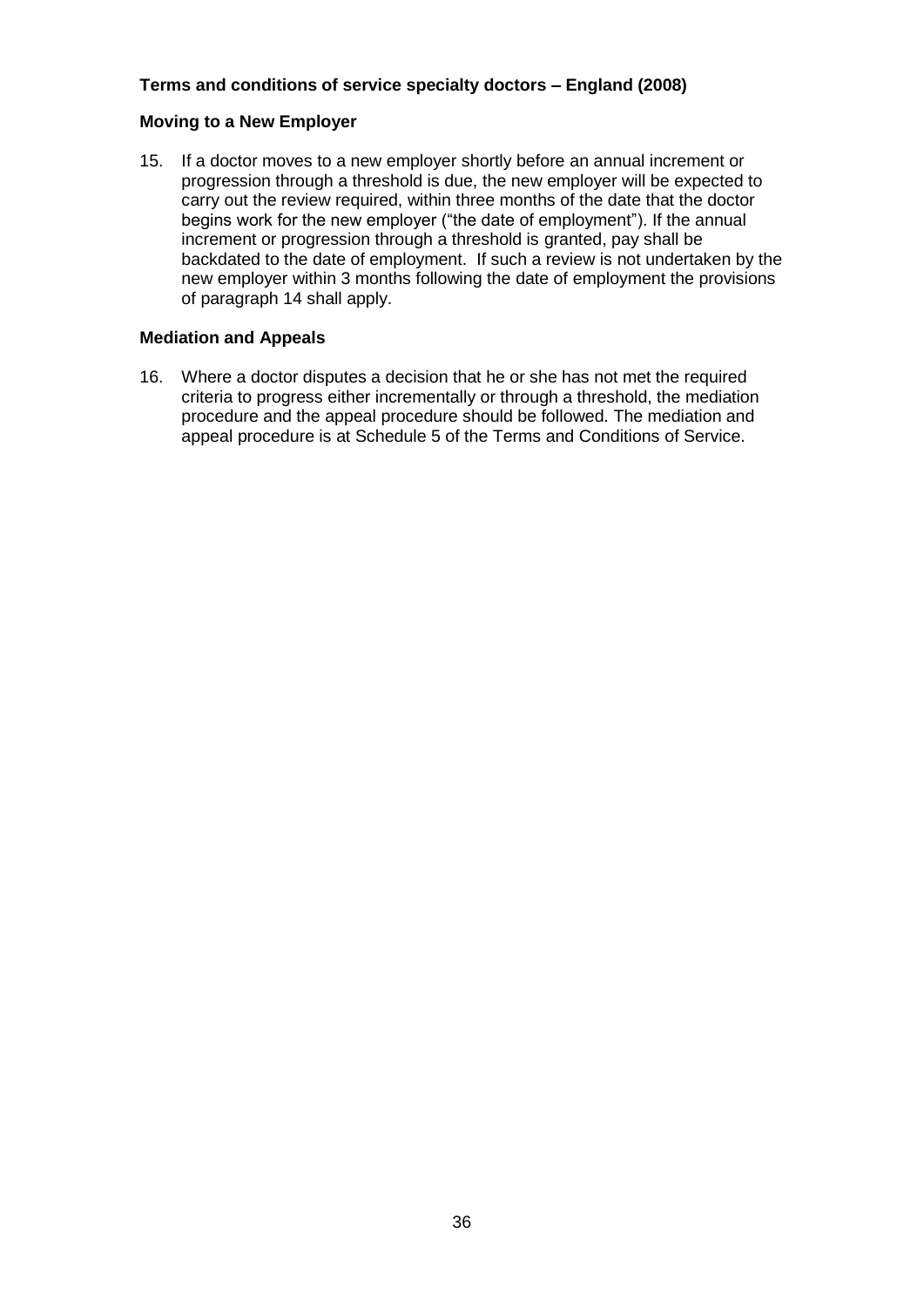**Terms and conditions of service specialty doctors – England (2008)**

**Moving to a New Employer**

15. If a doctor moves to a new employer shortly before an annual increment or progression through a threshold is due, the new employer will be expected to carry out the review required, within three months of the date that the doctor begins work for the new employer ("the date of employment"). If the annual increment or progression through a threshold is granted, pay shall be backdated to the date of employment. If such a review is not undertaken by the new employer within 3 months following the date of employment the provisions of paragraph 14 shall apply.

**Mediation and Appeals**

16. Where a doctor disputes a decision that he or she has not met the required criteria to progress either incrementally or through a threshold, the mediation procedure and the appeal procedure should be followed. The mediation and appeal procedure is at Schedule 5 of the Terms and Conditions of Service.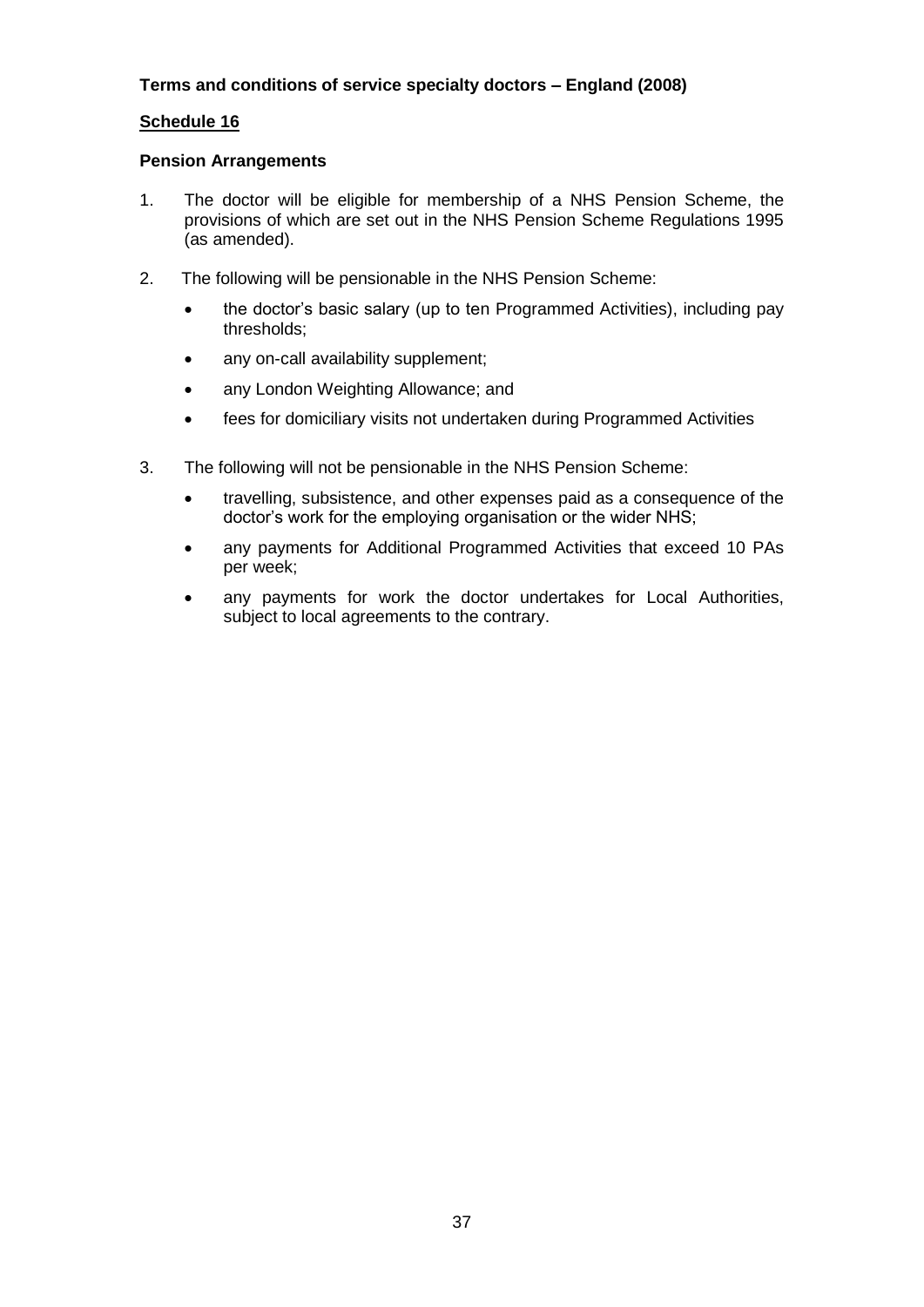**Terms and conditions of service specialty doctors – England (2008)**

## Schedule 16

### Pension Arrangements

1. The doctor will be eligible for membership of a NHS Pension Scheme, the provisions of which are set out in the NHS Pension Scheme Regulations 1995 (as amended).

2. The following will be pensionable in the NHS Pension Scheme:

   - the doctor's basic salary (up to ten Programmed Activities), including pay thresholds;
   - any on-call availability supplement;
   - any London Weighting Allowance; and
   - fees for domiciliary visits not undertaken during Programmed Activities

3. The following will not be pensionable in the NHS Pension Scheme:

   - travelling, subsistence, and other expenses paid as a consequence of the doctor's work for the employing organisation or the wider NHS;
   - any payments for Additional Programmed Activities that exceed 10 PAs per week;
   - any payments for work the doctor undertakes for Local Authorities, subject to local agreements to the contrary.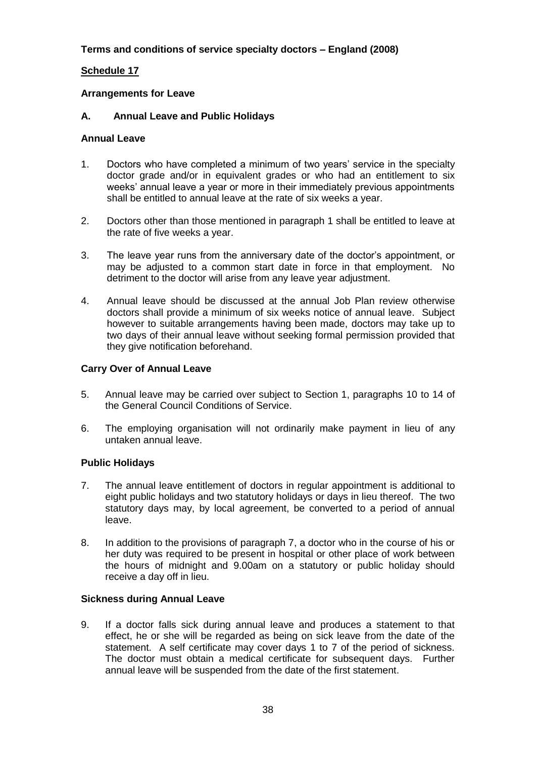**Terms and conditions of service specialty doctors – England (2008)**

## Schedule 17

### Arrangements for Leave

### A. Annual Leave and Public Holidays

#### Annual Leave

1. Doctors who have completed a minimum of two years' service in the specialty doctor grade and/or in equivalent grades or who had an entitlement to six weeks' annual leave a year or more in their immediately previous appointments shall be entitled to annual leave at the rate of six weeks a year.

2. Doctors other than those mentioned in paragraph 1 shall be entitled to leave at the rate of five weeks a year.

3. The leave year runs from the anniversary date of the doctor's appointment, or may be adjusted to a common start date in force in that employment. No detriment to the doctor will arise from any leave year adjustment.

4. Annual leave should be discussed at the annual Job Plan review otherwise doctors shall provide a minimum of six weeks notice of annual leave. Subject however to suitable arrangements having been made, doctors may take up to two days of their annual leave without seeking formal permission provided that they give notification beforehand.

#### Carry Over of Annual Leave

5. Annual leave may be carried over subject to Section 1, paragraphs 10 to 14 of the General Council Conditions of Service.

6. The employing organisation will not ordinarily make payment in lieu of any untaken annual leave.

#### Public Holidays

7. The annual leave entitlement of doctors in regular appointment is additional to eight public holidays and two statutory holidays or days in lieu thereof. The two statutory days may, by local agreement, be converted to a period of annual leave.

8. In addition to the provisions of paragraph 7, a doctor who in the course of his or her duty was required to be present in hospital or other place of work between the hours of midnight and 9.00am on a statutory or public holiday should receive a day off in lieu.

#### Sickness during Annual Leave

9. If a doctor falls sick during annual leave and produces a statement to that effect, he or she will be regarded as being on sick leave from the date of the statement. A self certificate may cover days 1 to 7 of the period of sickness. The doctor must obtain a medical certificate for subsequent days. Further annual leave will be suspended from the date of the first statement.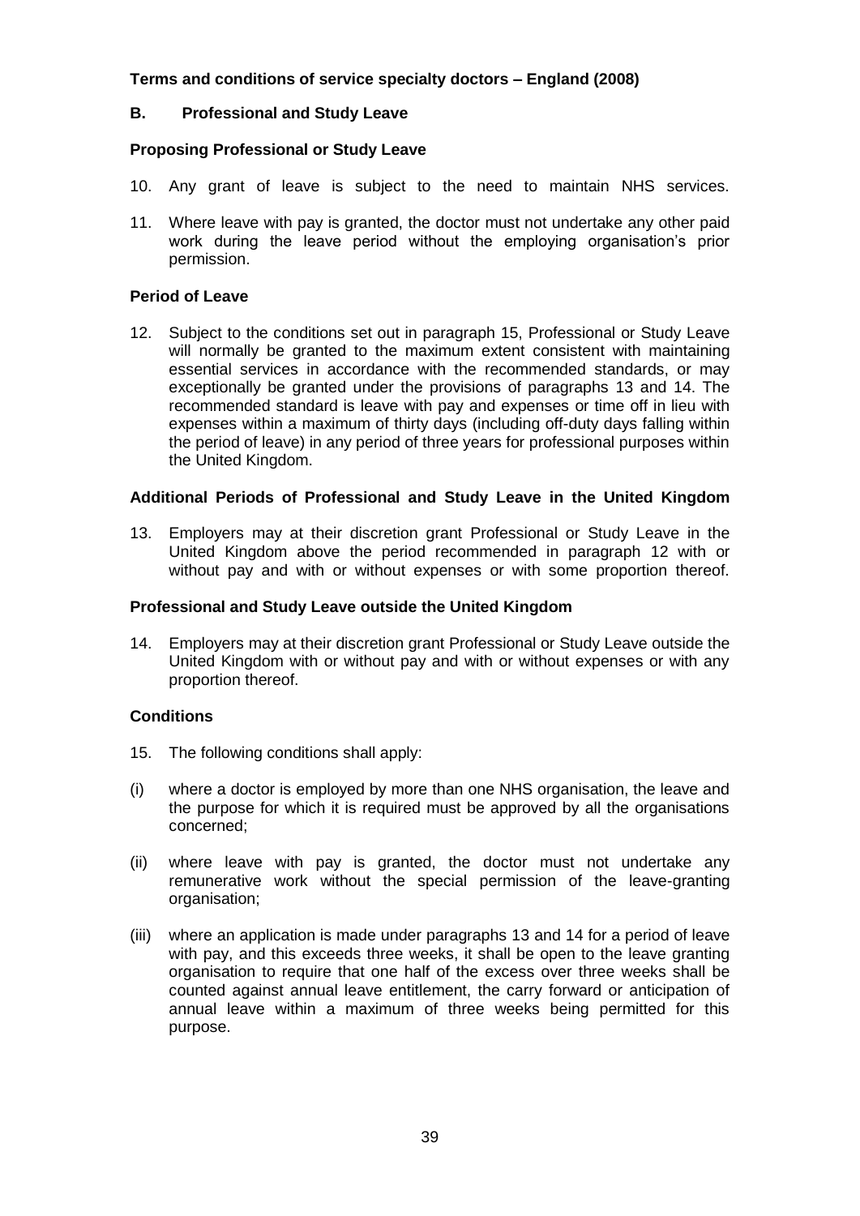**Terms and conditions of service specialty doctors – England (2008)**

## B. Professional and Study Leave

### Proposing Professional or Study Leave

10. Any grant of leave is subject to the need to maintain NHS services.

11. Where leave with pay is granted, the doctor must not undertake any other paid work during the leave period without the employing organisation's prior permission.

### Period of Leave

12. Subject to the conditions set out in paragraph 15, Professional or Study Leave will normally be granted to the maximum extent consistent with maintaining essential services in accordance with the recommended standards, or may exceptionally be granted under the provisions of paragraphs 13 and 14. The recommended standard is leave with pay and expenses or time off in lieu with expenses within a maximum of thirty days (including off-duty days falling within the period of leave) in any period of three years for professional purposes within the United Kingdom.

### Additional Periods of Professional and Study Leave in the United Kingdom

13. Employers may at their discretion grant Professional or Study Leave in the United Kingdom above the period recommended in paragraph 12 with or without pay and with or without expenses or with some proportion thereof.

### Professional and Study Leave outside the United Kingdom

14. Employers may at their discretion grant Professional or Study Leave outside the United Kingdom with or without pay and with or without expenses or with any proportion thereof.

### Conditions

15. The following conditions shall apply:

(i) where a doctor is employed by more than one NHS organisation, the leave and the purpose for which it is required must be approved by all the organisations concerned;

(ii) where leave with pay is granted, the doctor must not undertake any remunerative work without the special permission of the leave-granting organisation;

(iii) where an application is made under paragraphs 13 and 14 for a period of leave with pay, and this exceeds three weeks, it shall be open to the leave granting organisation to require that one half of the excess over three weeks shall be counted against annual leave entitlement, the carry forward or anticipation of annual leave within a maximum of three weeks being permitted for this purpose.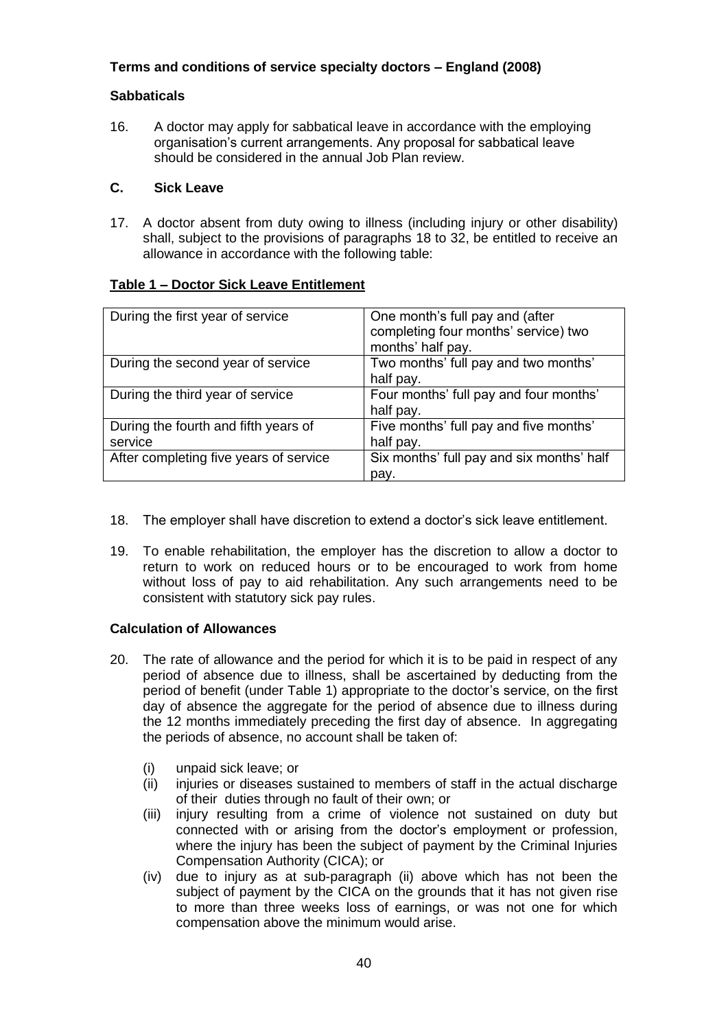**Terms and conditions of service specialty doctors – England (2008)**

**Sabbaticals**

16. A doctor may apply for sabbatical leave in accordance with the employing organisation's current arrangements. Any proposal for sabbatical leave should be considered in the annual Job Plan review.

**C. Sick Leave**

17. A doctor absent from duty owing to illness (including injury or other disability) shall, subject to the provisions of paragraphs 18 to 32, be entitled to receive an allowance in accordance with the following table:

**Table 1 – Doctor Sick Leave Entitlement**

| | |
|---|---|
| During the first year of service | One month's full pay and (after completing four months' service) two months' half pay. |
| During the second year of service | Two months' full pay and two months' half pay. |
| During the third year of service | Four months' full pay and four months' half pay. |
| During the fourth and fifth years of service | Five months' full pay and five months' half pay. |
| After completing five years of service | Six months' full pay and six months' half pay. |

18. The employer shall have discretion to extend a doctor's sick leave entitlement.

19. To enable rehabilitation, the employer has the discretion to allow a doctor to return to work on reduced hours or to be encouraged to work from home without loss of pay to aid rehabilitation. Any such arrangements need to be consistent with statutory sick pay rules.

**Calculation of Allowances**

20. The rate of allowance and the period for which it is to be paid in respect of any period of absence due to illness, shall be ascertained by deducting from the period of benefit (under Table 1) appropriate to the doctor's service, on the first day of absence the aggregate for the period of absence due to illness during the 12 months immediately preceding the first day of absence. In aggregating the periods of absence, no account shall be taken of:

    (i) unpaid sick leave; or
    (ii) injuries or diseases sustained to members of staff in the actual discharge of their duties through no fault of their own; or
    (iii) injury resulting from a crime of violence not sustained on duty but connected with or arising from the doctor's employment or profession, where the injury has been the subject of payment by the Criminal Injuries Compensation Authority (CICA); or
    (iv) due to injury as at sub-paragraph (ii) above which has not been the subject of payment by the CICA on the grounds that it has not given rise to more than three weeks loss of earnings, or was not one for which compensation above the minimum would arise.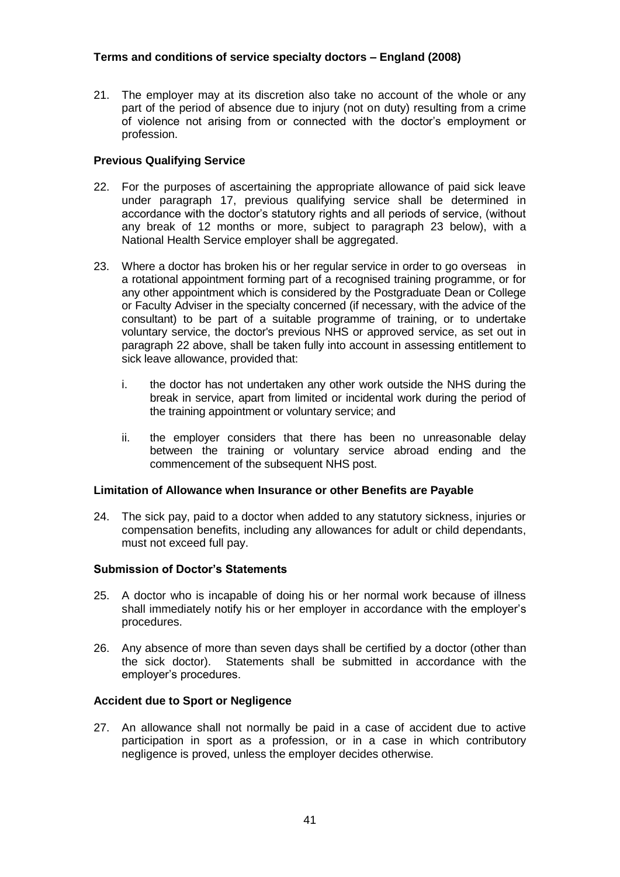21. The employer may at its discretion also take no account of the whole or any part of the period of absence due to injury (not on duty) resulting from a crime of violence not arising from or connected with the doctor's employment or profession.

**Previous Qualifying Service**

22. For the purposes of ascertaining the appropriate allowance of paid sick leave under paragraph 17, previous qualifying service shall be determined in accordance with the doctor's statutory rights and all periods of service, (without any break of 12 months or more, subject to paragraph 23 below), with a National Health Service employer shall be aggregated.

23. Where a doctor has broken his or her regular service in order to go overseas in a rotational appointment forming part of a recognised training programme, or for any other appointment which is considered by the Postgraduate Dean or College or Faculty Adviser in the specialty concerned (if necessary, with the advice of the consultant) to be part of a suitable programme of training, or to undertake voluntary service, the doctor's previous NHS or approved service, as set out in paragraph 22 above, shall be taken fully into account in assessing entitlement to sick leave allowance, provided that:

    i. the doctor has not undertaken any other work outside the NHS during the break in service, apart from limited or incidental work during the period of the training appointment or voluntary service; and

    ii. the employer considers that there has been no unreasonable delay between the training or voluntary service abroad ending and the commencement of the subsequent NHS post.

**Limitation of Allowance when Insurance or other Benefits are Payable**

24. The sick pay, paid to a doctor when added to any statutory sickness, injuries or compensation benefits, including any allowances for adult or child dependants, must not exceed full pay.

**Submission of Doctor's Statements**

25. A doctor who is incapable of doing his or her normal work because of illness shall immediately notify his or her employer in accordance with the employer's procedures.

26. Any absence of more than seven days shall be certified by a doctor (other than the sick doctor). Statements shall be submitted in accordance with the employer's procedures.

**Accident due to Sport or Negligence**

27. An allowance shall not normally be paid in a case of accident due to active participation in sport as a profession, or in a case in which contributory negligence is proved, unless the employer decides otherwise.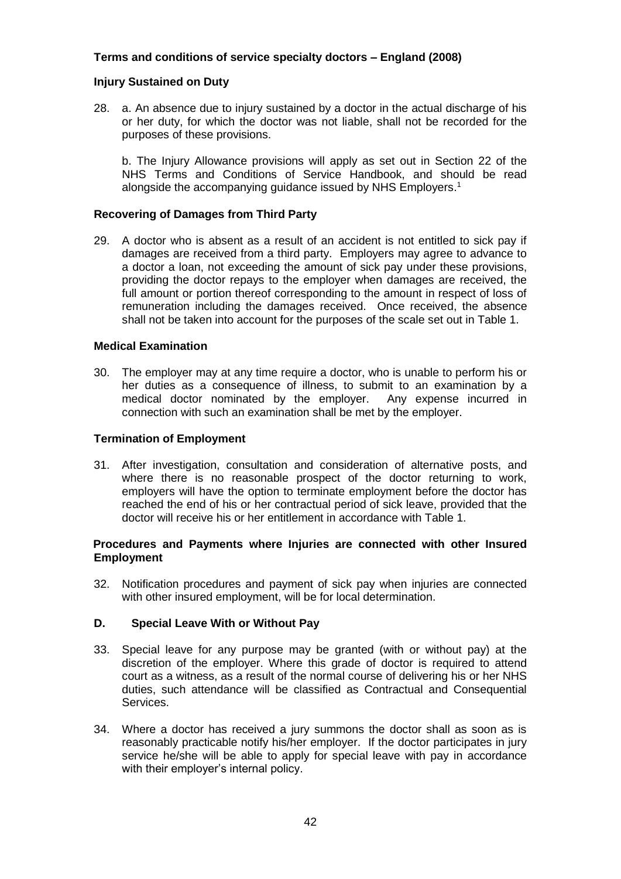**Terms and conditions of service specialty doctors – England (2008)**

**Injury Sustained on Duty**

28. a. An absence due to injury sustained by a doctor in the actual discharge of his or her duty, for which the doctor was not liable, shall not be recorded for the purposes of these provisions.

    b. The Injury Allowance provisions will apply as set out in Section 22 of the NHS Terms and Conditions of Service Handbook, and should be read alongside the accompanying guidance issued by NHS Employers.[1]

**Recovering of Damages from Third Party**

29. A doctor who is absent as a result of an accident is not entitled to sick pay if damages are received from a third party. Employers may agree to advance to a doctor a loan, not exceeding the amount of sick pay under these provisions, providing the doctor repays to the employer when damages are received, the full amount or portion thereof corresponding to the amount in respect of loss of remuneration including the damages received. Once received, the absence shall not be taken into account for the purposes of the scale set out in Table 1.

**Medical Examination**

30. The employer may at any time require a doctor, who is unable to perform his or her duties as a consequence of illness, to submit to an examination by a medical doctor nominated by the employer. Any expense incurred in connection with such an examination shall be met by the employer.

**Termination of Employment**

31. After investigation, consultation and consideration of alternative posts, and where there is no reasonable prospect of the doctor returning to work, employers will have the option to terminate employment before the doctor has reached the end of his or her contractual period of sick leave, provided that the doctor will receive his or her entitlement in accordance with Table 1.

**Procedures and Payments where Injuries are connected with other Insured Employment**

32. Notification procedures and payment of sick pay when injuries are connected with other insured employment, will be for local determination.

## D. Special Leave With or Without Pay

33. Special leave for any purpose may be granted (with or without pay) at the discretion of the employer. Where this grade of doctor is required to attend court as a witness, as a result of the normal course of delivering his or her NHS duties, such attendance will be classified as Contractual and Consequential Services.

34. Where a doctor has received a jury summons the doctor shall as soon as is reasonably practicable notify his/her employer. If the doctor participates in jury service he/she will be able to apply for special leave with pay in accordance with their employer's internal policy.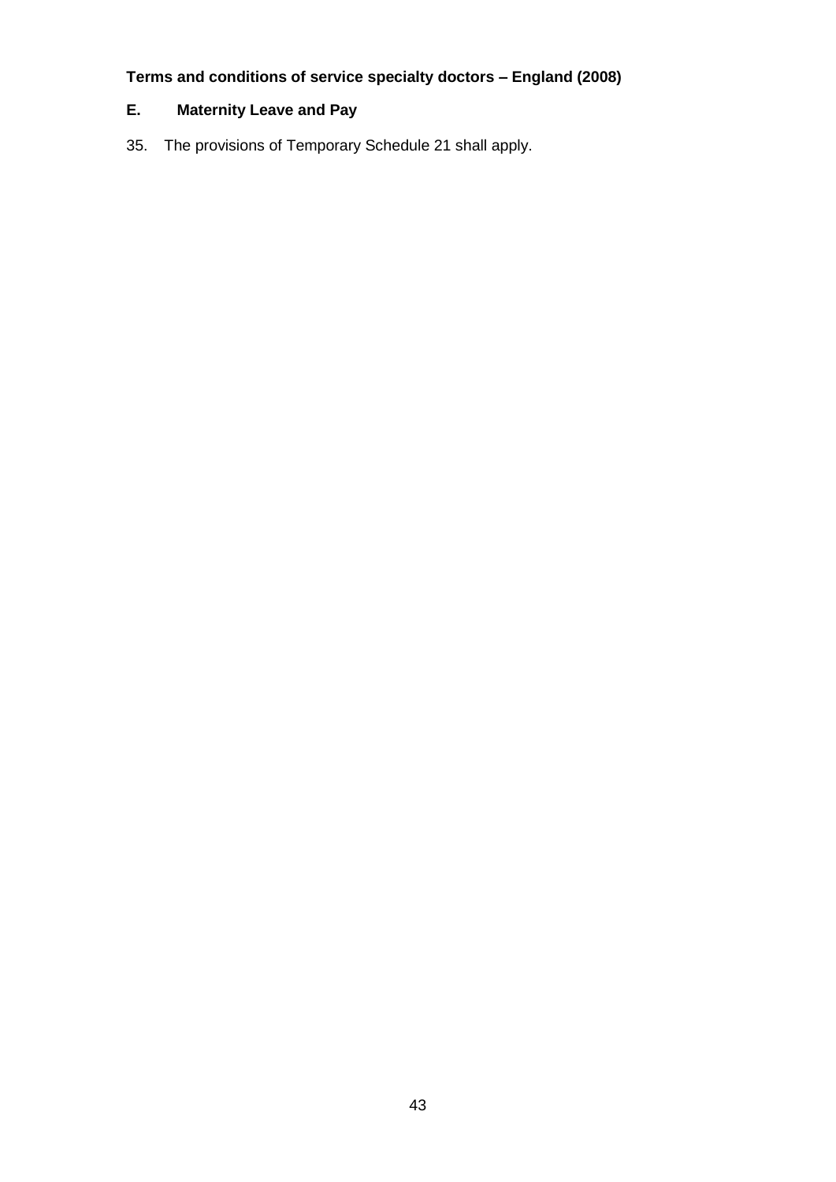**Terms and conditions of service specialty doctors – England (2008)**

## E. Maternity Leave and Pay

35. The provisions of Temporary Schedule 21 shall apply.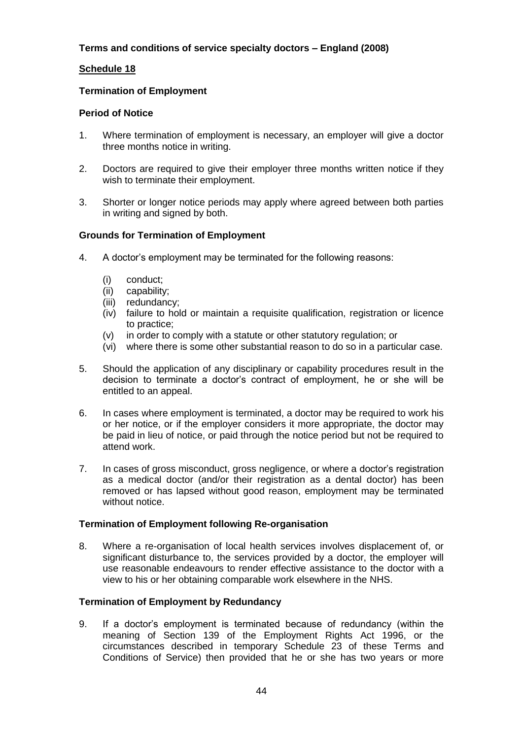**Terms and conditions of service specialty doctors – England (2008)**

## Schedule 18

### Termination of Employment

### Period of Notice

1. Where termination of employment is necessary, an employer will give a doctor three months notice in writing.

2. Doctors are required to give their employer three months written notice if they wish to terminate their employment.

3. Shorter or longer notice periods may apply where agreed between both parties in writing and signed by both.

### Grounds for Termination of Employment

4. A doctor's employment may be terminated for the following reasons:

   (i) conduct;
   (ii) capability;
   (iii) redundancy;
   (iv) failure to hold or maintain a requisite qualification, registration or licence to practice;
   (v) in order to comply with a statute or other statutory regulation; or
   (vi) where there is some other substantial reason to do so in a particular case.

5. Should the application of any disciplinary or capability procedures result in the decision to terminate a doctor's contract of employment, he or she will be entitled to an appeal.

6. In cases where employment is terminated, a doctor may be required to work his or her notice, or if the employer considers it more appropriate, the doctor may be paid in lieu of notice, or paid through the notice period but not be required to attend work.

7. In cases of gross misconduct, gross negligence, or where a doctor's registration as a medical doctor (and/or their registration as a dental doctor) has been removed or has lapsed without good reason, employment may be terminated without notice.

### Termination of Employment following Re-organisation

8. Where a re-organisation of local health services involves displacement of, or significant disturbance to, the services provided by a doctor, the employer will use reasonable endeavours to render effective assistance to the doctor with a view to his or her obtaining comparable work elsewhere in the NHS.

### Termination of Employment by Redundancy

9. If a doctor's employment is terminated because of redundancy (within the meaning of Section 139 of the Employment Rights Act 1996, or the circumstances described in temporary Schedule 23 of these Terms and Conditions of Service) then provided that he or she has two years or more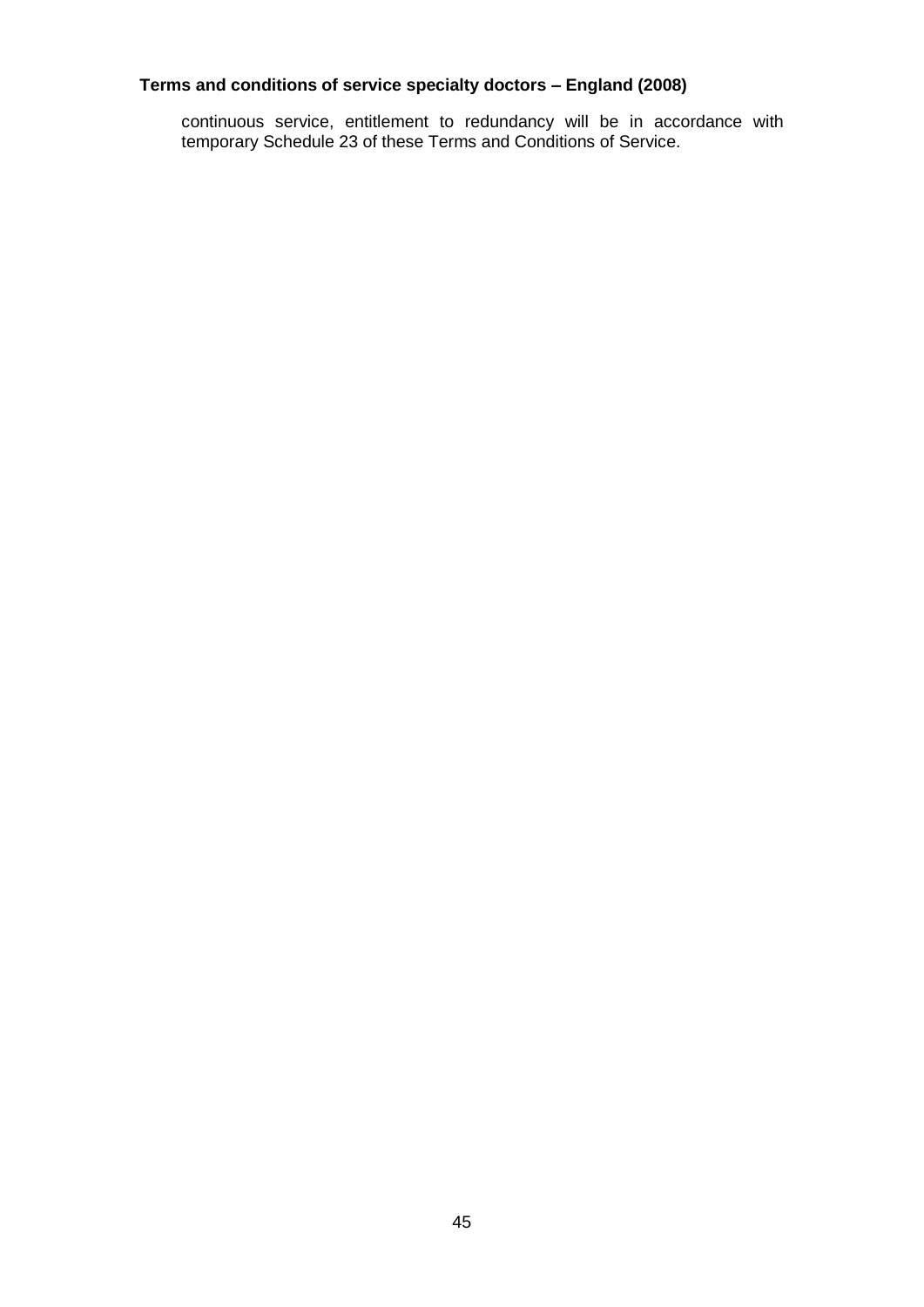continuous service, entitlement to redundancy will be in accordance with temporary Schedule 23 of these Terms and Conditions of Service.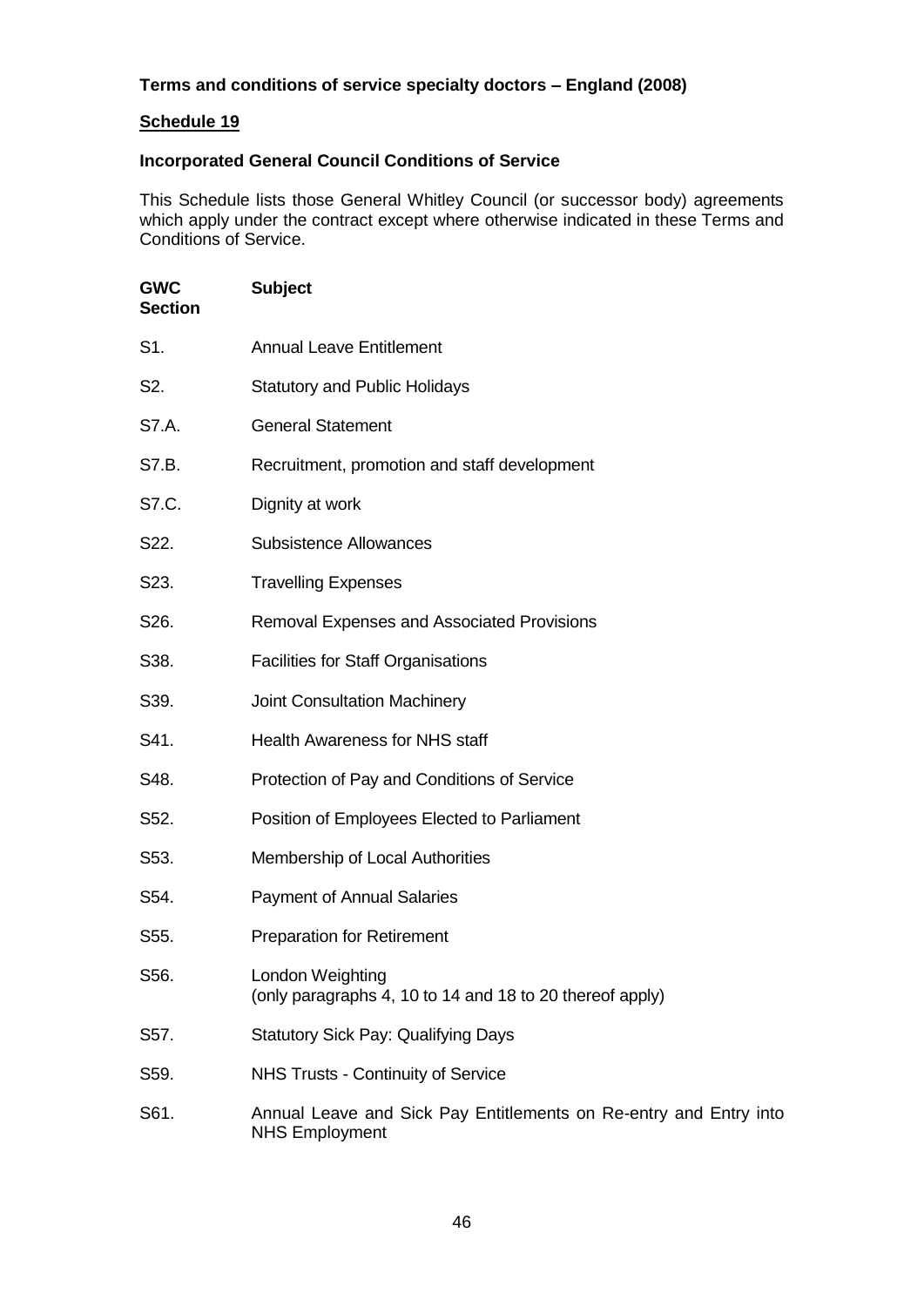**Terms and conditions of service specialty doctors – England (2008)**

## Schedule 19

**Incorporated General Council Conditions of Service**

This Schedule lists those General Whitley Council (or successor body) agreements which apply under the contract except where otherwise indicated in these Terms and Conditions of Service.

| GWC Section | Subject |
|---|---|
| S1. | Annual Leave Entitlement |
| S2. | Statutory and Public Holidays |
| S7.A. | General Statement |
| S7.B. | Recruitment, promotion and staff development |
| S7.C. | Dignity at work |
| S22. | Subsistence Allowances |
| S23. | Travelling Expenses |
| S26. | Removal Expenses and Associated Provisions |
| S38. | Facilities for Staff Organisations |
| S39. | Joint Consultation Machinery |
| S41. | Health Awareness for NHS staff |
| S48. | Protection of Pay and Conditions of Service |
| S52. | Position of Employees Elected to Parliament |
| S53. | Membership of Local Authorities |
| S54. | Payment of Annual Salaries |
| S55. | Preparation for Retirement |
| S56. | London Weighting (only paragraphs 4, 10 to 14 and 18 to 20 thereof apply) |
| S57. | Statutory Sick Pay: Qualifying Days |
| S59. | NHS Trusts - Continuity of Service |
| S61. | Annual Leave and Sick Pay Entitlements on Re-entry and Entry into NHS Employment |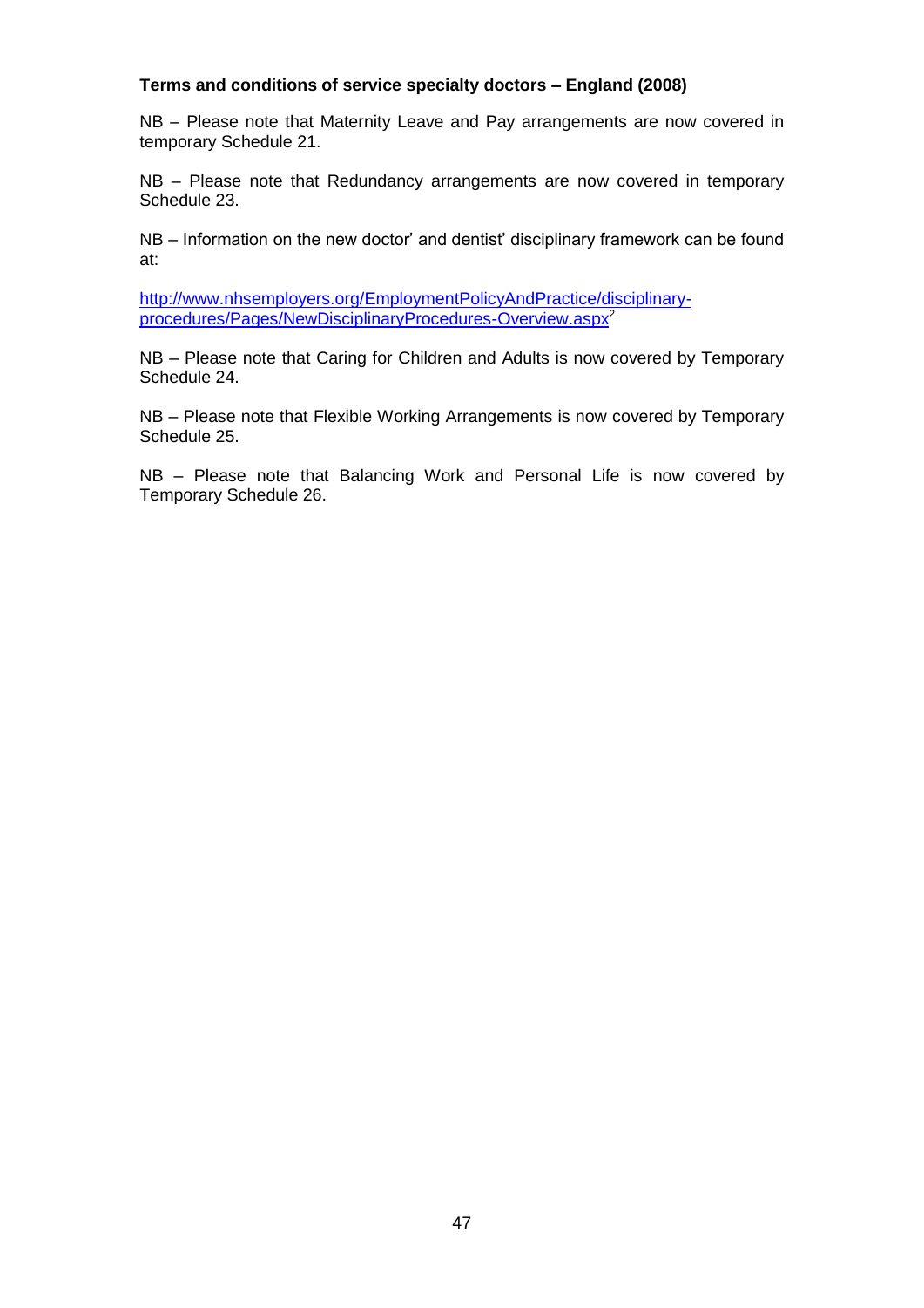**Terms and conditions of service specialty doctors – England (2008)**

NB – Please note that Maternity Leave and Pay arrangements are now covered in temporary Schedule 21.

NB – Please note that Redundancy arrangements are now covered in temporary Schedule 23.

NB – Information on the new doctor' and dentist' disciplinary framework can be found at:

http://www.nhsemployers.org/EmploymentPolicyAndPractice/disciplinary-procedures/Pages/NewDisciplinaryProcedures-Overview.aspx[2]

NB – Please note that Caring for Children and Adults is now covered by Temporary Schedule 24.

NB – Please note that Flexible Working Arrangements is now covered by Temporary Schedule 25.

NB – Please note that Balancing Work and Personal Life is now covered by Temporary Schedule 26.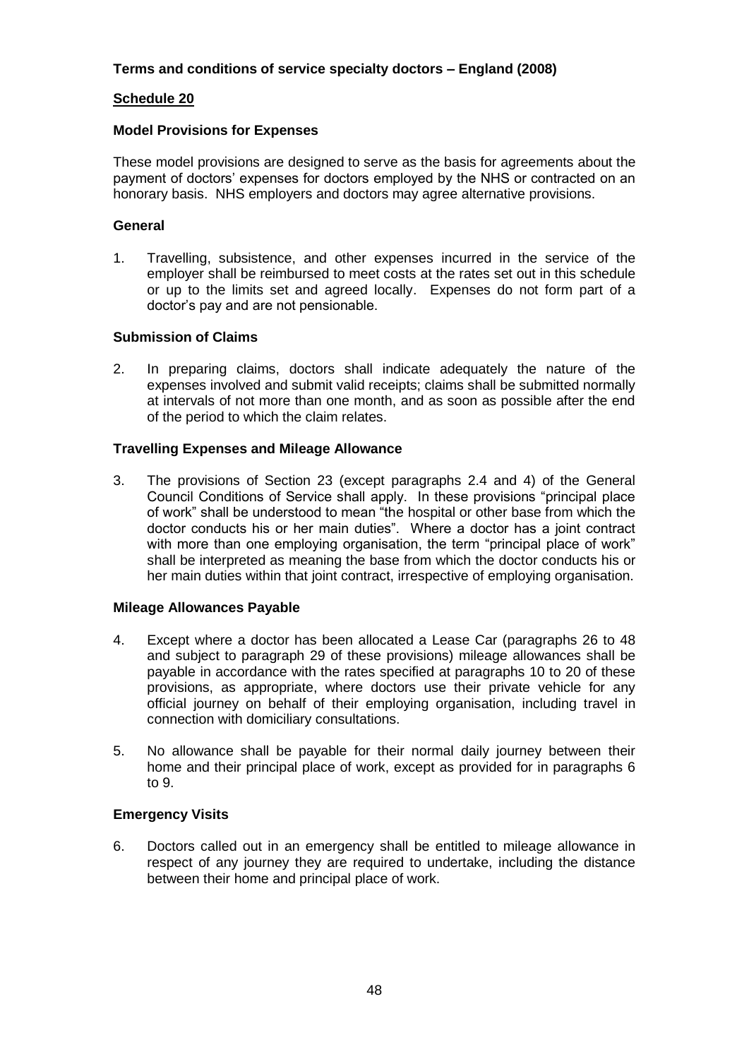**Terms and conditions of service specialty doctors – England (2008)**

## Schedule 20

### Model Provisions for Expenses

These model provisions are designed to serve as the basis for agreements about the payment of doctors' expenses for doctors employed by the NHS or contracted on an honorary basis. NHS employers and doctors may agree alternative provisions.

### General

1. Travelling, subsistence, and other expenses incurred in the service of the employer shall be reimbursed to meet costs at the rates set out in this schedule or up to the limits set and agreed locally. Expenses do not form part of a doctor's pay and are not pensionable.

### Submission of Claims

2. In preparing claims, doctors shall indicate adequately the nature of the expenses involved and submit valid receipts; claims shall be submitted normally at intervals of not more than one month, and as soon as possible after the end of the period to which the claim relates.

### Travelling Expenses and Mileage Allowance

3. The provisions of Section 23 (except paragraphs 2.4 and 4) of the General Council Conditions of Service shall apply. In these provisions "principal place of work" shall be understood to mean "the hospital or other base from which the doctor conducts his or her main duties". Where a doctor has a joint contract with more than one employing organisation, the term "principal place of work" shall be interpreted as meaning the base from which the doctor conducts his or her main duties within that joint contract, irrespective of employing organisation.

### Mileage Allowances Payable

4. Except where a doctor has been allocated a Lease Car (paragraphs 26 to 48 and subject to paragraph 29 of these provisions) mileage allowances shall be payable in accordance with the rates specified at paragraphs 10 to 20 of these provisions, as appropriate, where doctors use their private vehicle for any official journey on behalf of their employing organisation, including travel in connection with domiciliary consultations.

5. No allowance shall be payable for their normal daily journey between their home and their principal place of work, except as provided for in paragraphs 6 to 9.

### Emergency Visits

6. Doctors called out in an emergency shall be entitled to mileage allowance in respect of any journey they are required to undertake, including the distance between their home and principal place of work.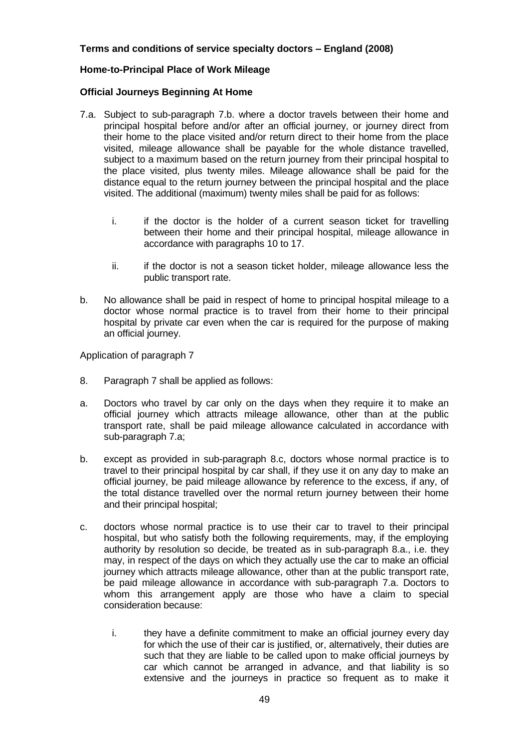**Terms and conditions of service specialty doctors – England (2008)**

**Home-to-Principal Place of Work Mileage**

**Official Journeys Beginning At Home**

7.a. Subject to sub-paragraph 7.b. where a doctor travels between their home and principal hospital before and/or after an official journey, or journey direct from their home to the place visited and/or return direct to their home from the place visited, mileage allowance shall be payable for the whole distance travelled, subject to a maximum based on the return journey from their principal hospital to the place visited, plus twenty miles. Mileage allowance shall be paid for the distance equal to the return journey between the principal hospital and the place visited. The additional (maximum) twenty miles shall be paid for as follows:

   i. if the doctor is the holder of a current season ticket for travelling between their home and their principal hospital, mileage allowance in accordance with paragraphs 10 to 17.

   ii. if the doctor is not a season ticket holder, mileage allowance less the public transport rate.

b. No allowance shall be paid in respect of home to principal hospital mileage to a doctor whose normal practice is to travel from their home to their principal hospital by private car even when the car is required for the purpose of making an official journey.

Application of paragraph 7

8. Paragraph 7 shall be applied as follows:

a. Doctors who travel by car only on the days when they require it to make an official journey which attracts mileage allowance, other than at the public transport rate, shall be paid mileage allowance calculated in accordance with sub-paragraph 7.a;

b. except as provided in sub-paragraph 8.c, doctors whose normal practice is to travel to their principal hospital by car shall, if they use it on any day to make an official journey, be paid mileage allowance by reference to the excess, if any, of the total distance travelled over the normal return journey between their home and their principal hospital;

c. doctors whose normal practice is to use their car to travel to their principal hospital, but who satisfy both the following requirements, may, if the employing authority by resolution so decide, be treated as in sub-paragraph 8.a., i.e. they may, in respect of the days on which they actually use the car to make an official journey which attracts mileage allowance, other than at the public transport rate, be paid mileage allowance in accordance with sub-paragraph 7.a. Doctors to whom this arrangement apply are those who have a claim to special consideration because:

   i. they have a definite commitment to make an official journey every day for which the use of their car is justified, or, alternatively, their duties are such that they are liable to be called upon to make official journeys by car which cannot be arranged in advance, and that liability is so extensive and the journeys in practice so frequent as to make it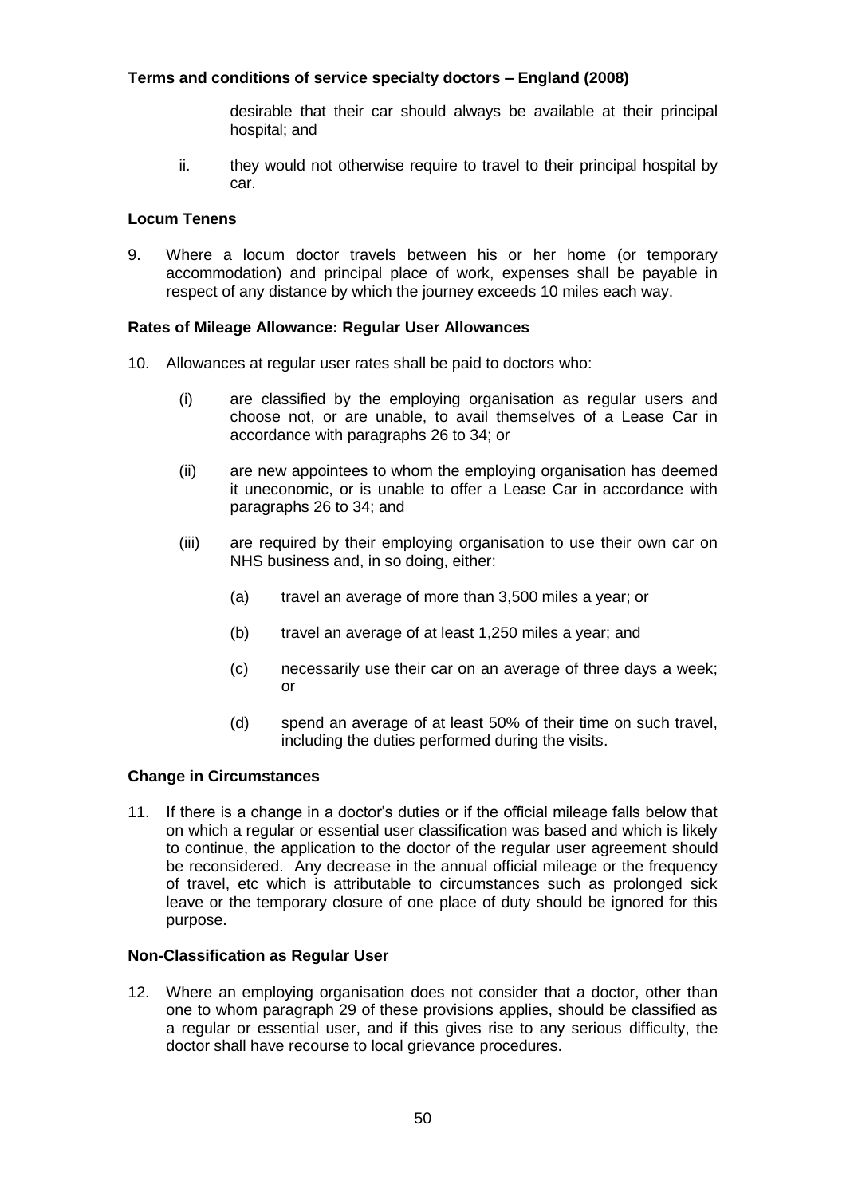desirable that their car should always be available at their principal hospital; and

ii. they would not otherwise require to travel to their principal hospital by car.

**Locum Tenens**

9. Where a locum doctor travels between his or her home (or temporary accommodation) and principal place of work, expenses shall be payable in respect of any distance by which the journey exceeds 10 miles each way.

**Rates of Mileage Allowance: Regular User Allowances**

10. Allowances at regular user rates shall be paid to doctors who:

    (i) are classified by the employing organisation as regular users and choose not, or are unable, to avail themselves of a Lease Car in accordance with paragraphs 26 to 34; or

    (ii) are new appointees to whom the employing organisation has deemed it uneconomic, or is unable to offer a Lease Car in accordance with paragraphs 26 to 34; and

    (iii) are required by their employing organisation to use their own car on NHS business and, in so doing, either:

        (a) travel an average of more than 3,500 miles a year; or

        (b) travel an average of at least 1,250 miles a year; and

        (c) necessarily use their car on an average of three days a week; or

        (d) spend an average of at least 50% of their time on such travel, including the duties performed during the visits.

**Change in Circumstances**

11. If there is a change in a doctor's duties or if the official mileage falls below that on which a regular or essential user classification was based and which is likely to continue, the application to the doctor of the regular user agreement should be reconsidered. Any decrease in the annual official mileage or the frequency of travel, etc which is attributable to circumstances such as prolonged sick leave or the temporary closure of one place of duty should be ignored for this purpose.

**Non-Classification as Regular User**

12. Where an employing organisation does not consider that a doctor, other than one to whom paragraph 29 of these provisions applies, should be classified as a regular or essential user, and if this gives rise to any serious difficulty, the doctor shall have recourse to local grievance procedures.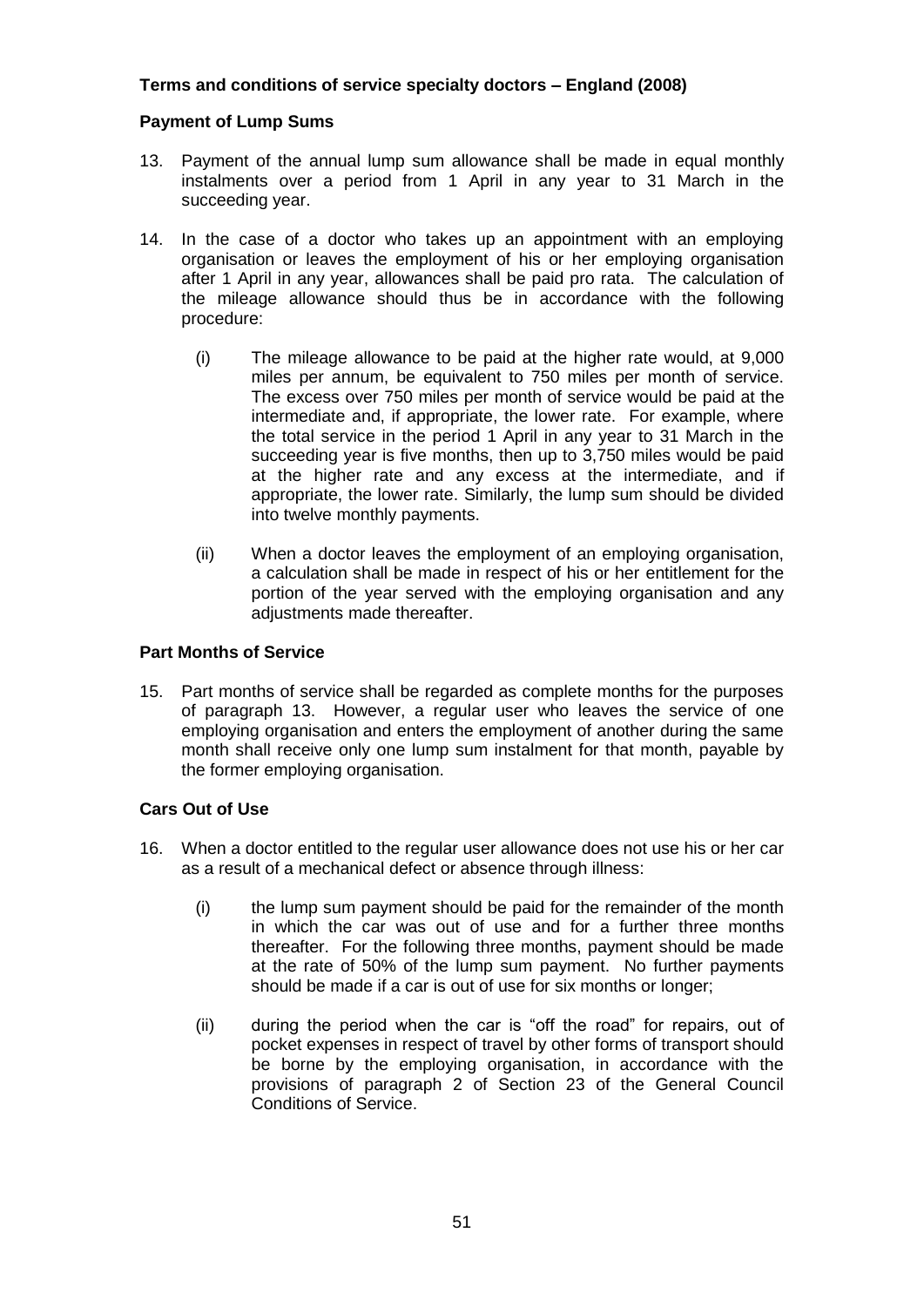**Terms and conditions of service specialty doctors – England (2008)**

**Payment of Lump Sums**

13. Payment of the annual lump sum allowance shall be made in equal monthly instalments over a period from 1 April in any year to 31 March in the succeeding year.

14. In the case of a doctor who takes up an appointment with an employing organisation or leaves the employment of his or her employing organisation after 1 April in any year, allowances shall be paid pro rata. The calculation of the mileage allowance should thus be in accordance with the following procedure:

    (i) The mileage allowance to be paid at the higher rate would, at 9,000 miles per annum, be equivalent to 750 miles per month of service. The excess over 750 miles per month of service would be paid at the intermediate and, if appropriate, the lower rate. For example, where the total service in the period 1 April in any year to 31 March in the succeeding year is five months, then up to 3,750 miles would be paid at the higher rate and any excess at the intermediate, and if appropriate, the lower rate. Similarly, the lump sum should be divided into twelve monthly payments.

    (ii) When a doctor leaves the employment of an employing organisation, a calculation shall be made in respect of his or her entitlement for the portion of the year served with the employing organisation and any adjustments made thereafter.

**Part Months of Service**

15. Part months of service shall be regarded as complete months for the purposes of paragraph 13. However, a regular user who leaves the service of one employing organisation and enters the employment of another during the same month shall receive only one lump sum instalment for that month, payable by the former employing organisation.

**Cars Out of Use**

16. When a doctor entitled to the regular user allowance does not use his or her car as a result of a mechanical defect or absence through illness:

    (i) the lump sum payment should be paid for the remainder of the month in which the car was out of use and for a further three months thereafter. For the following three months, payment should be made at the rate of 50% of the lump sum payment. No further payments should be made if a car is out of use for six months or longer;

    (ii) during the period when the car is "off the road" for repairs, out of pocket expenses in respect of travel by other forms of transport should be borne by the employing organisation, in accordance with the provisions of paragraph 2 of Section 23 of the General Council Conditions of Service.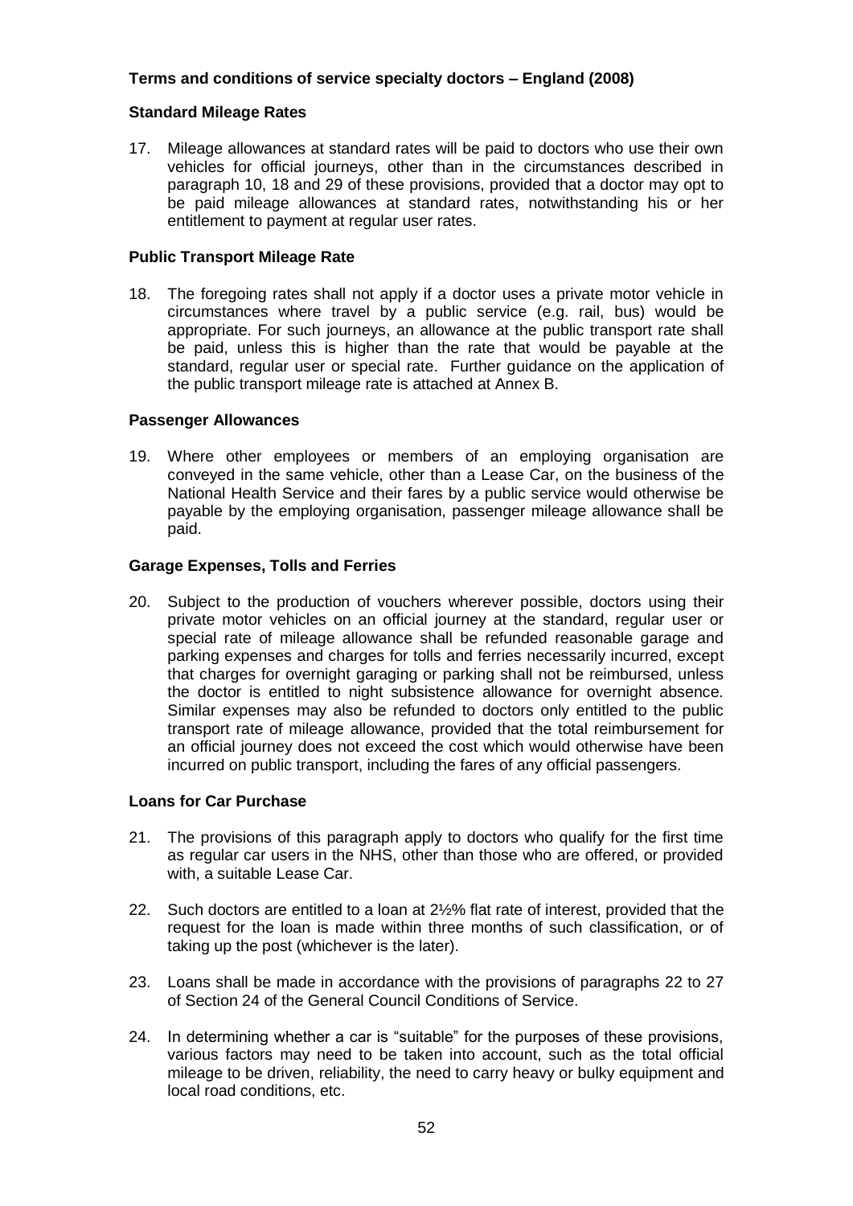**Terms and conditions of service specialty doctors – England (2008)**

**Standard Mileage Rates**

17. Mileage allowances at standard rates will be paid to doctors who use their own vehicles for official journeys, other than in the circumstances described in paragraph 10, 18 and 29 of these provisions, provided that a doctor may opt to be paid mileage allowances at standard rates, notwithstanding his or her entitlement to payment at regular user rates.

**Public Transport Mileage Rate**

18. The foregoing rates shall not apply if a doctor uses a private motor vehicle in circumstances where travel by a public service (e.g. rail, bus) would be appropriate. For such journeys, an allowance at the public transport rate shall be paid, unless this is higher than the rate that would be payable at the standard, regular user or special rate. Further guidance on the application of the public transport mileage rate is attached at Annex B.

**Passenger Allowances**

19. Where other employees or members of an employing organisation are conveyed in the same vehicle, other than a Lease Car, on the business of the National Health Service and their fares by a public service would otherwise be payable by the employing organisation, passenger mileage allowance shall be paid.

**Garage Expenses, Tolls and Ferries**

20. Subject to the production of vouchers wherever possible, doctors using their private motor vehicles on an official journey at the standard, regular user or special rate of mileage allowance shall be refunded reasonable garage and parking expenses and charges for tolls and ferries necessarily incurred, except that charges for overnight garaging or parking shall not be reimbursed, unless the doctor is entitled to night subsistence allowance for overnight absence. Similar expenses may also be refunded to doctors only entitled to the public transport rate of mileage allowance, provided that the total reimbursement for an official journey does not exceed the cost which would otherwise have been incurred on public transport, including the fares of any official passengers.

**Loans for Car Purchase**

21. The provisions of this paragraph apply to doctors who qualify for the first time as regular car users in the NHS, other than those who are offered, or provided with, a suitable Lease Car.

22. Such doctors are entitled to a loan at 2½% flat rate of interest, provided that the request for the loan is made within three months of such classification, or of taking up the post (whichever is the later).

23. Loans shall be made in accordance with the provisions of paragraphs 22 to 27 of Section 24 of the General Council Conditions of Service.

24. In determining whether a car is "suitable" for the purposes of these provisions, various factors may need to be taken into account, such as the total official mileage to be driven, reliability, the need to carry heavy or bulky equipment and local road conditions, etc.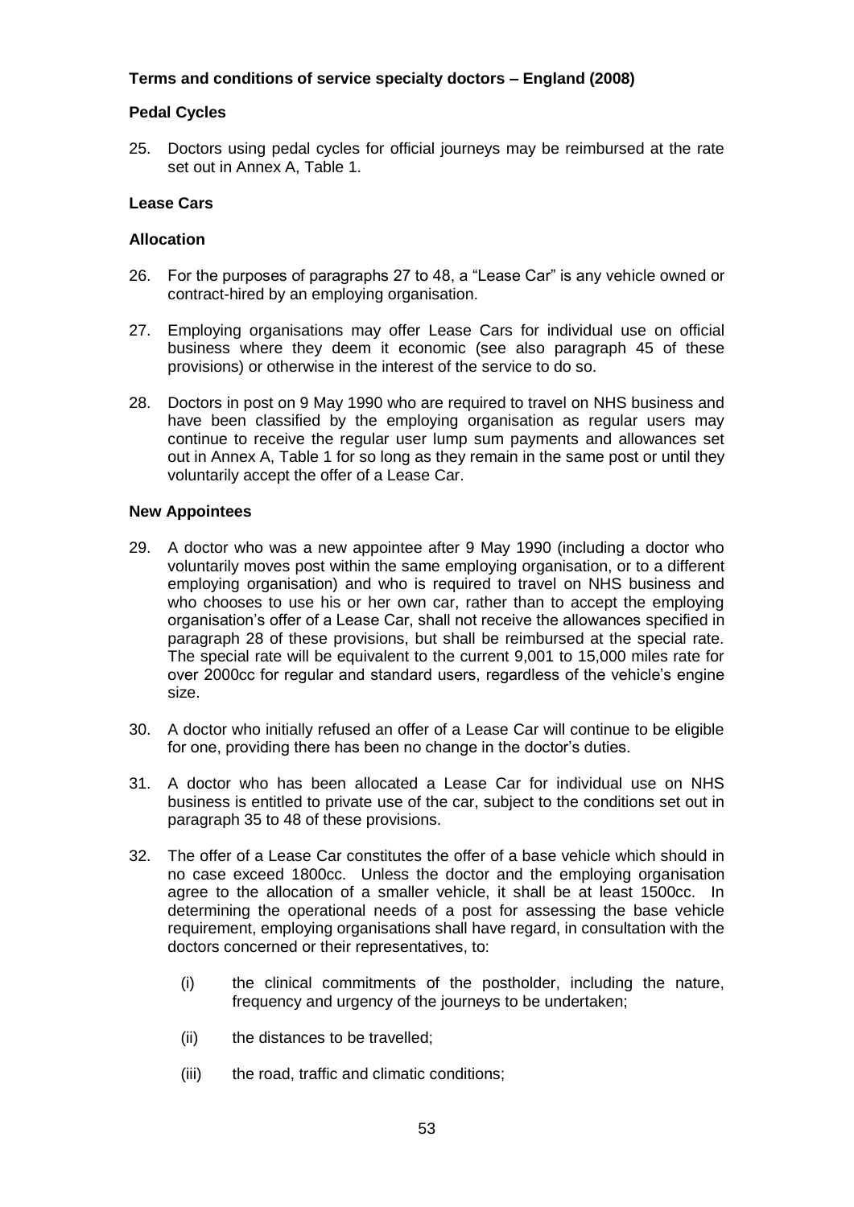**Terms and conditions of service specialty doctors – England (2008)**

**Pedal Cycles**

25. Doctors using pedal cycles for official journeys may be reimbursed at the rate set out in Annex A, Table 1.

**Lease Cars**

**Allocation**

26. For the purposes of paragraphs 27 to 48, a "Lease Car" is any vehicle owned or contract-hired by an employing organisation.

27. Employing organisations may offer Lease Cars for individual use on official business where they deem it economic (see also paragraph 45 of these provisions) or otherwise in the interest of the service to do so.

28. Doctors in post on 9 May 1990 who are required to travel on NHS business and have been classified by the employing organisation as regular users may continue to receive the regular user lump sum payments and allowances set out in Annex A, Table 1 for so long as they remain in the same post or until they voluntarily accept the offer of a Lease Car.

**New Appointees**

29. A doctor who was a new appointee after 9 May 1990 (including a doctor who voluntarily moves post within the same employing organisation, or to a different employing organisation) and who is required to travel on NHS business and who chooses to use his or her own car, rather than to accept the employing organisation's offer of a Lease Car, shall not receive the allowances specified in paragraph 28 of these provisions, but shall be reimbursed at the special rate. The special rate will be equivalent to the current 9,001 to 15,000 miles rate for over 2000cc for regular and standard users, regardless of the vehicle's engine size.

30. A doctor who initially refused an offer of a Lease Car will continue to be eligible for one, providing there has been no change in the doctor's duties.

31. A doctor who has been allocated a Lease Car for individual use on NHS business is entitled to private use of the car, subject to the conditions set out in paragraph 35 to 48 of these provisions.

32. The offer of a Lease Car constitutes the offer of a base vehicle which should in no case exceed 1800cc. Unless the doctor and the employing organisation agree to the allocation of a smaller vehicle, it shall be at least 1500cc. In determining the operational needs of a post for assessing the base vehicle requirement, employing organisations shall have regard, in consultation with the doctors concerned or their representatives, to:

    (i) the clinical commitments of the postholder, including the nature, frequency and urgency of the journeys to be undertaken;

    (ii) the distances to be travelled;

    (iii) the road, traffic and climatic conditions;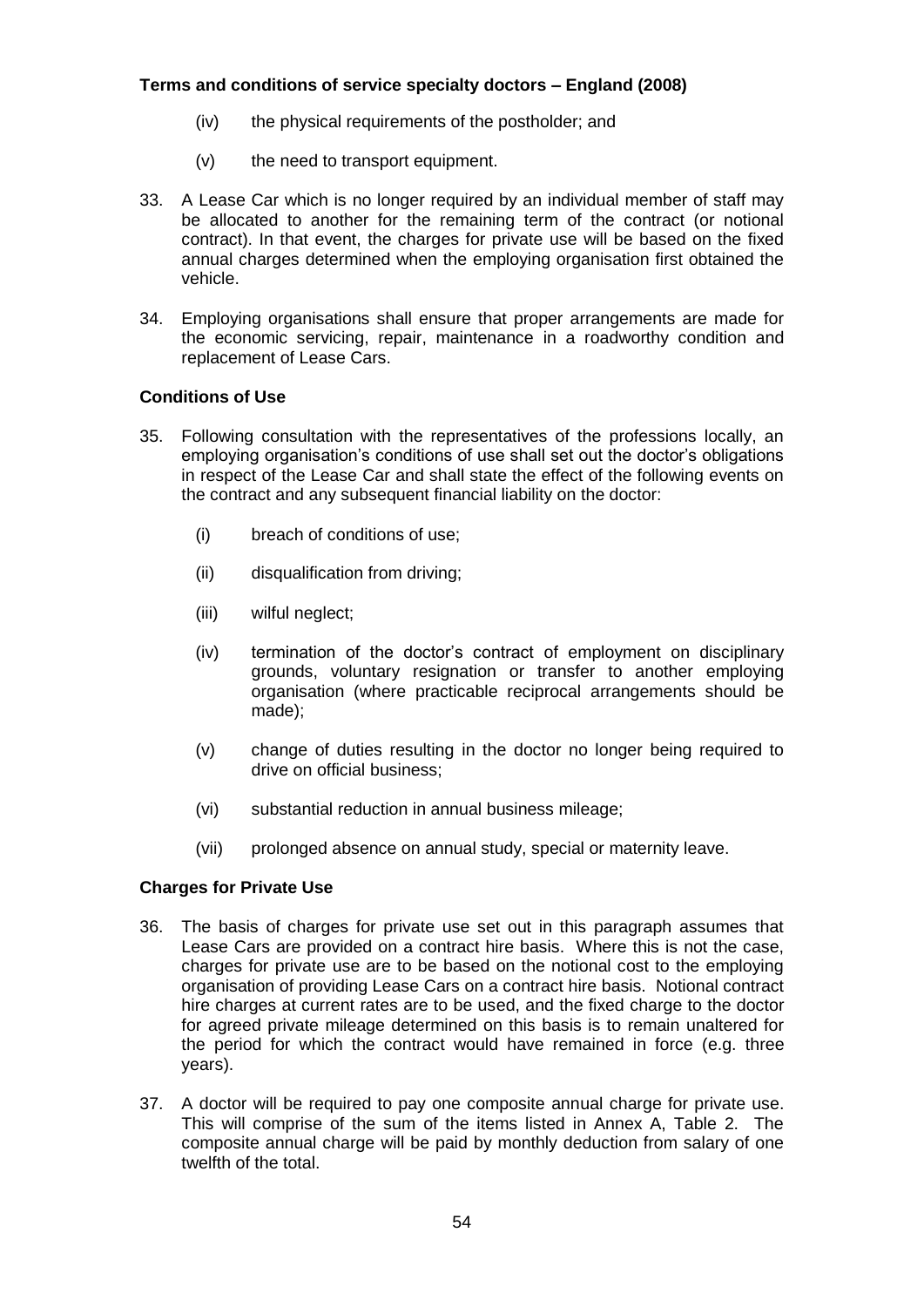(iv) the physical requirements of the postholder; and

(v) the need to transport equipment.

33. A Lease Car which is no longer required by an individual member of staff may be allocated to another for the remaining term of the contract (or notional contract). In that event, the charges for private use will be based on the fixed annual charges determined when the employing organisation first obtained the vehicle.

34. Employing organisations shall ensure that proper arrangements are made for the economic servicing, repair, maintenance in a roadworthy condition and replacement of Lease Cars.

**Conditions of Use**

35. Following consultation with the representatives of the professions locally, an employing organisation's conditions of use shall set out the doctor's obligations in respect of the Lease Car and shall state the effect of the following events on the contract and any subsequent financial liability on the doctor:

    (i) breach of conditions of use;

    (ii) disqualification from driving;

    (iii) wilful neglect;

    (iv) termination of the doctor's contract of employment on disciplinary grounds, voluntary resignation or transfer to another employing organisation (where practicable reciprocal arrangements should be made);

    (v) change of duties resulting in the doctor no longer being required to drive on official business;

    (vi) substantial reduction in annual business mileage;

    (vii) prolonged absence on annual study, special or maternity leave.

**Charges for Private Use**

36. The basis of charges for private use set out in this paragraph assumes that Lease Cars are provided on a contract hire basis. Where this is not the case, charges for private use are to be based on the notional cost to the employing organisation of providing Lease Cars on a contract hire basis. Notional contract hire charges at current rates are to be used, and the fixed charge to the doctor for agreed private mileage determined on this basis is to remain unaltered for the period for which the contract would have remained in force (e.g. three years).

37. A doctor will be required to pay one composite annual charge for private use. This will comprise of the sum of the items listed in Annex A, Table 2. The composite annual charge will be paid by monthly deduction from salary of one twelfth of the total.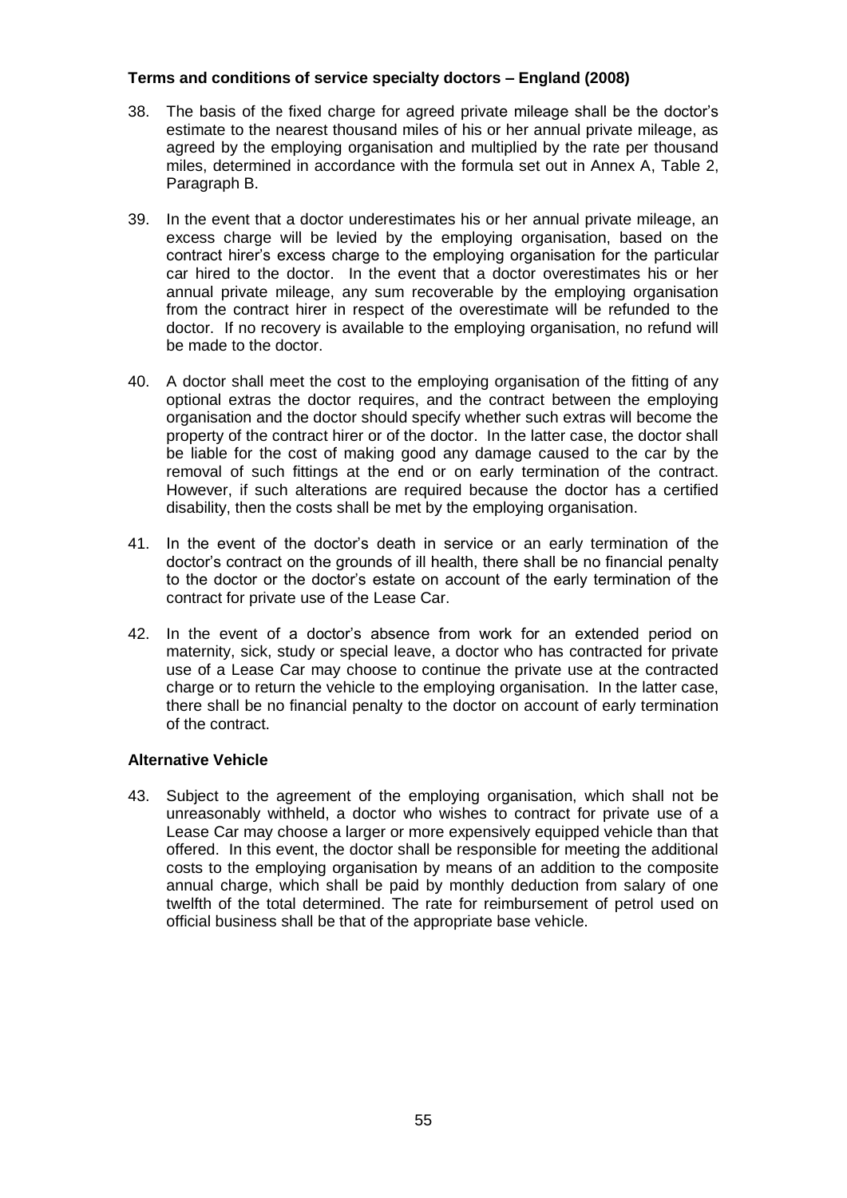**Terms and conditions of service specialty doctors – England (2008)**

38. The basis of the fixed charge for agreed private mileage shall be the doctor's estimate to the nearest thousand miles of his or her annual private mileage, as agreed by the employing organisation and multiplied by the rate per thousand miles, determined in accordance with the formula set out in Annex A, Table 2, Paragraph B.

39. In the event that a doctor underestimates his or her annual private mileage, an excess charge will be levied by the employing organisation, based on the contract hirer's excess charge to the employing organisation for the particular car hired to the doctor. In the event that a doctor overestimates his or her annual private mileage, any sum recoverable by the employing organisation from the contract hirer in respect of the overestimate will be refunded to the doctor. If no recovery is available to the employing organisation, no refund will be made to the doctor.

40. A doctor shall meet the cost to the employing organisation of the fitting of any optional extras the doctor requires, and the contract between the employing organisation and the doctor should specify whether such extras will become the property of the contract hirer or of the doctor. In the latter case, the doctor shall be liable for the cost of making good any damage caused to the car by the removal of such fittings at the end or on early termination of the contract. However, if such alterations are required because the doctor has a certified disability, then the costs shall be met by the employing organisation.

41. In the event of the doctor's death in service or an early termination of the doctor's contract on the grounds of ill health, there shall be no financial penalty to the doctor or the doctor's estate on account of the early termination of the contract for private use of the Lease Car.

42. In the event of a doctor's absence from work for an extended period on maternity, sick, study or special leave, a doctor who has contracted for private use of a Lease Car may choose to continue the private use at the contracted charge or to return the vehicle to the employing organisation. In the latter case, there shall be no financial penalty to the doctor on account of early termination of the contract.

**Alternative Vehicle**

43. Subject to the agreement of the employing organisation, which shall not be unreasonably withheld, a doctor who wishes to contract for private use of a Lease Car may choose a larger or more expensively equipped vehicle than that offered. In this event, the doctor shall be responsible for meeting the additional costs to the employing organisation by means of an addition to the composite annual charge, which shall be paid by monthly deduction from salary of one twelfth of the total determined. The rate for reimbursement of petrol used on official business shall be that of the appropriate base vehicle.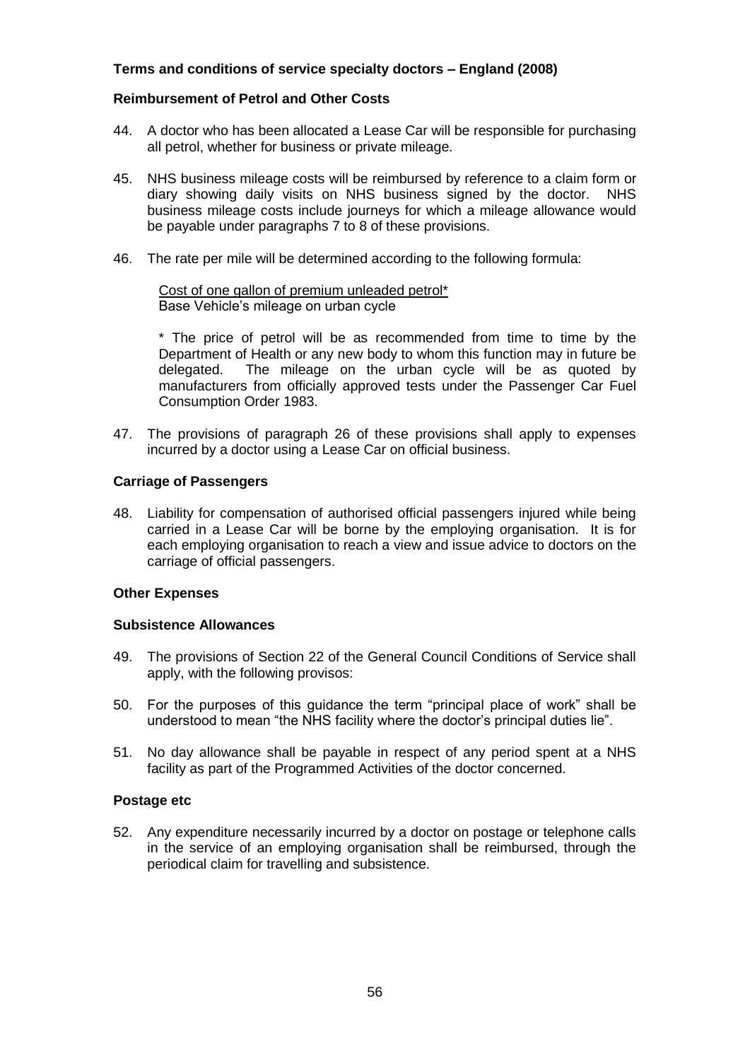**Terms and conditions of service specialty doctors – England (2008)**

**Reimbursement of Petrol and Other Costs**

44. A doctor who has been allocated a Lease Car will be responsible for purchasing all petrol, whether for business or private mileage.

45. NHS business mileage costs will be reimbursed by reference to a claim form or diary showing daily visits on NHS business signed by the doctor. NHS business mileage costs include journeys for which a mileage allowance would be payable under paragraphs 7 to 8 of these provisions.

46. The rate per mile will be determined according to the following formula:

    $$\frac{\text{Cost of one gallon of premium unleaded petrol*}}{\text{Base Vehicle's mileage on urban cycle}}$$

    \* The price of petrol will be as recommended from time to time by the Department of Health or any new body to whom this function may in future be delegated. The mileage on the urban cycle will be as quoted by manufacturers from officially approved tests under the Passenger Car Fuel Consumption Order 1983.

47. The provisions of paragraph 26 of these provisions shall apply to expenses incurred by a doctor using a Lease Car on official business.

**Carriage of Passengers**

48. Liability for compensation of authorised official passengers injured while being carried in a Lease Car will be borne by the employing organisation. It is for each employing organisation to reach a view and issue advice to doctors on the carriage of official passengers.

**Other Expenses**

**Subsistence Allowances**

49. The provisions of Section 22 of the General Council Conditions of Service shall apply, with the following provisos:

50. For the purposes of this guidance the term "principal place of work" shall be understood to mean "the NHS facility where the doctor's principal duties lie".

51. No day allowance shall be payable in respect of any period spent at a NHS facility as part of the Programmed Activities of the doctor concerned.

**Postage etc**

52. Any expenditure necessarily incurred by a doctor on postage or telephone calls in the service of an employing organisation shall be reimbursed, through the periodical claim for travelling and subsistence.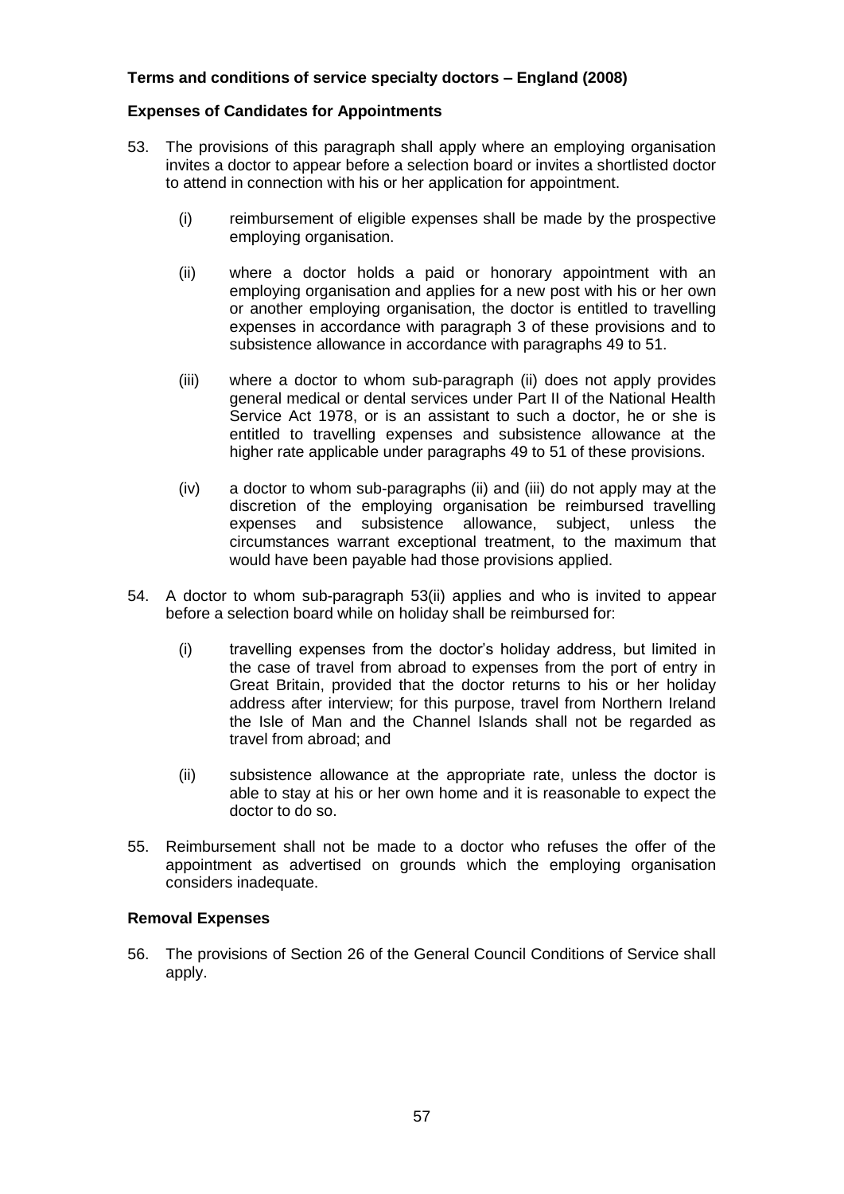**Terms and conditions of service specialty doctors – England (2008)**

**Expenses of Candidates for Appointments**

53. The provisions of this paragraph shall apply where an employing organisation invites a doctor to appear before a selection board or invites a shortlisted doctor to attend in connection with his or her application for appointment.

    (i) reimbursement of eligible expenses shall be made by the prospective employing organisation.

    (ii) where a doctor holds a paid or honorary appointment with an employing organisation and applies for a new post with his or her own or another employing organisation, the doctor is entitled to travelling expenses in accordance with paragraph 3 of these provisions and to subsistence allowance in accordance with paragraphs 49 to 51.

    (iii) where a doctor to whom sub-paragraph (ii) does not apply provides general medical or dental services under Part II of the National Health Service Act 1978, or is an assistant to such a doctor, he or she is entitled to travelling expenses and subsistence allowance at the higher rate applicable under paragraphs 49 to 51 of these provisions.

    (iv) a doctor to whom sub-paragraphs (ii) and (iii) do not apply may at the discretion of the employing organisation be reimbursed travelling expenses and subsistence allowance, subject, unless the circumstances warrant exceptional treatment, to the maximum that would have been payable had those provisions applied.

54. A doctor to whom sub-paragraph 53(ii) applies and who is invited to appear before a selection board while on holiday shall be reimbursed for:

    (i) travelling expenses from the doctor's holiday address, but limited in the case of travel from abroad to expenses from the port of entry in Great Britain, provided that the doctor returns to his or her holiday address after interview; for this purpose, travel from Northern Ireland the Isle of Man and the Channel Islands shall not be regarded as travel from abroad; and

    (ii) subsistence allowance at the appropriate rate, unless the doctor is able to stay at his or her own home and it is reasonable to expect the doctor to do so.

55. Reimbursement shall not be made to a doctor who refuses the offer of the appointment as advertised on grounds which the employing organisation considers inadequate.

**Removal Expenses**

56. The provisions of Section 26 of the General Council Conditions of Service shall apply.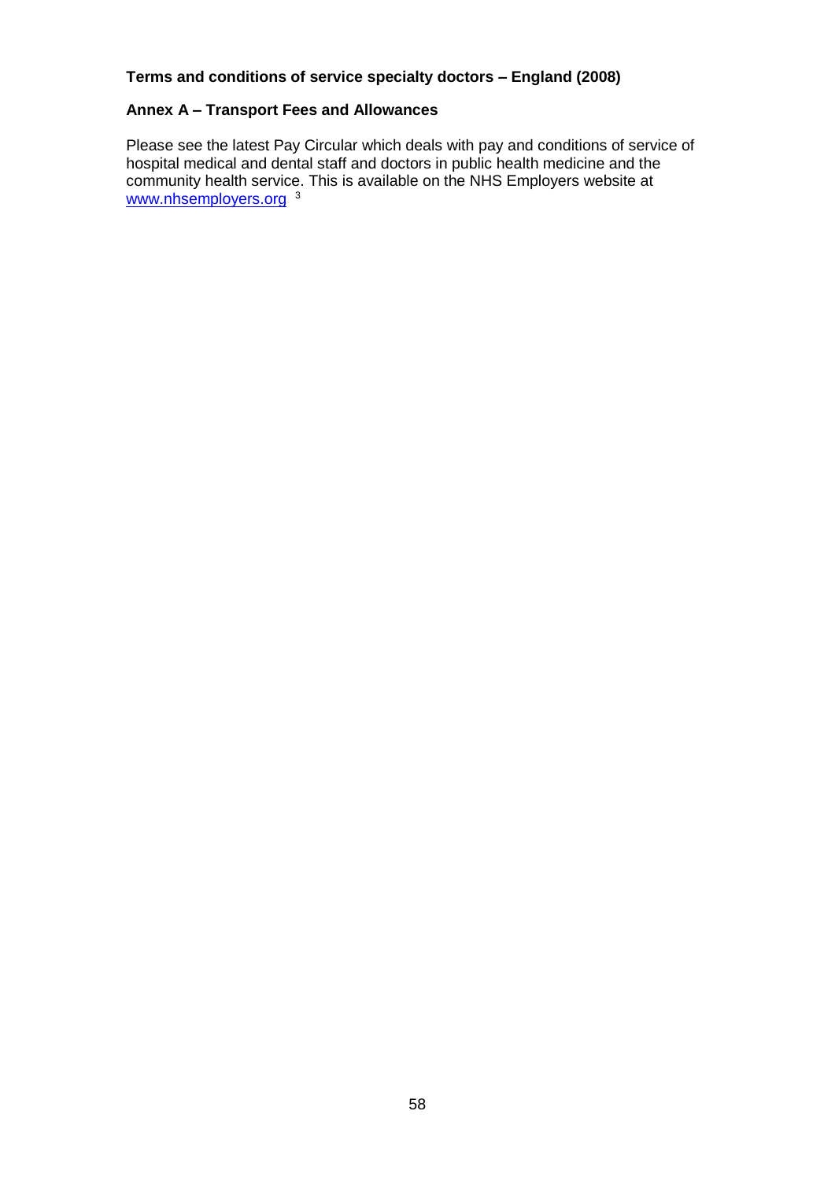**Terms and conditions of service specialty doctors – England (2008)**

## Annex A – Transport Fees and Allowances

Please see the latest Pay Circular which deals with pay and conditions of service of hospital medical and dental staff and doctors in public health medicine and the community health service. This is available on the NHS Employers website at www.nhsemployers.org [3]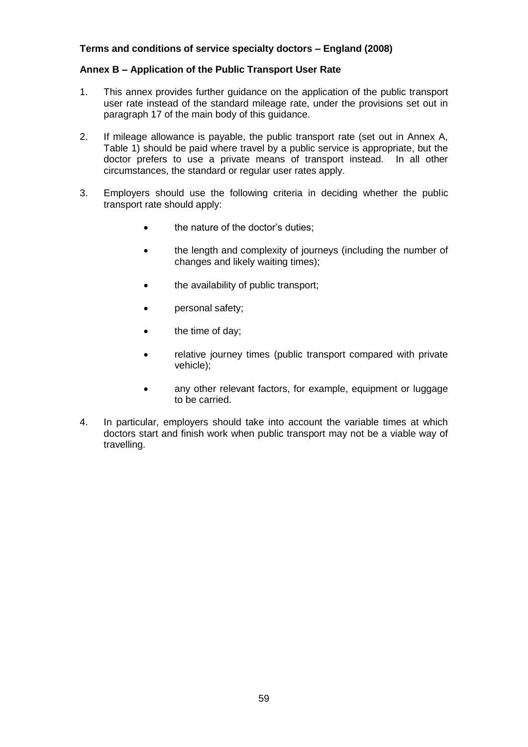**Terms and conditions of service specialty doctors – England (2008)**

**Annex B – Application of the Public Transport User Rate**

1. This annex provides further guidance on the application of the public transport user rate instead of the standard mileage rate, under the provisions set out in paragraph 17 of the main body of this guidance.

2. If mileage allowance is payable, the public transport rate (set out in Annex A, Table 1) should be paid where travel by a public service is appropriate, but the doctor prefers to use a private means of transport instead. In all other circumstances, the standard or regular user rates apply.

3. Employers should use the following criteria in deciding whether the public transport rate should apply:

   - the nature of the doctor's duties;
   - the length and complexity of journeys (including the number of changes and likely waiting times);
   - the availability of public transport;
   - personal safety;
   - the time of day;
   - relative journey times (public transport compared with private vehicle);
   - any other relevant factors, for example, equipment or luggage to be carried.

4. In particular, employers should take into account the variable times at which doctors start and finish work when public transport may not be a viable way of travelling.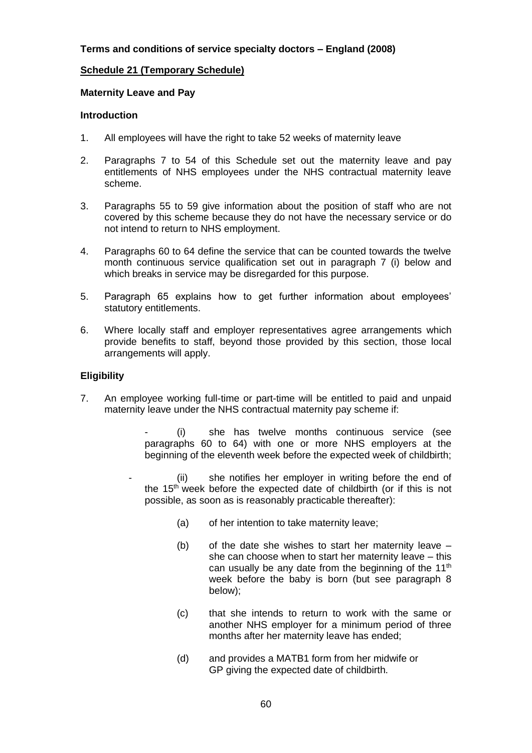**Terms and conditions of service specialty doctors – England (2008)**

**Schedule 21 (Temporary Schedule)**

**Maternity Leave and Pay**

**Introduction**

1. All employees will have the right to take 52 weeks of maternity leave

2. Paragraphs 7 to 54 of this Schedule set out the maternity leave and pay entitlements of NHS employees under the NHS contractual maternity leave scheme.

3. Paragraphs 55 to 59 give information about the position of staff who are not covered by this scheme because they do not have the necessary service or do not intend to return to NHS employment.

4. Paragraphs 60 to 64 define the service that can be counted towards the twelve month continuous service qualification set out in paragraph 7 (i) below and which breaks in service may be disregarded for this purpose.

5. Paragraph 65 explains how to get further information about employees' statutory entitlements.

6. Where locally staff and employer representatives agree arrangements which provide benefits to staff, beyond those provided by this section, those local arrangements will apply.

**Eligibility**

7. An employee working full-time or part-time will be entitled to paid and unpaid maternity leave under the NHS contractual maternity pay scheme if:

   - (i) she has twelve months continuous service (see paragraphs 60 to 64) with one or more NHS employers at the beginning of the eleventh week before the expected week of childbirth;

   - (ii) she notifies her employer in writing before the end of the 15th week before the expected date of childbirth (or if this is not possible, as soon as is reasonably practicable thereafter):

     (a) of her intention to take maternity leave;

     (b) of the date she wishes to start her maternity leave – she can choose when to start her maternity leave – this can usually be any date from the beginning of the 11th week before the baby is born (but see paragraph 8 below);

     (c) that she intends to return to work with the same or another NHS employer for a minimum period of three months after her maternity leave has ended;

     (d) and provides a MATB1 form from her midwife or GP giving the expected date of childbirth.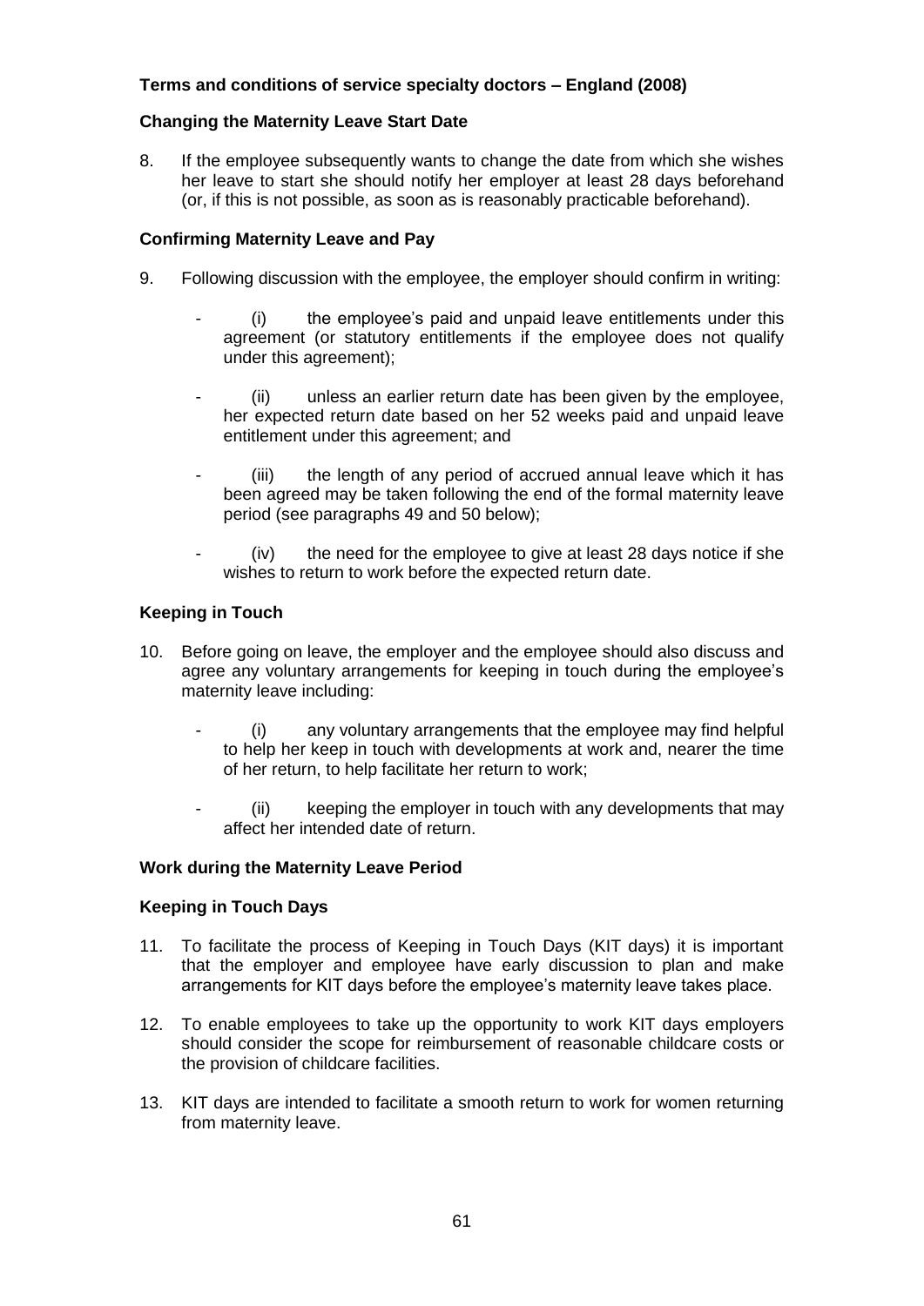**Terms and conditions of service specialty doctors – England (2008)**

**Changing the Maternity Leave Start Date**

8. If the employee subsequently wants to change the date from which she wishes her leave to start she should notify her employer at least 28 days beforehand (or, if this is not possible, as soon as is reasonably practicable beforehand).

**Confirming Maternity Leave and Pay**

9. Following discussion with the employee, the employer should confirm in writing:

   - (i) the employee's paid and unpaid leave entitlements under this agreement (or statutory entitlements if the employee does not qualify under this agreement);

   - (ii) unless an earlier return date has been given by the employee, her expected return date based on her 52 weeks paid and unpaid leave entitlement under this agreement; and

   - (iii) the length of any period of accrued annual leave which it has been agreed may be taken following the end of the formal maternity leave period (see paragraphs 49 and 50 below);

   - (iv) the need for the employee to give at least 28 days notice if she wishes to return to work before the expected return date.

**Keeping in Touch**

10. Before going on leave, the employer and the employee should also discuss and agree any voluntary arrangements for keeping in touch during the employee's maternity leave including:

    - (i) any voluntary arrangements that the employee may find helpful to help her keep in touch with developments at work and, nearer the time of her return, to help facilitate her return to work;

    - (ii) keeping the employer in touch with any developments that may affect her intended date of return.

**Work during the Maternity Leave Period**

**Keeping in Touch Days**

11. To facilitate the process of Keeping in Touch Days (KIT days) it is important that the employer and employee have early discussion to plan and make arrangements for KIT days before the employee's maternity leave takes place.

12. To enable employees to take up the opportunity to work KIT days employers should consider the scope for reimbursement of reasonable childcare costs or the provision of childcare facilities.

13. KIT days are intended to facilitate a smooth return to work for women returning from maternity leave.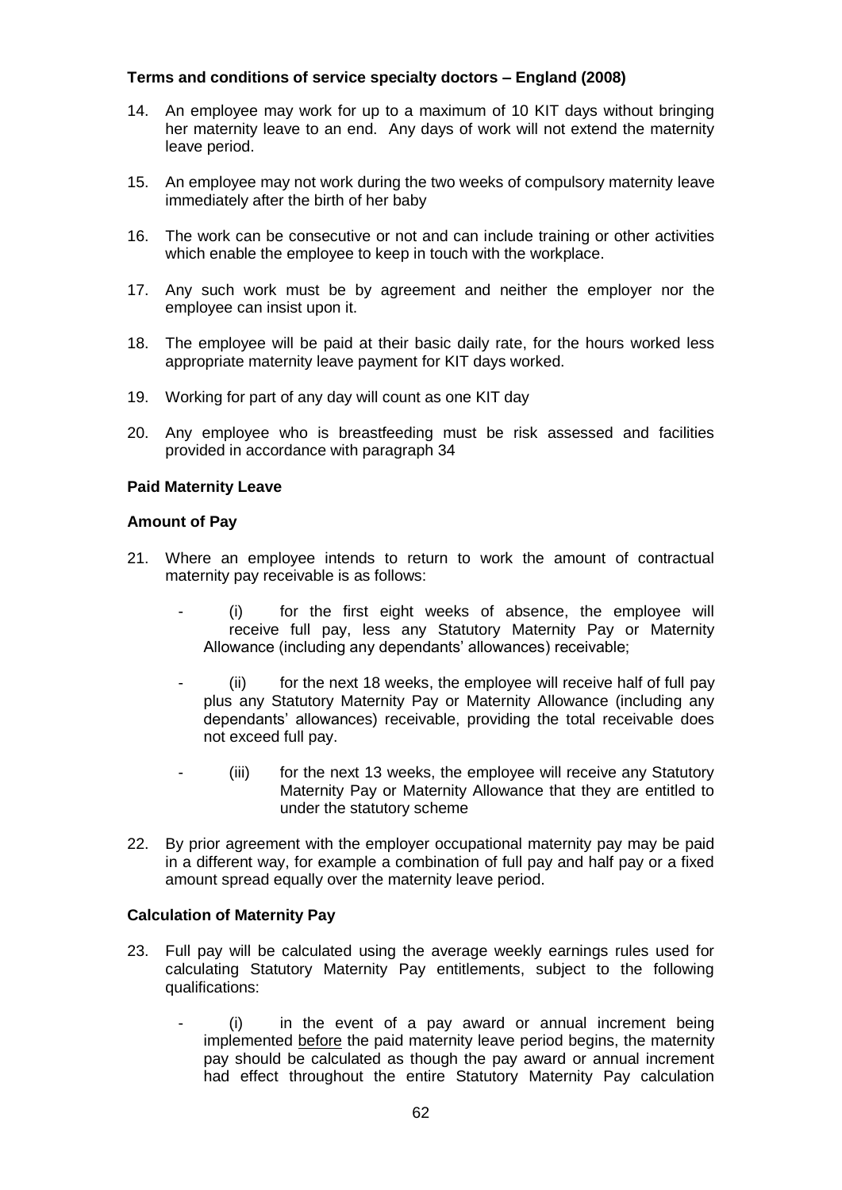**Terms and conditions of service specialty doctors – England (2008)**

14. An employee may work for up to a maximum of 10 KIT days without bringing her maternity leave to an end. Any days of work will not extend the maternity leave period.

15. An employee may not work during the two weeks of compulsory maternity leave immediately after the birth of her baby

16. The work can be consecutive or not and can include training or other activities which enable the employee to keep in touch with the workplace.

17. Any such work must be by agreement and neither the employer nor the employee can insist upon it.

18. The employee will be paid at their basic daily rate, for the hours worked less appropriate maternity leave payment for KIT days worked.

19. Working for part of any day will count as one KIT day

20. Any employee who is breastfeeding must be risk assessed and facilities provided in accordance with paragraph 34

**Paid Maternity Leave**

**Amount of Pay**

21. Where an employee intends to return to work the amount of contractual maternity pay receivable is as follows:

    - (i) for the first eight weeks of absence, the employee will receive full pay, less any Statutory Maternity Pay or Maternity Allowance (including any dependants' allowances) receivable;

    - (ii) for the next 18 weeks, the employee will receive half of full pay plus any Statutory Maternity Pay or Maternity Allowance (including any dependants' allowances) receivable, providing the total receivable does not exceed full pay.

    - (iii) for the next 13 weeks, the employee will receive any Statutory Maternity Pay or Maternity Allowance that they are entitled to under the statutory scheme

22. By prior agreement with the employer occupational maternity pay may be paid in a different way, for example a combination of full pay and half pay or a fixed amount spread equally over the maternity leave period.

**Calculation of Maternity Pay**

23. Full pay will be calculated using the average weekly earnings rules used for calculating Statutory Maternity Pay entitlements, subject to the following qualifications:

    - (i) in the event of a pay award or annual increment being implemented before the paid maternity leave period begins, the maternity pay should be calculated as though the pay award or annual increment had effect throughout the entire Statutory Maternity Pay calculation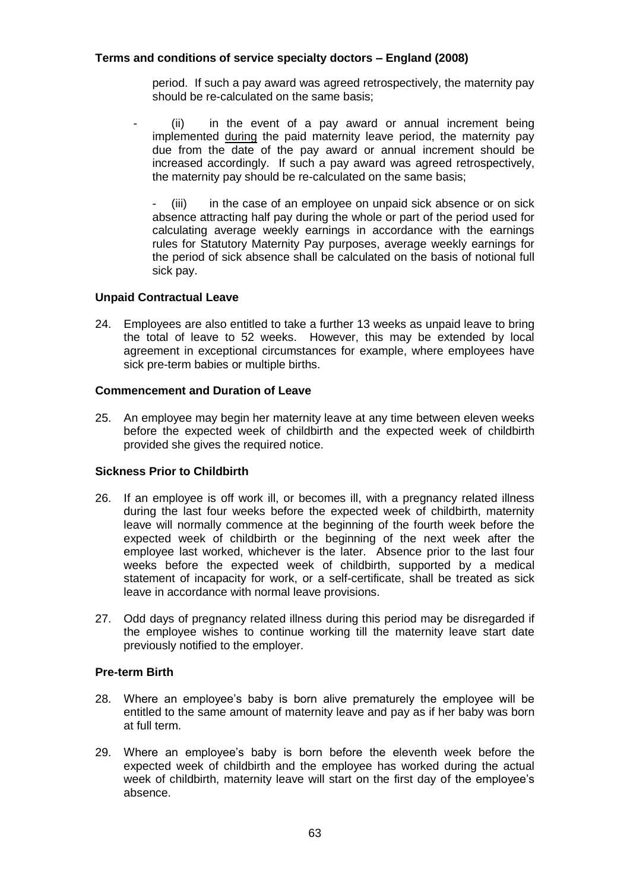period. If such a pay award was agreed retrospectively, the maternity pay should be re-calculated on the same basis;

- (ii) in the event of a pay award or annual increment being implemented during the paid maternity leave period, the maternity pay due from the date of the pay award or annual increment should be increased accordingly. If such a pay award was agreed retrospectively, the maternity pay should be re-calculated on the same basis;

- (iii) in the case of an employee on unpaid sick absence or on sick absence attracting half pay during the whole or part of the period used for calculating average weekly earnings in accordance with the earnings rules for Statutory Maternity Pay purposes, average weekly earnings for the period of sick absence shall be calculated on the basis of notional full sick pay.

**Unpaid Contractual Leave**

24. Employees are also entitled to take a further 13 weeks as unpaid leave to bring the total of leave to 52 weeks. However, this may be extended by local agreement in exceptional circumstances for example, where employees have sick pre-term babies or multiple births.

**Commencement and Duration of Leave**

25. An employee may begin her maternity leave at any time between eleven weeks before the expected week of childbirth and the expected week of childbirth provided she gives the required notice.

**Sickness Prior to Childbirth**

26. If an employee is off work ill, or becomes ill, with a pregnancy related illness during the last four weeks before the expected week of childbirth, maternity leave will normally commence at the beginning of the fourth week before the expected week of childbirth or the beginning of the next week after the employee last worked, whichever is the later. Absence prior to the last four weeks before the expected week of childbirth, supported by a medical statement of incapacity for work, or a self-certificate, shall be treated as sick leave in accordance with normal leave provisions.

27. Odd days of pregnancy related illness during this period may be disregarded if the employee wishes to continue working till the maternity leave start date previously notified to the employer.

**Pre-term Birth**

28. Where an employee's baby is born alive prematurely the employee will be entitled to the same amount of maternity leave and pay as if her baby was born at full term.

29. Where an employee's baby is born before the eleventh week before the expected week of childbirth and the employee has worked during the actual week of childbirth, maternity leave will start on the first day of the employee's absence.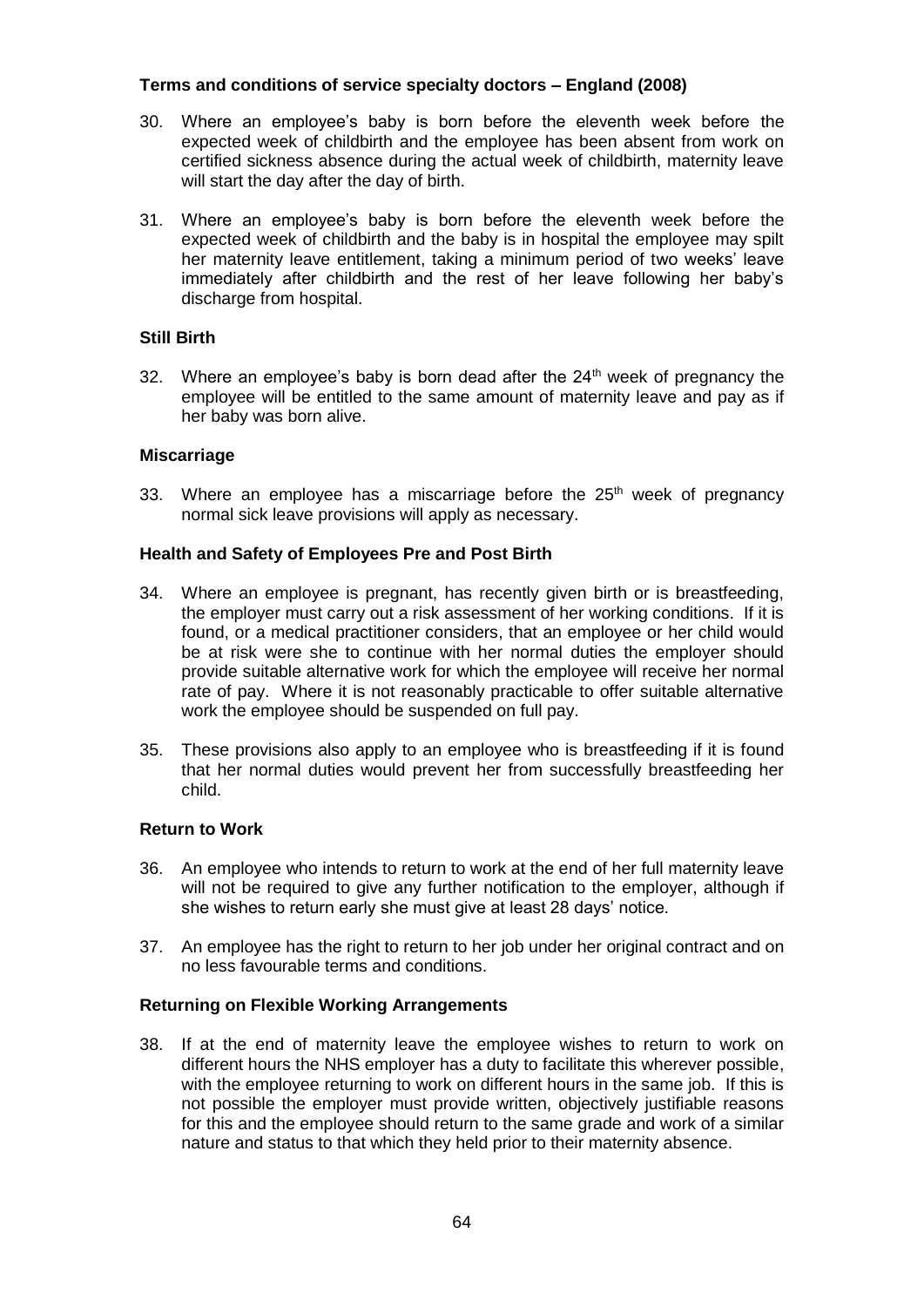**Terms and conditions of service specialty doctors – England (2008)**

30. Where an employee's baby is born before the eleventh week before the expected week of childbirth and the employee has been absent from work on certified sickness absence during the actual week of childbirth, maternity leave will start the day after the day of birth.

31. Where an employee's baby is born before the eleventh week before the expected week of childbirth and the baby is in hospital the employee may spilt her maternity leave entitlement, taking a minimum period of two weeks' leave immediately after childbirth and the rest of her leave following her baby's discharge from hospital.

**Still Birth**

32. Where an employee's baby is born dead after the 24th week of pregnancy the employee will be entitled to the same amount of maternity leave and pay as if her baby was born alive.

**Miscarriage**

33. Where an employee has a miscarriage before the 25th week of pregnancy normal sick leave provisions will apply as necessary.

**Health and Safety of Employees Pre and Post Birth**

34. Where an employee is pregnant, has recently given birth or is breastfeeding, the employer must carry out a risk assessment of her working conditions. If it is found, or a medical practitioner considers, that an employee or her child would be at risk were she to continue with her normal duties the employer should provide suitable alternative work for which the employee will receive her normal rate of pay. Where it is not reasonably practicable to offer suitable alternative work the employee should be suspended on full pay.

35. These provisions also apply to an employee who is breastfeeding if it is found that her normal duties would prevent her from successfully breastfeeding her child.

**Return to Work**

36. An employee who intends to return to work at the end of her full maternity leave will not be required to give any further notification to the employer, although if she wishes to return early she must give at least 28 days' notice.

37. An employee has the right to return to her job under her original contract and on no less favourable terms and conditions.

**Returning on Flexible Working Arrangements**

38. If at the end of maternity leave the employee wishes to return to work on different hours the NHS employer has a duty to facilitate this wherever possible, with the employee returning to work on different hours in the same job. If this is not possible the employer must provide written, objectively justifiable reasons for this and the employee should return to the same grade and work of a similar nature and status to that which they held prior to their maternity absence.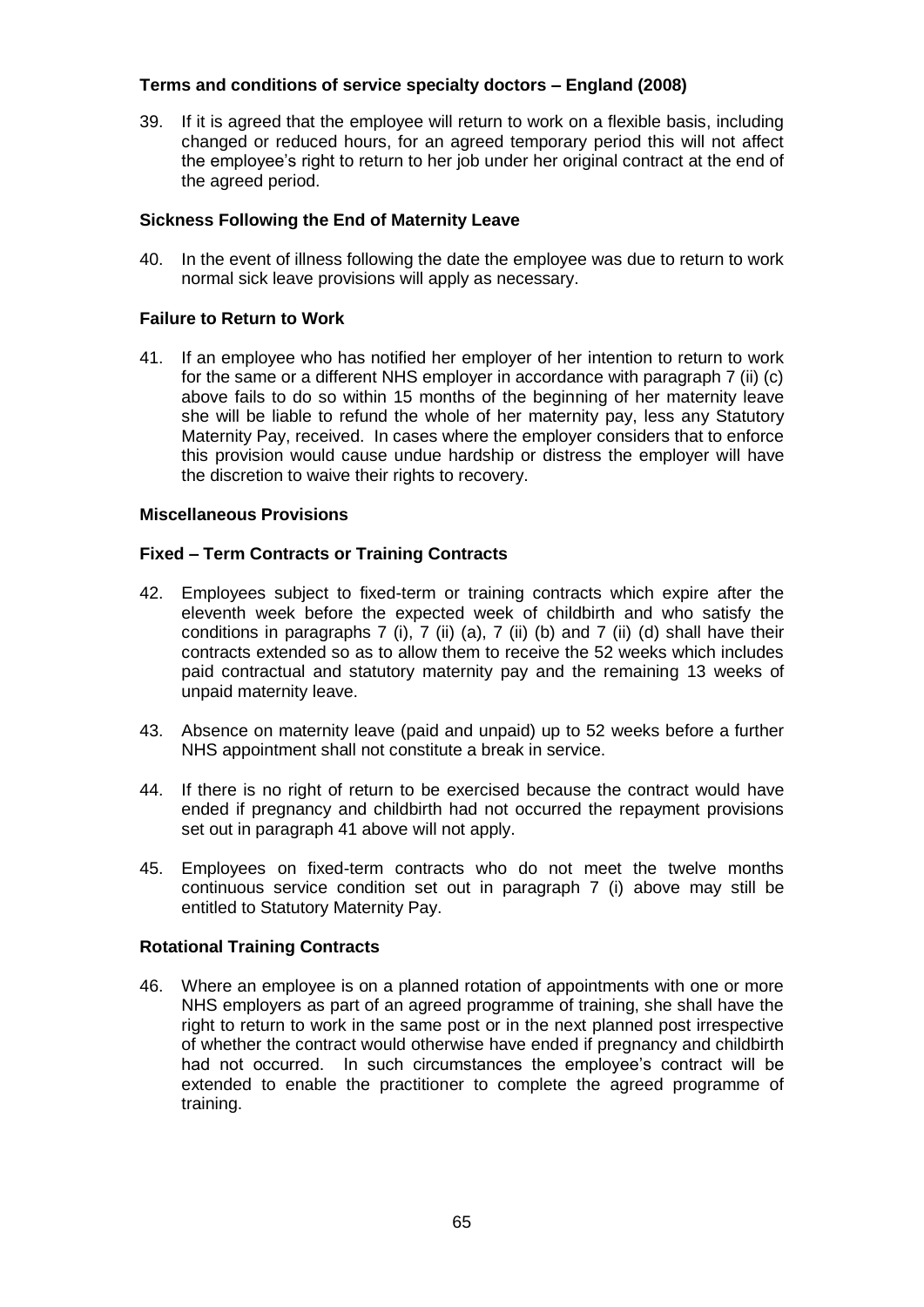**Terms and conditions of service specialty doctors – England (2008)**

39. If it is agreed that the employee will return to work on a flexible basis, including changed or reduced hours, for an agreed temporary period this will not affect the employee's right to return to her job under her original contract at the end of the agreed period.

**Sickness Following the End of Maternity Leave**

40. In the event of illness following the date the employee was due to return to work normal sick leave provisions will apply as necessary.

**Failure to Return to Work**

41. If an employee who has notified her employer of her intention to return to work for the same or a different NHS employer in accordance with paragraph 7 (ii) (c) above fails to do so within 15 months of the beginning of her maternity leave she will be liable to refund the whole of her maternity pay, less any Statutory Maternity Pay, received. In cases where the employer considers that to enforce this provision would cause undue hardship or distress the employer will have the discretion to waive their rights to recovery.

**Miscellaneous Provisions**

**Fixed – Term Contracts or Training Contracts**

42. Employees subject to fixed-term or training contracts which expire after the eleventh week before the expected week of childbirth and who satisfy the conditions in paragraphs 7 (i), 7 (ii) (a), 7 (ii) (b) and 7 (ii) (d) shall have their contracts extended so as to allow them to receive the 52 weeks which includes paid contractual and statutory maternity pay and the remaining 13 weeks of unpaid maternity leave.

43. Absence on maternity leave (paid and unpaid) up to 52 weeks before a further NHS appointment shall not constitute a break in service.

44. If there is no right of return to be exercised because the contract would have ended if pregnancy and childbirth had not occurred the repayment provisions set out in paragraph 41 above will not apply.

45. Employees on fixed-term contracts who do not meet the twelve months continuous service condition set out in paragraph 7 (i) above may still be entitled to Statutory Maternity Pay.

**Rotational Training Contracts**

46. Where an employee is on a planned rotation of appointments with one or more NHS employers as part of an agreed programme of training, she shall have the right to return to work in the same post or in the next planned post irrespective of whether the contract would otherwise have ended if pregnancy and childbirth had not occurred. In such circumstances the employee's contract will be extended to enable the practitioner to complete the agreed programme of training.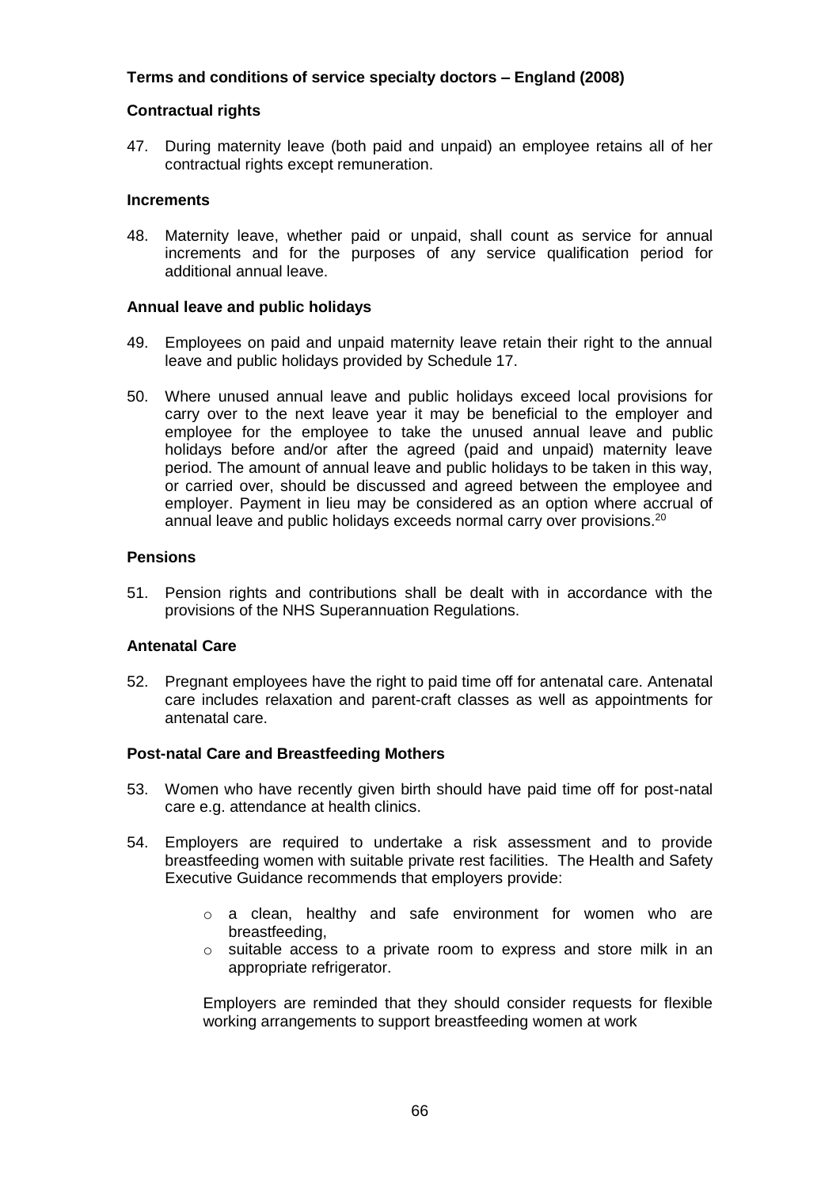**Terms and conditions of service specialty doctors – England (2008)**

**Contractual rights**

47. During maternity leave (both paid and unpaid) an employee retains all of her contractual rights except remuneration.

**Increments**

48. Maternity leave, whether paid or unpaid, shall count as service for annual increments and for the purposes of any service qualification period for additional annual leave.

**Annual leave and public holidays**

49. Employees on paid and unpaid maternity leave retain their right to the annual leave and public holidays provided by Schedule 17.

50. Where unused annual leave and public holidays exceed local provisions for carry over to the next leave year it may be beneficial to the employer and employee for the employee to take the unused annual leave and public holidays before and/or after the agreed (paid and unpaid) maternity leave period. The amount of annual leave and public holidays to be taken in this way, or carried over, should be discussed and agreed between the employee and employer. Payment in lieu may be considered as an option where accrual of annual leave and public holidays exceeds normal carry over provisions.[20]

**Pensions**

51. Pension rights and contributions shall be dealt with in accordance with the provisions of the NHS Superannuation Regulations.

**Antenatal Care**

52. Pregnant employees have the right to paid time off for antenatal care. Antenatal care includes relaxation and parent-craft classes as well as appointments for antenatal care.

**Post-natal Care and Breastfeeding Mothers**

53. Women who have recently given birth should have paid time off for post-natal care e.g. attendance at health clinics.

54. Employers are required to undertake a risk assessment and to provide breastfeeding women with suitable private rest facilities. The Health and Safety Executive Guidance recommends that employers provide:

    - a clean, healthy and safe environment for women who are breastfeeding,
    - suitable access to a private room to express and store milk in an appropriate refrigerator.

    Employers are reminded that they should consider requests for flexible working arrangements to support breastfeeding women at work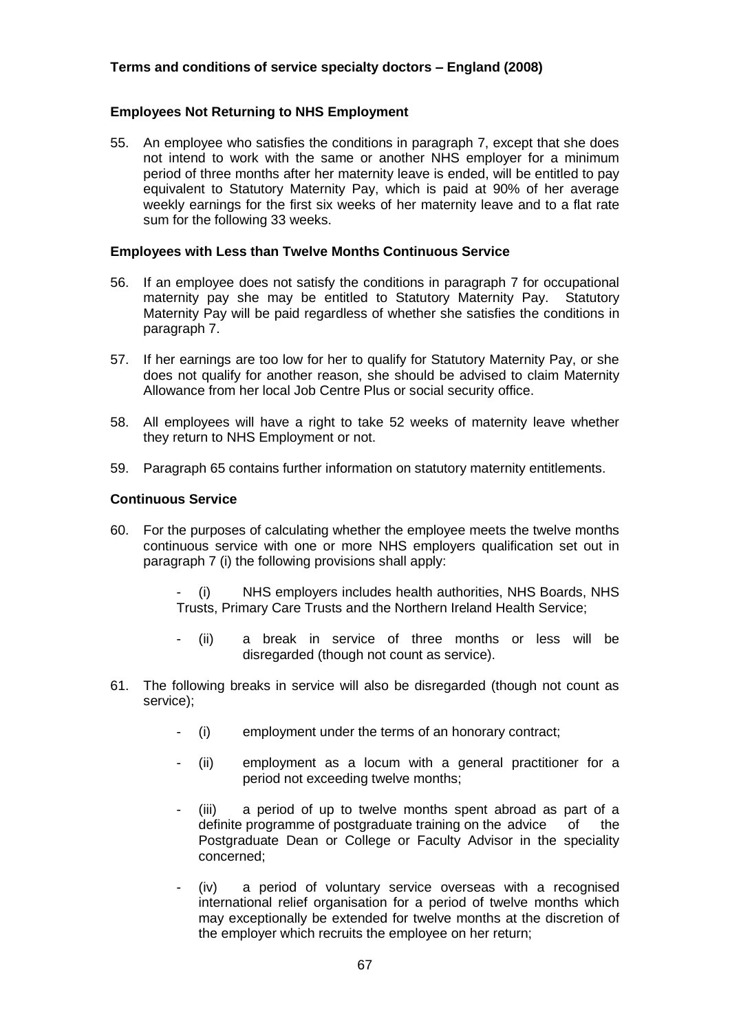**Terms and conditions of service specialty doctors – England (2008)**

**Employees Not Returning to NHS Employment**

55. An employee who satisfies the conditions in paragraph 7, except that she does not intend to work with the same or another NHS employer for a minimum period of three months after her maternity leave is ended, will be entitled to pay equivalent to Statutory Maternity Pay, which is paid at 90% of her average weekly earnings for the first six weeks of her maternity leave and to a flat rate sum for the following 33 weeks.

**Employees with Less than Twelve Months Continuous Service**

56. If an employee does not satisfy the conditions in paragraph 7 for occupational maternity pay she may be entitled to Statutory Maternity Pay. Statutory Maternity Pay will be paid regardless of whether she satisfies the conditions in paragraph 7.

57. If her earnings are too low for her to qualify for Statutory Maternity Pay, or she does not qualify for another reason, she should be advised to claim Maternity Allowance from her local Job Centre Plus or social security office.

58. All employees will have a right to take 52 weeks of maternity leave whether they return to NHS Employment or not.

59. Paragraph 65 contains further information on statutory maternity entitlements.

**Continuous Service**

60. For the purposes of calculating whether the employee meets the twelve months continuous service with one or more NHS employers qualification set out in paragraph 7 (i) the following provisions shall apply:

    - (i) NHS employers includes health authorities, NHS Boards, NHS Trusts, Primary Care Trusts and the Northern Ireland Health Service;
    - (ii) a break in service of three months or less will be disregarded (though not count as service).

61. The following breaks in service will also be disregarded (though not count as service);

    - (i) employment under the terms of an honorary contract;
    - (ii) employment as a locum with a general practitioner for a period not exceeding twelve months;
    - (iii) a period of up to twelve months spent abroad as part of a definite programme of postgraduate training on the advice of the Postgraduate Dean or College or Faculty Advisor in the speciality concerned;
    - (iv) a period of voluntary service overseas with a recognised international relief organisation for a period of twelve months which may exceptionally be extended for twelve months at the discretion of the employer which recruits the employee on her return;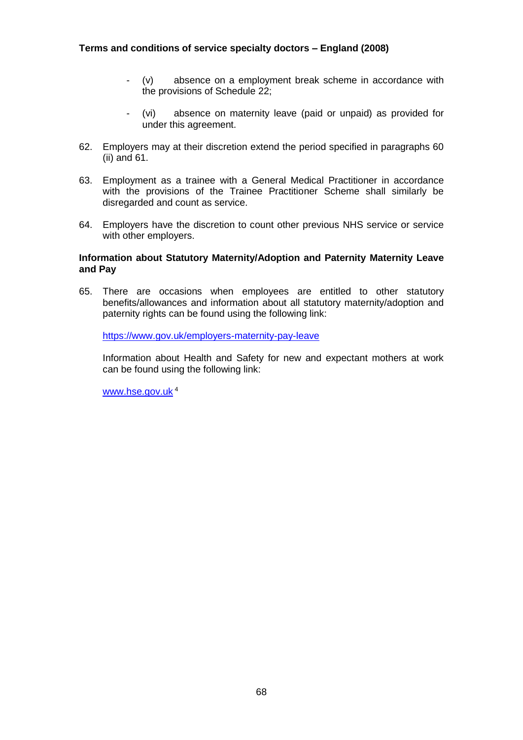- (v) absence on a employment break scheme in accordance with the provisions of Schedule 22;

- (vi) absence on maternity leave (paid or unpaid) as provided for under this agreement.

62. Employers may at their discretion extend the period specified in paragraphs 60 (ii) and 61.

63. Employment as a trainee with a General Medical Practitioner in accordance with the provisions of the Trainee Practitioner Scheme shall similarly be disregarded and count as service.

64. Employers have the discretion to count other previous NHS service or service with other employers.

**Information about Statutory Maternity/Adoption and Paternity Maternity Leave and Pay**

65. There are occasions when employees are entitled to other statutory benefits/allowances and information about all statutory maternity/adoption and paternity rights can be found using the following link:

    https://www.gov.uk/employers-maternity-pay-leave

    Information about Health and Safety for new and expectant mothers at work can be found using the following link:

    www.hse.gov.uk [4]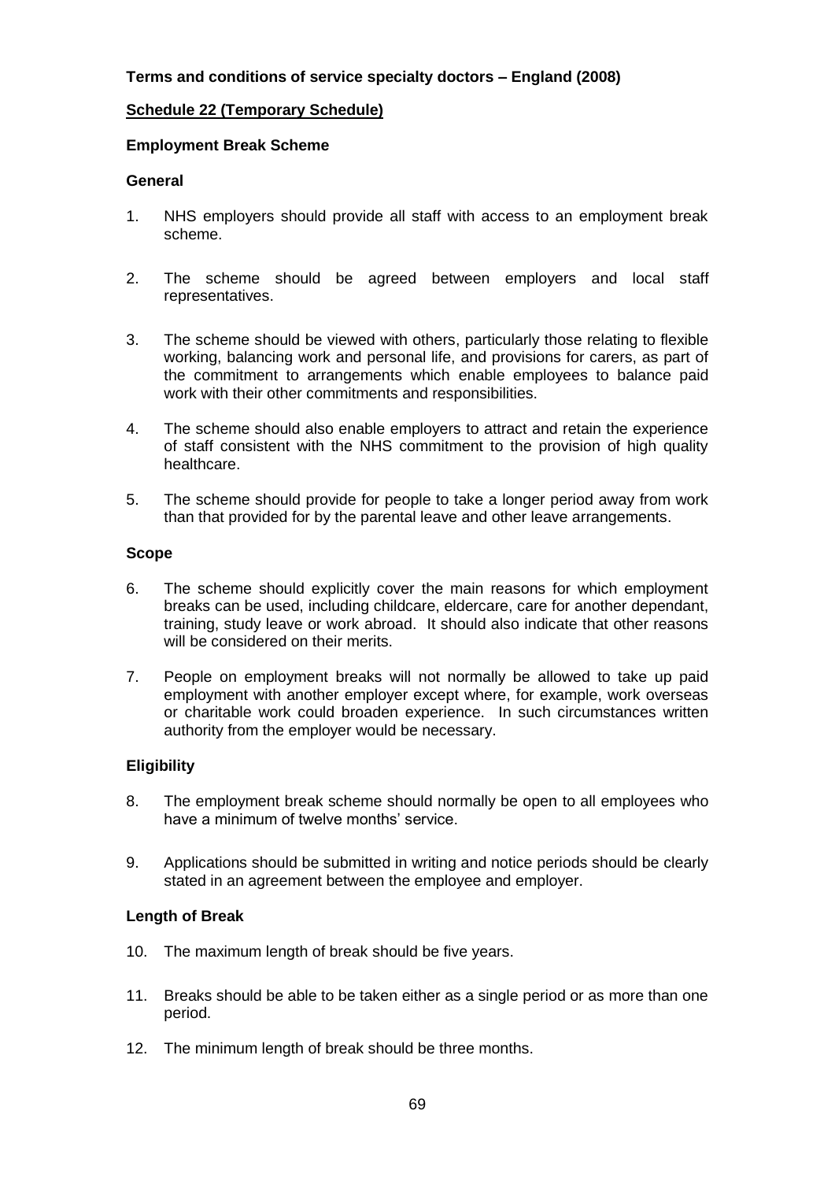**Terms and conditions of service specialty doctors – England (2008)**

## Schedule 22 (Temporary Schedule)

### Employment Break Scheme

#### General

1. NHS employers should provide all staff with access to an employment break scheme.

2. The scheme should be agreed between employers and local staff representatives.

3. The scheme should be viewed with others, particularly those relating to flexible working, balancing work and personal life, and provisions for carers, as part of the commitment to arrangements which enable employees to balance paid work with their other commitments and responsibilities.

4. The scheme should also enable employers to attract and retain the experience of staff consistent with the NHS commitment to the provision of high quality healthcare.

5. The scheme should provide for people to take a longer period away from work than that provided for by the parental leave and other leave arrangements.

#### Scope

6. The scheme should explicitly cover the main reasons for which employment breaks can be used, including childcare, eldercare, care for another dependant, training, study leave or work abroad. It should also indicate that other reasons will be considered on their merits.

7. People on employment breaks will not normally be allowed to take up paid employment with another employer except where, for example, work overseas or charitable work could broaden experience. In such circumstances written authority from the employer would be necessary.

#### Eligibility

8. The employment break scheme should normally be open to all employees who have a minimum of twelve months' service.

9. Applications should be submitted in writing and notice periods should be clearly stated in an agreement between the employee and employer.

#### Length of Break

10. The maximum length of break should be five years.

11. Breaks should be able to be taken either as a single period or as more than one period.

12. The minimum length of break should be three months.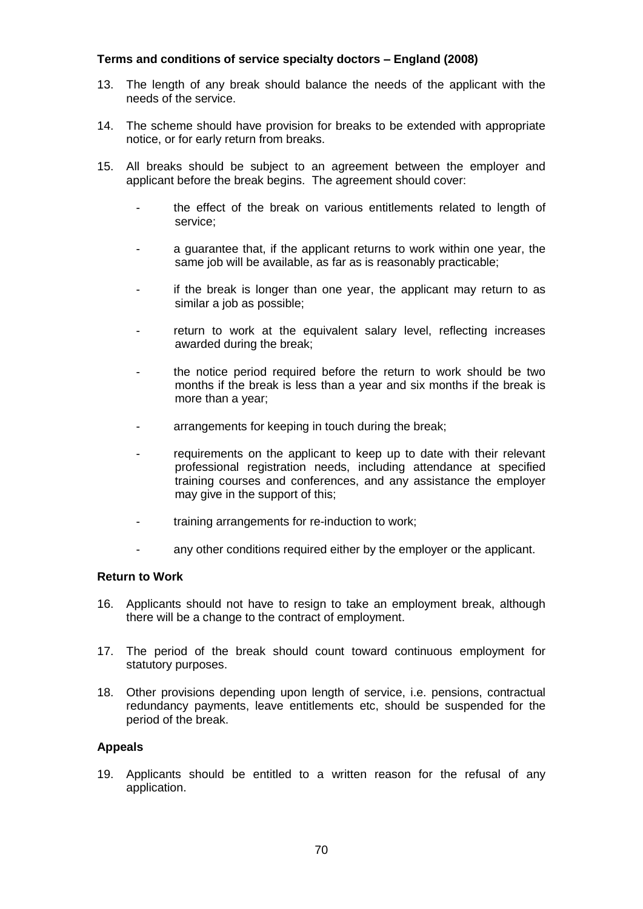13. The length of any break should balance the needs of the applicant with the needs of the service.

14. The scheme should have provision for breaks to be extended with appropriate notice, or for early return from breaks.

15. All breaks should be subject to an agreement between the employer and applicant before the break begins. The agreement should cover:

    - the effect of the break on various entitlements related to length of service;
    - a guarantee that, if the applicant returns to work within one year, the same job will be available, as far as is reasonably practicable;
    - if the break is longer than one year, the applicant may return to as similar a job as possible;
    - return to work at the equivalent salary level, reflecting increases awarded during the break;
    - the notice period required before the return to work should be two months if the break is less than a year and six months if the break is more than a year;
    - arrangements for keeping in touch during the break;
    - requirements on the applicant to keep up to date with their relevant professional registration needs, including attendance at specified training courses and conferences, and any assistance the employer may give in the support of this;
    - training arrangements for re-induction to work;
    - any other conditions required either by the employer or the applicant.

**Return to Work**

16. Applicants should not have to resign to take an employment break, although there will be a change to the contract of employment.

17. The period of the break should count toward continuous employment for statutory purposes.

18. Other provisions depending upon length of service, i.e. pensions, contractual redundancy payments, leave entitlements etc, should be suspended for the period of the break.

**Appeals**

19. Applicants should be entitled to a written reason for the refusal of any application.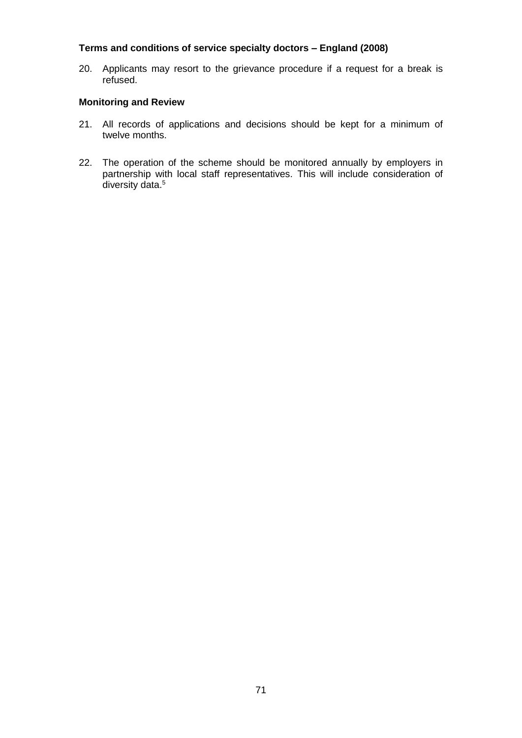20. Applicants may resort to the grievance procedure if a request for a break is refused.

**Monitoring and Review**

21. All records of applications and decisions should be kept for a minimum of twelve months.

22. The operation of the scheme should be monitored annually by employers in partnership with local staff representatives. This will include consideration of diversity data.[5]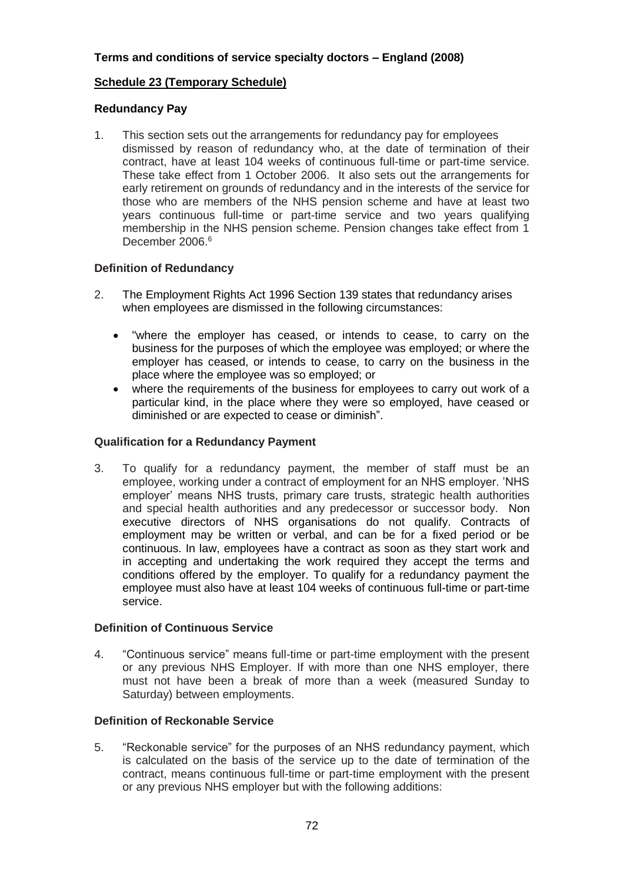**Terms and conditions of service specialty doctors – England (2008)**

## Schedule 23 (Temporary Schedule)

### Redundancy Pay

1. This section sets out the arrangements for redundancy pay for employees dismissed by reason of redundancy who, at the date of termination of their contract, have at least 104 weeks of continuous full-time or part-time service. These take effect from 1 October 2006. It also sets out the arrangements for early retirement on grounds of redundancy and in the interests of the service for those who are members of the NHS pension scheme and have at least two years continuous full-time or part-time service and two years qualifying membership in the NHS pension scheme. Pension changes take effect from 1 December 2006.[6]

### Definition of Redundancy

2. The Employment Rights Act 1996 Section 139 states that redundancy arises when employees are dismissed in the following circumstances:

   - "where the employer has ceased, or intends to cease, to carry on the business for the purposes of which the employee was employed; or where the employer has ceased, or intends to cease, to carry on the business in the place where the employee was so employed; or
   - where the requirements of the business for employees to carry out work of a particular kind, in the place where they were so employed, have ceased or diminished or are expected to cease or diminish".

### Qualification for a Redundancy Payment

3. To qualify for a redundancy payment, the member of staff must be an employee, working under a contract of employment for an NHS employer. 'NHS employer' means NHS trusts, primary care trusts, strategic health authorities and special health authorities and any predecessor or successor body. Non executive directors of NHS organisations do not qualify. Contracts of employment may be written or verbal, and can be for a fixed period or be continuous. In law, employees have a contract as soon as they start work and in accepting and undertaking the work required they accept the terms and conditions offered by the employer. To qualify for a redundancy payment the employee must also have at least 104 weeks of continuous full-time or part-time service.

### Definition of Continuous Service

4. "Continuous service" means full-time or part-time employment with the present or any previous NHS Employer. If with more than one NHS employer, there must not have been a break of more than a week (measured Sunday to Saturday) between employments.

### Definition of Reckonable Service

5. "Reckonable service" for the purposes of an NHS redundancy payment, which is calculated on the basis of the service up to the date of termination of the contract, means continuous full-time or part-time employment with the present or any previous NHS employer but with the following additions: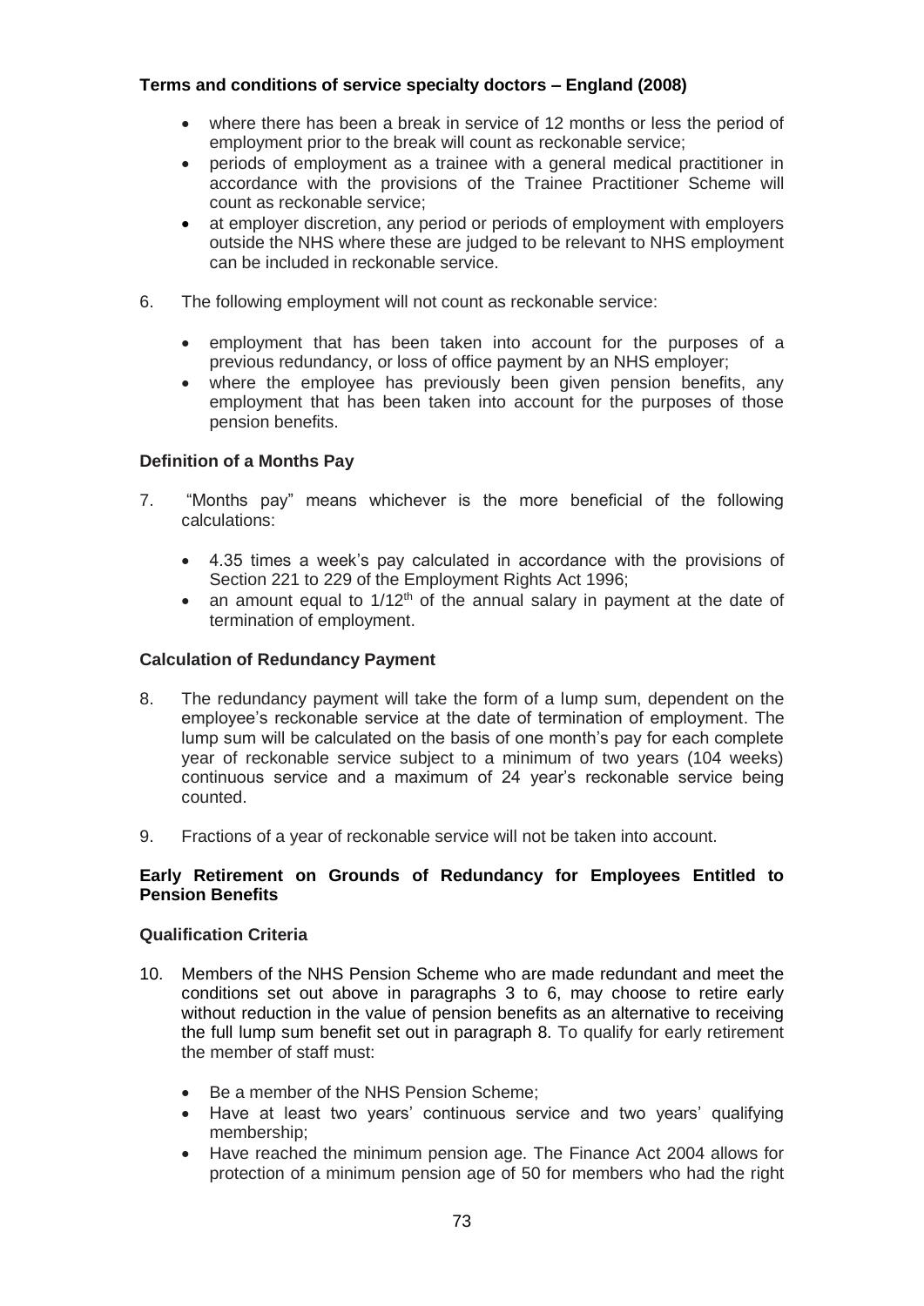- where there has been a break in service of 12 months or less the period of employment prior to the break will count as reckonable service;
- periods of employment as a trainee with a general medical practitioner in accordance with the provisions of the Trainee Practitioner Scheme will count as reckonable service;
- at employer discretion, any period or periods of employment with employers outside the NHS where these are judged to be relevant to NHS employment can be included in reckonable service.

6. The following employment will not count as reckonable service:

   - employment that has been taken into account for the purposes of a previous redundancy, or loss of office payment by an NHS employer;
   - where the employee has previously been given pension benefits, any employment that has been taken into account for the purposes of those pension benefits.

### Definition of a Months Pay

7. "Months pay" means whichever is the more beneficial of the following calculations:

   - 4.35 times a week's pay calculated in accordance with the provisions of Section 221 to 229 of the Employment Rights Act 1996;
   - an amount equal to 1/12th of the annual salary in payment at the date of termination of employment.

### Calculation of Redundancy Payment

8. The redundancy payment will take the form of a lump sum, dependent on the employee's reckonable service at the date of termination of employment. The lump sum will be calculated on the basis of one month's pay for each complete year of reckonable service subject to a minimum of two years (104 weeks) continuous service and a maximum of 24 year's reckonable service being counted.

9. Fractions of a year of reckonable service will not be taken into account.

### Early Retirement on Grounds of Redundancy for Employees Entitled to Pension Benefits

### Qualification Criteria

10. Members of the NHS Pension Scheme who are made redundant and meet the conditions set out above in paragraphs 3 to 6, may choose to retire early without reduction in the value of pension benefits as an alternative to receiving the full lump sum benefit set out in paragraph 8. To qualify for early retirement the member of staff must:

    - Be a member of the NHS Pension Scheme;
    - Have at least two years' continuous service and two years' qualifying membership;
    - Have reached the minimum pension age. The Finance Act 2004 allows for protection of a minimum pension age of 50 for members who had the right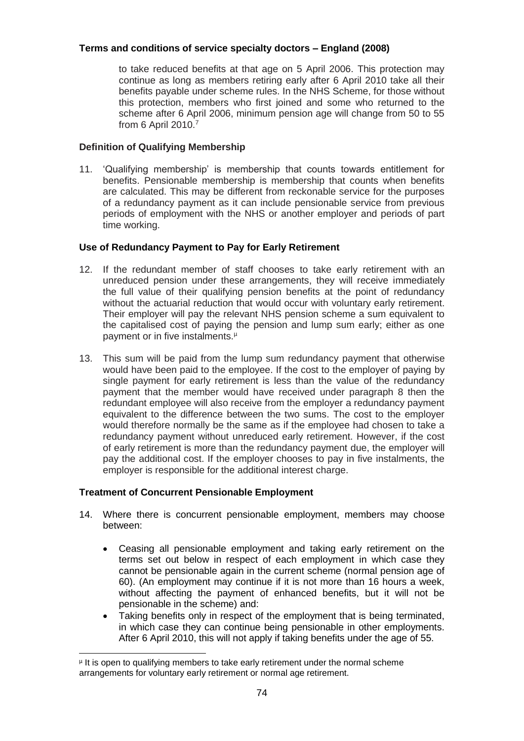to take reduced benefits at that age on 5 April 2006. This protection may continue as long as members retiring early after 6 April 2010 take all their benefits payable under scheme rules. In the NHS Scheme, for those without this protection, members who first joined and some who returned to the scheme after 6 April 2006, minimum pension age will change from 50 to 55 from 6 April 2010.[7]

### Definition of Qualifying Membership

11. 'Qualifying membership' is membership that counts towards entitlement for benefits. Pensionable membership is membership that counts when benefits are calculated. This may be different from reckonable service for the purposes of a redundancy payment as it can include pensionable service from previous periods of employment with the NHS or another employer and periods of part time working.

### Use of Redundancy Payment to Pay for Early Retirement

12. If the redundant member of staff chooses to take early retirement with an unreduced pension under these arrangements, they will receive immediately the full value of their qualifying pension benefits at the point of redundancy without the actuarial reduction that would occur with voluntary early retirement. Their employer will pay the relevant NHS pension scheme a sum equivalent to the capitalised cost of paying the pension and lump sum early; either as one payment or in five instalments.[µ]

13. This sum will be paid from the lump sum redundancy payment that otherwise would have been paid to the employee. If the cost to the employer of paying by single payment for early retirement is less than the value of the redundancy payment that the member would have received under paragraph 8 then the redundant employee will also receive from the employer a redundancy payment equivalent to the difference between the two sums. The cost to the employer would therefore normally be the same as if the employee had chosen to take a redundancy payment without unreduced early retirement. However, if the cost of early retirement is more than the redundancy payment due, the employer will pay the additional cost. If the employer chooses to pay in five instalments, the employer is responsible for the additional interest charge.

### Treatment of Concurrent Pensionable Employment

14. Where there is concurrent pensionable employment, members may choose between:

    - Ceasing all pensionable employment and taking early retirement on the terms set out below in respect of each employment in which case they cannot be pensionable again in the current scheme (normal pension age of 60). (An employment may continue if it is not more than 16 hours a week, without affecting the payment of enhanced benefits, but it will not be pensionable in the scheme) and:
    - Taking benefits only in respect of the employment that is being terminated, in which case they can continue being pensionable in other employments. After 6 April 2010, this will not apply if taking benefits under the age of 55.

[µ] It is open to qualifying members to take early retirement under the normal scheme arrangements for voluntary early retirement or normal age retirement.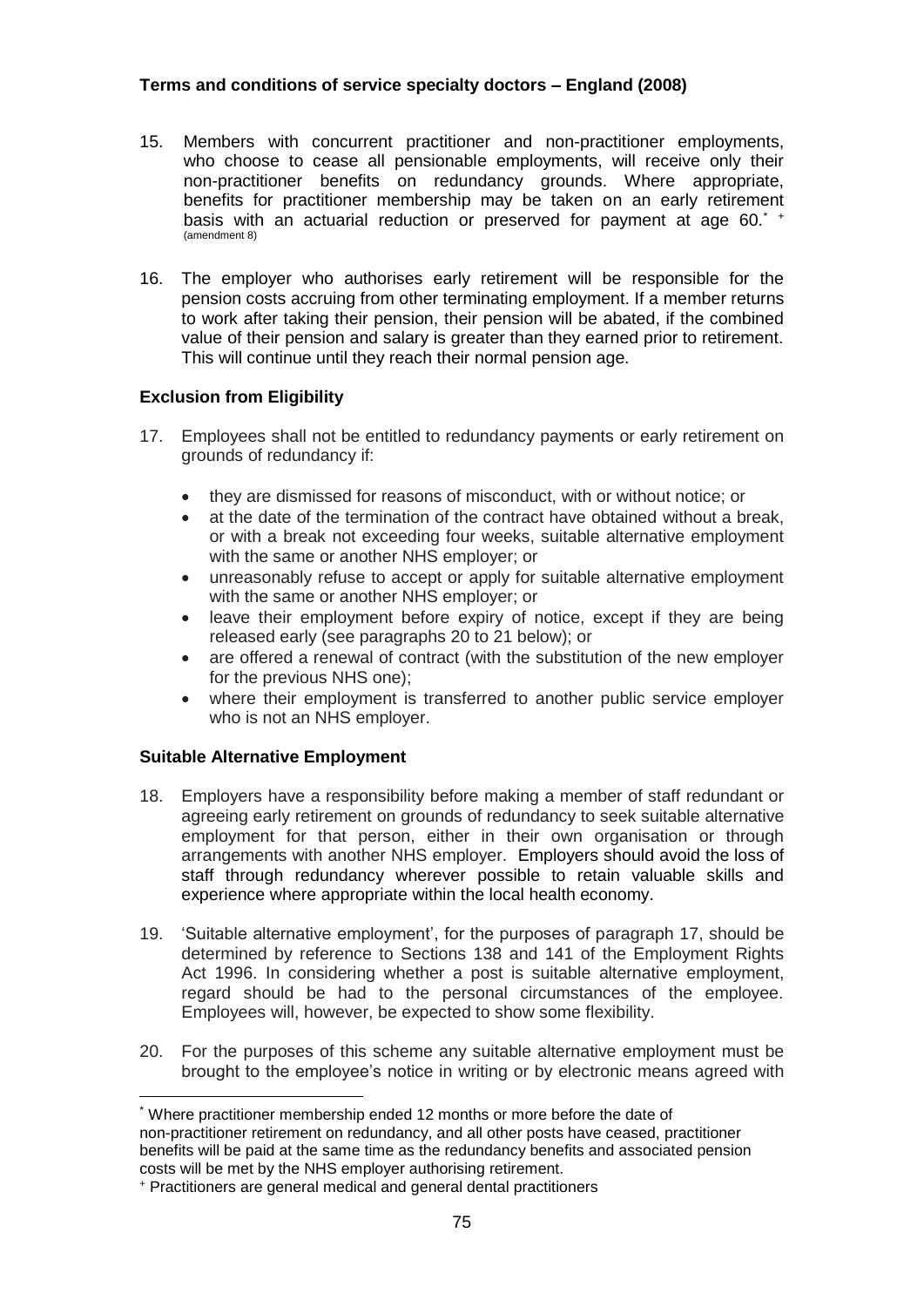15. Members with concurrent practitioner and non-practitioner employments, who choose to cease all pensionable employments, will receive only their non-practitioner benefits on redundancy grounds. Where appropriate, benefits for practitioner membership may be taken on an early retirement basis with an actuarial reduction or preserved for payment at age 60.[*] [+] (amendment 8)

16. The employer who authorises early retirement will be responsible for the pension costs accruing from other terminating employment. If a member returns to work after taking their pension, their pension will be abated, if the combined value of their pension and salary is greater than they earned prior to retirement. This will continue until they reach their normal pension age.

### Exclusion from Eligibility

17. Employees shall not be entitled to redundancy payments or early retirement on grounds of redundancy if:

    - they are dismissed for reasons of misconduct, with or without notice; or
    - at the date of the termination of the contract have obtained without a break, or with a break not exceeding four weeks, suitable alternative employment with the same or another NHS employer; or
    - unreasonably refuse to accept or apply for suitable alternative employment with the same or another NHS employer; or
    - leave their employment before expiry of notice, except if they are being released early (see paragraphs 20 to 21 below); or
    - are offered a renewal of contract (with the substitution of the new employer for the previous NHS one);
    - where their employment is transferred to another public service employer who is not an NHS employer.

### Suitable Alternative Employment

18. Employers have a responsibility before making a member of staff redundant or agreeing early retirement on grounds of redundancy to seek suitable alternative employment for that person, either in their own organisation or through arrangements with another NHS employer. Employers should avoid the loss of staff through redundancy wherever possible to retain valuable skills and experience where appropriate within the local health economy.

19. 'Suitable alternative employment', for the purposes of paragraph 17, should be determined by reference to Sections 138 and 141 of the Employment Rights Act 1996. In considering whether a post is suitable alternative employment, regard should be had to the personal circumstances of the employee. Employees will, however, be expected to show some flexibility.

20. For the purposes of this scheme any suitable alternative employment must be brought to the employee's notice in writing or by electronic means agreed with

---

[*] Where practitioner membership ended 12 months or more before the date of non-practitioner retirement on redundancy, and all other posts have ceased, practitioner benefits will be paid at the same time as the redundancy benefits and associated pension costs will be met by the NHS employer authorising retirement.

[+] Practitioners are general medical and general dental practitioners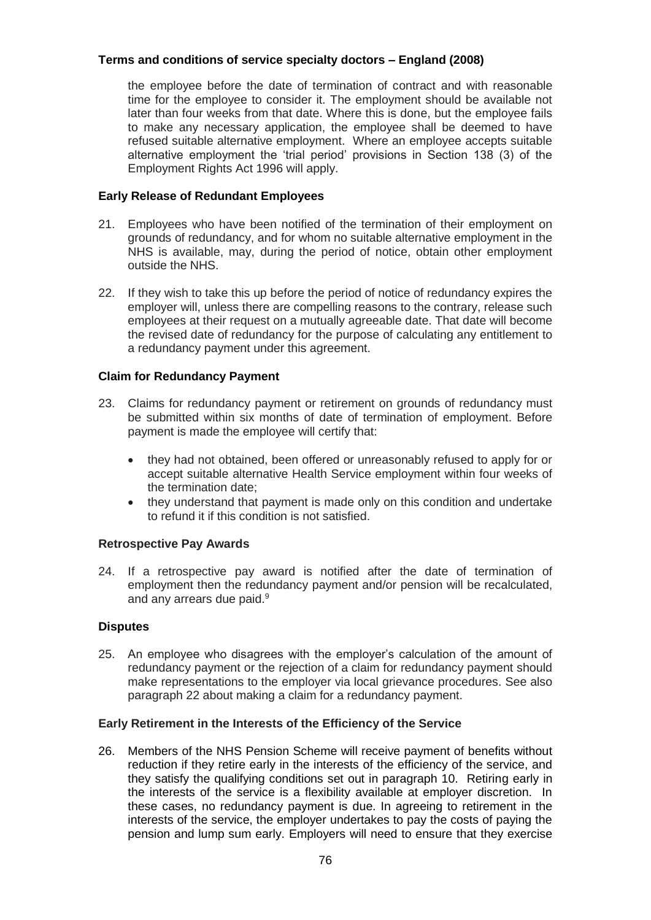the employee before the date of termination of contract and with reasonable time for the employee to consider it. The employment should be available not later than four weeks from that date. Where this is done, but the employee fails to make any necessary application, the employee shall be deemed to have refused suitable alternative employment. Where an employee accepts suitable alternative employment the 'trial period' provisions in Section 138 (3) of the Employment Rights Act 1996 will apply.

### Early Release of Redundant Employees

21. Employees who have been notified of the termination of their employment on grounds of redundancy, and for whom no suitable alternative employment in the NHS is available, may, during the period of notice, obtain other employment outside the NHS.

22. If they wish to take this up before the period of notice of redundancy expires the employer will, unless there are compelling reasons to the contrary, release such employees at their request on a mutually agreeable date. That date will become the revised date of redundancy for the purpose of calculating any entitlement to a redundancy payment under this agreement.

### Claim for Redundancy Payment

23. Claims for redundancy payment or retirement on grounds of redundancy must be submitted within six months of date of termination of employment. Before payment is made the employee will certify that:

    - they had not obtained, been offered or unreasonably refused to apply for or accept suitable alternative Health Service employment within four weeks of the termination date;
    - they understand that payment is made only on this condition and undertake to refund it if this condition is not satisfied.

### Retrospective Pay Awards

24. If a retrospective pay award is notified after the date of termination of employment then the redundancy payment and/or pension will be recalculated, and any arrears due paid.[9]

### Disputes

25. An employee who disagrees with the employer's calculation of the amount of redundancy payment or the rejection of a claim for redundancy payment should make representations to the employer via local grievance procedures. See also paragraph 22 about making a claim for a redundancy payment.

### Early Retirement in the Interests of the Efficiency of the Service

26. Members of the NHS Pension Scheme will receive payment of benefits without reduction if they retire early in the interests of the efficiency of the service, and they satisfy the qualifying conditions set out in paragraph 10. Retiring early in the interests of the service is a flexibility available at employer discretion. In these cases, no redundancy payment is due. In agreeing to retirement in the interests of the service, the employer undertakes to pay the costs of paying the pension and lump sum early. Employers will need to ensure that they exercise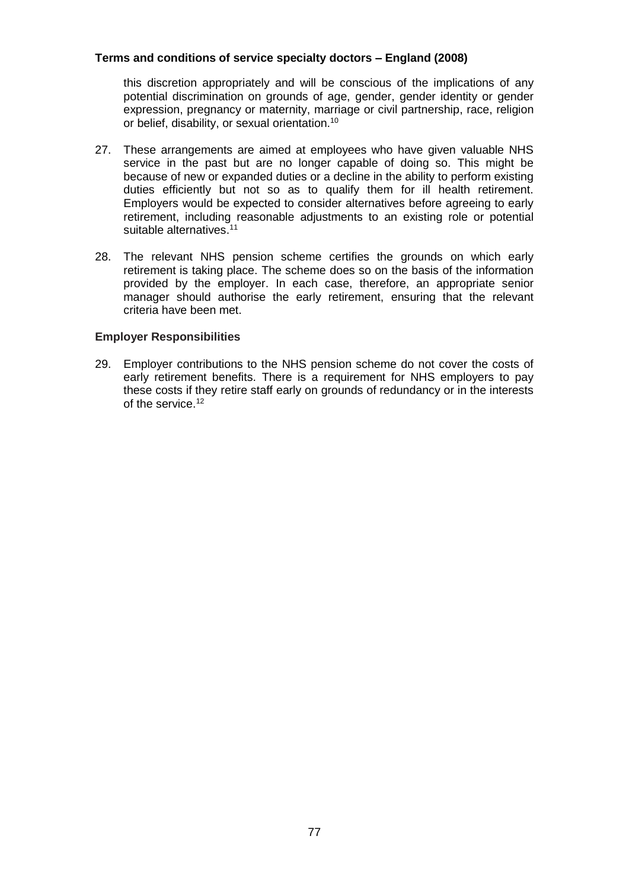this discretion appropriately and will be conscious of the implications of any potential discrimination on grounds of age, gender, gender identity or gender expression, pregnancy or maternity, marriage or civil partnership, race, religion or belief, disability, or sexual orientation.[10]

27. These arrangements are aimed at employees who have given valuable NHS service in the past but are no longer capable of doing so. This might be because of new or expanded duties or a decline in the ability to perform existing duties efficiently but not so as to qualify them for ill health retirement. Employers would be expected to consider alternatives before agreeing to early retirement, including reasonable adjustments to an existing role or potential suitable alternatives.[11]

28. The relevant NHS pension scheme certifies the grounds on which early retirement is taking place. The scheme does so on the basis of the information provided by the employer. In each case, therefore, an appropriate senior manager should authorise the early retirement, ensuring that the relevant criteria have been met.

### Employer Responsibilities

29. Employer contributions to the NHS pension scheme do not cover the costs of early retirement benefits. There is a requirement for NHS employers to pay these costs if they retire staff early on grounds of redundancy or in the interests of the service.[12]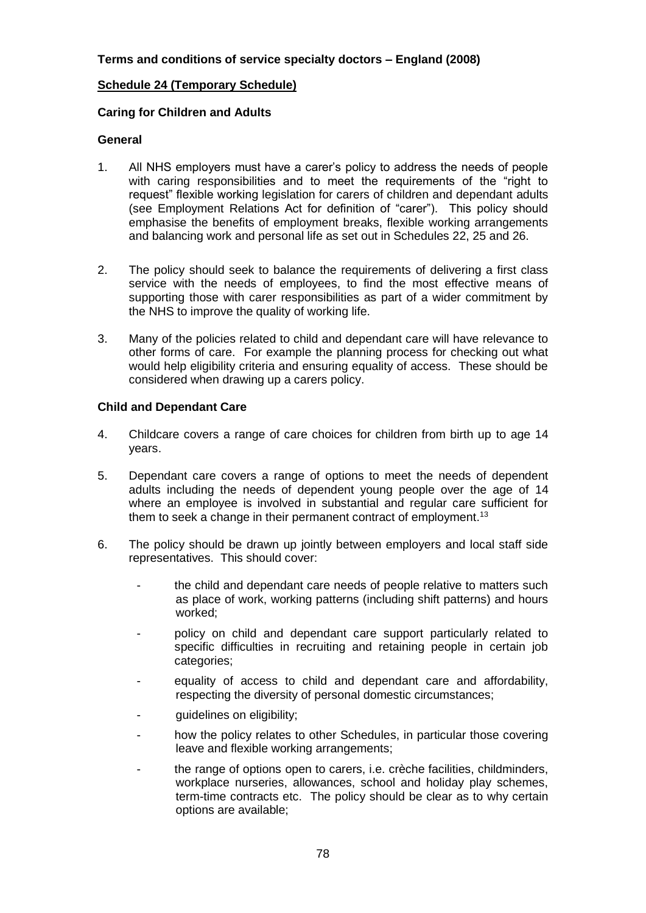**Terms and conditions of service specialty doctors – England (2008)**

**Schedule 24 (Temporary Schedule)**

**Caring for Children and Adults**

**General**

1. All NHS employers must have a carer's policy to address the needs of people with caring responsibilities and to meet the requirements of the "right to request" flexible working legislation for carers of children and dependant adults (see Employment Relations Act for definition of "carer"). This policy should emphasise the benefits of employment breaks, flexible working arrangements and balancing work and personal life as set out in Schedules 22, 25 and 26.

2. The policy should seek to balance the requirements of delivering a first class service with the needs of employees, to find the most effective means of supporting those with carer responsibilities as part of a wider commitment by the NHS to improve the quality of working life.

3. Many of the policies related to child and dependant care will have relevance to other forms of care. For example the planning process for checking out what would help eligibility criteria and ensuring equality of access. These should be considered when drawing up a carers policy.

**Child and Dependant Care**

4. Childcare covers a range of care choices for children from birth up to age 14 years.

5. Dependant care covers a range of options to meet the needs of dependent adults including the needs of dependent young people over the age of 14 where an employee is involved in substantial and regular care sufficient for them to seek a change in their permanent contract of employment.[13]

6. The policy should be drawn up jointly between employers and local staff side representatives. This should cover:

   - the child and dependant care needs of people relative to matters such as place of work, working patterns (including shift patterns) and hours worked;
   - policy on child and dependant care support particularly related to specific difficulties in recruiting and retaining people in certain job categories;
   - equality of access to child and dependant care and affordability, respecting the diversity of personal domestic circumstances;
   - guidelines on eligibility;
   - how the policy relates to other Schedules, in particular those covering leave and flexible working arrangements;
   - the range of options open to carers, i.e. crèche facilities, childminders, workplace nurseries, allowances, school and holiday play schemes, term-time contracts etc. The policy should be clear as to why certain options are available;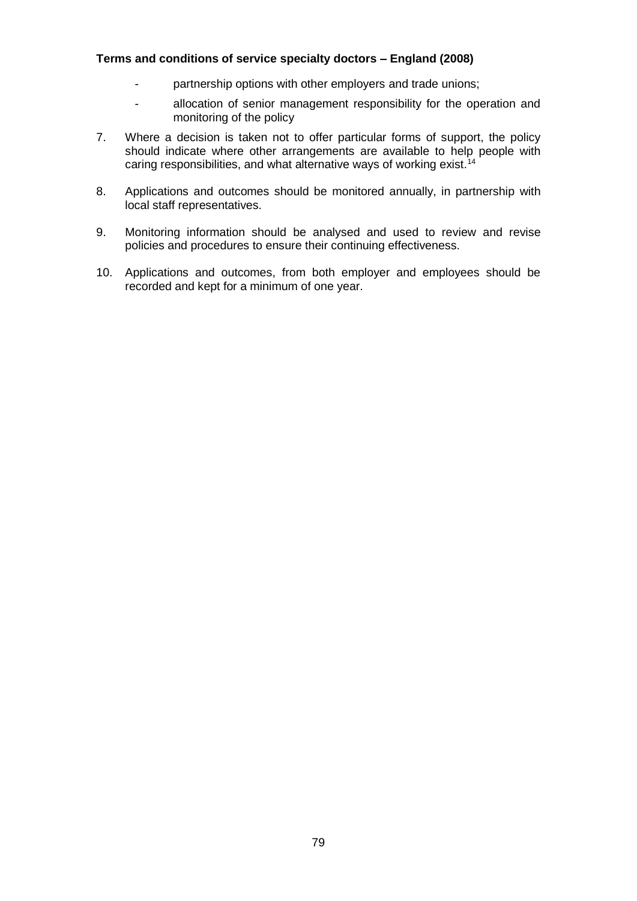- partnership options with other employers and trade unions;
- allocation of senior management responsibility for the operation and monitoring of the policy

7. Where a decision is taken not to offer particular forms of support, the policy should indicate where other arrangements are available to help people with caring responsibilities, and what alternative ways of working exist.[14]

8. Applications and outcomes should be monitored annually, in partnership with local staff representatives.

9. Monitoring information should be analysed and used to review and revise policies and procedures to ensure their continuing effectiveness.

10. Applications and outcomes, from both employer and employees should be recorded and kept for a minimum of one year.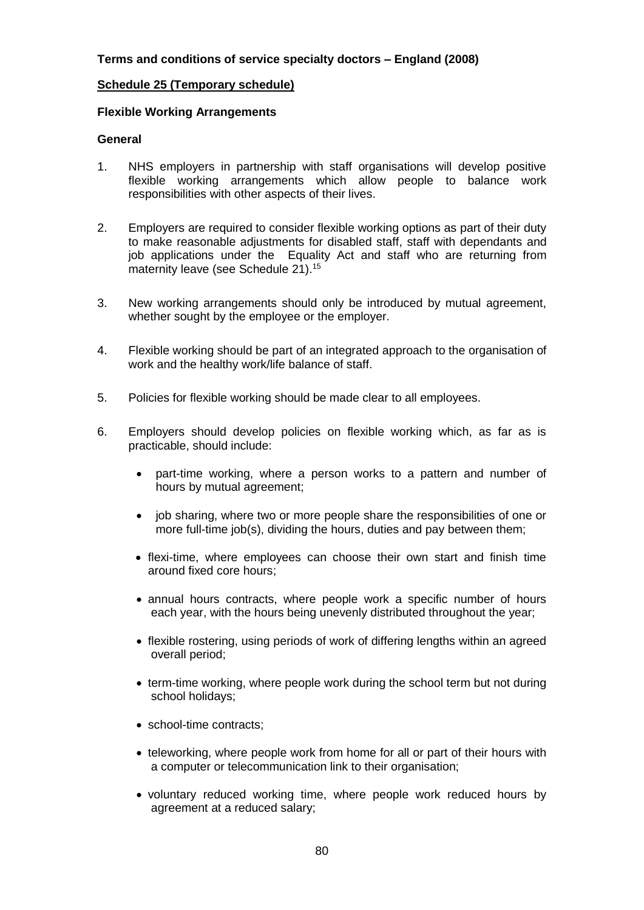**Terms and conditions of service specialty doctors – England (2008)**

**Schedule 25 (Temporary schedule)**

**Flexible Working Arrangements**

**General**

1. NHS employers in partnership with staff organisations will develop positive flexible working arrangements which allow people to balance work responsibilities with other aspects of their lives.

2. Employers are required to consider flexible working options as part of their duty to make reasonable adjustments for disabled staff, staff with dependants and job applications under the Equality Act and staff who are returning from maternity leave (see Schedule 21).[15]

3. New working arrangements should only be introduced by mutual agreement, whether sought by the employee or the employer.

4. Flexible working should be part of an integrated approach to the organisation of work and the healthy work/life balance of staff.

5. Policies for flexible working should be made clear to all employees.

6. Employers should develop policies on flexible working which, as far as is practicable, should include:

   - part-time working, where a person works to a pattern and number of hours by mutual agreement;
   - job sharing, where two or more people share the responsibilities of one or more full-time job(s), dividing the hours, duties and pay between them;
   - flexi-time, where employees can choose their own start and finish time around fixed core hours;
   - annual hours contracts, where people work a specific number of hours each year, with the hours being unevenly distributed throughout the year;
   - flexible rostering, using periods of work of differing lengths within an agreed overall period;
   - term-time working, where people work during the school term but not during school holidays;
   - school-time contracts;
   - teleworking, where people work from home for all or part of their hours with a computer or telecommunication link to their organisation;
   - voluntary reduced working time, where people work reduced hours by agreement at a reduced salary;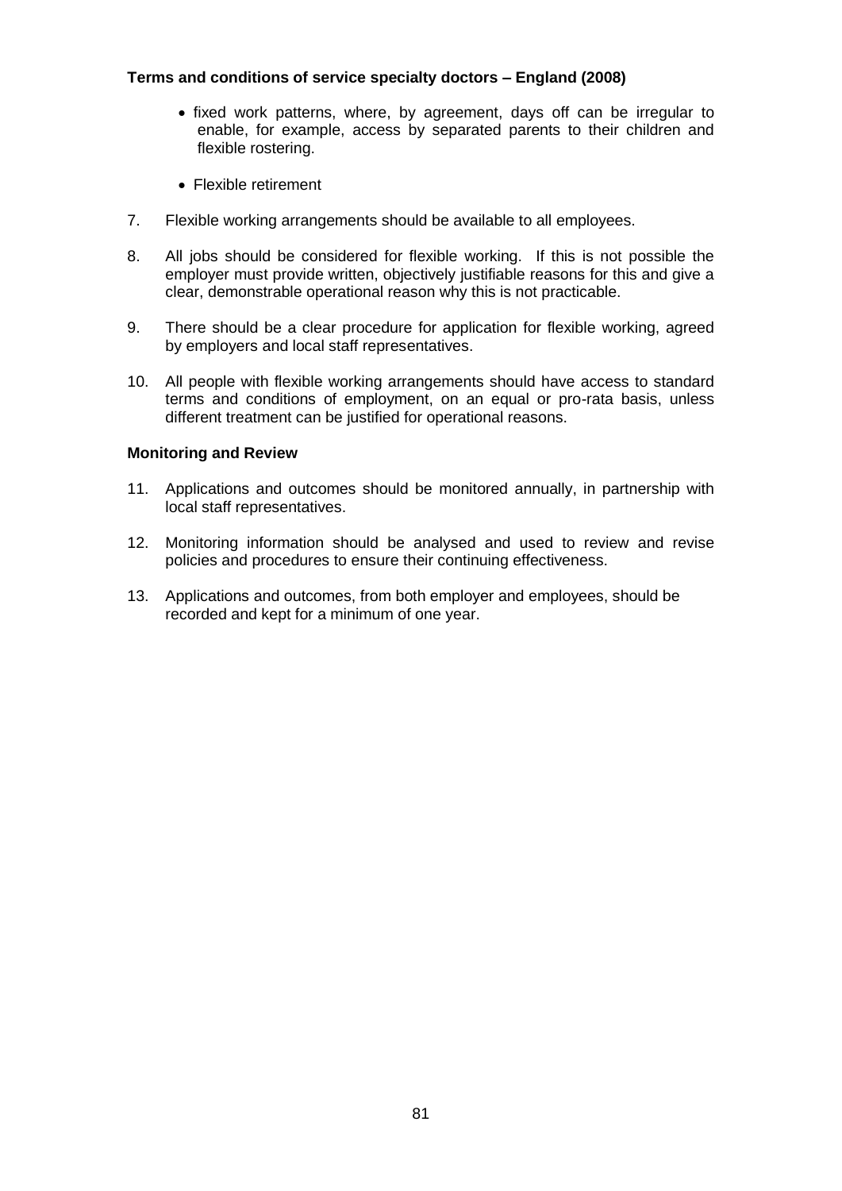- fixed work patterns, where, by agreement, days off can be irregular to enable, for example, access by separated parents to their children and flexible rostering.
- Flexible retirement

7. Flexible working arrangements should be available to all employees.

8. All jobs should be considered for flexible working. If this is not possible the employer must provide written, objectively justifiable reasons for this and give a clear, demonstrable operational reason why this is not practicable.

9. There should be a clear procedure for application for flexible working, agreed by employers and local staff representatives.

10. All people with flexible working arrangements should have access to standard terms and conditions of employment, on an equal or pro-rata basis, unless different treatment can be justified for operational reasons.

**Monitoring and Review**

11. Applications and outcomes should be monitored annually, in partnership with local staff representatives.

12. Monitoring information should be analysed and used to review and revise policies and procedures to ensure their continuing effectiveness.

13. Applications and outcomes, from both employer and employees, should be recorded and kept for a minimum of one year.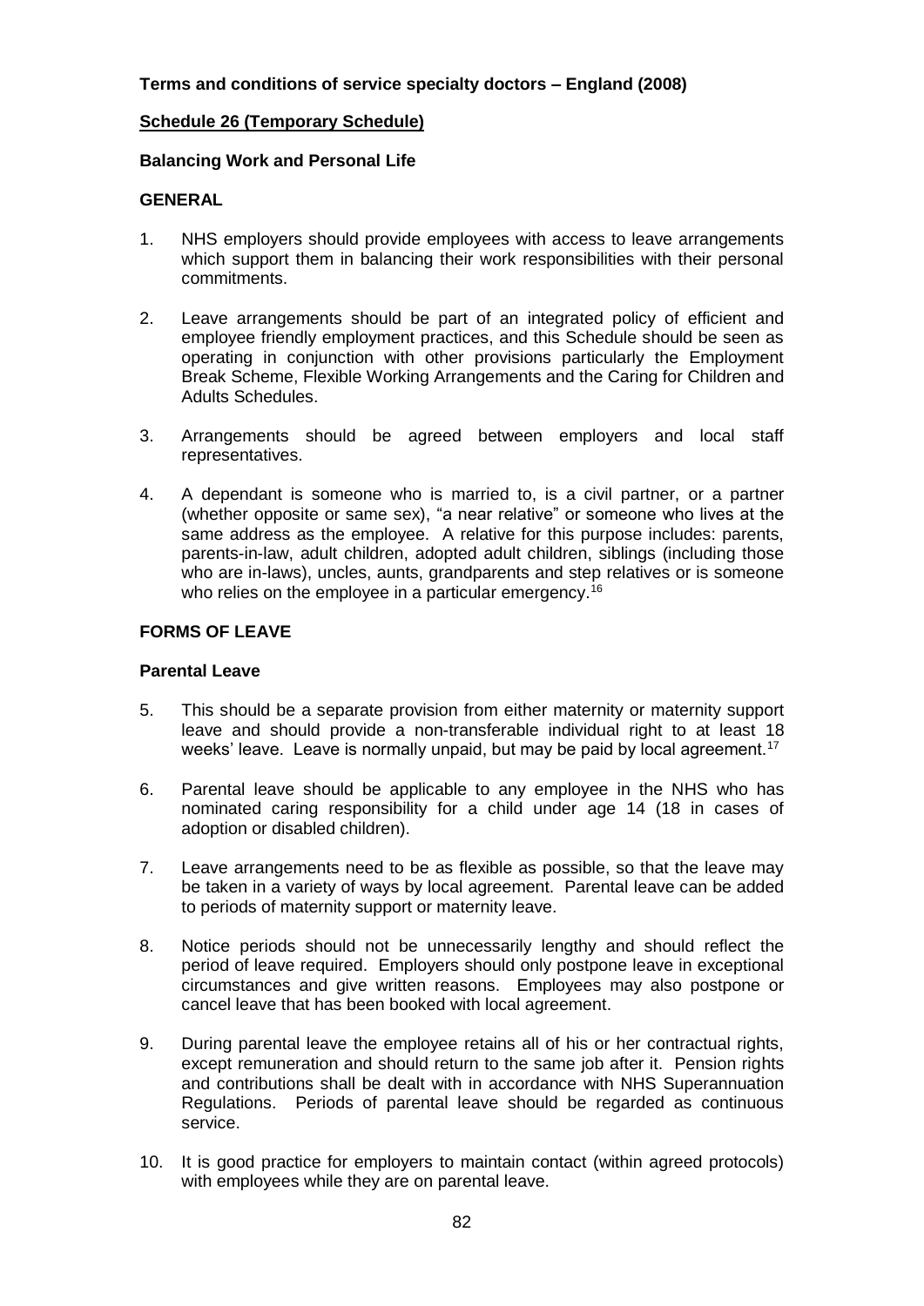**Terms and conditions of service specialty doctors – England (2008)**

## Schedule 26 (Temporary Schedule)

### Balancing Work and Personal Life

### GENERAL

1. NHS employers should provide employees with access to leave arrangements which support them in balancing their work responsibilities with their personal commitments.

2. Leave arrangements should be part of an integrated policy of efficient and employee friendly employment practices, and this Schedule should be seen as operating in conjunction with other provisions particularly the Employment Break Scheme, Flexible Working Arrangements and the Caring for Children and Adults Schedules.

3. Arrangements should be agreed between employers and local staff representatives.

4. A dependant is someone who is married to, is a civil partner, or a partner (whether opposite or same sex), "a near relative" or someone who lives at the same address as the employee. A relative for this purpose includes: parents, parents-in-law, adult children, adopted adult children, siblings (including those who are in-laws), uncles, aunts, grandparents and step relatives or is someone who relies on the employee in a particular emergency.[16]

### FORMS OF LEAVE

#### Parental Leave

5. This should be a separate provision from either maternity or maternity support leave and should provide a non-transferable individual right to at least 18 weeks' leave. Leave is normally unpaid, but may be paid by local agreement.[17]

6. Parental leave should be applicable to any employee in the NHS who has nominated caring responsibility for a child under age 14 (18 in cases of adoption or disabled children).

7. Leave arrangements need to be as flexible as possible, so that the leave may be taken in a variety of ways by local agreement. Parental leave can be added to periods of maternity support or maternity leave.

8. Notice periods should not be unnecessarily lengthy and should reflect the period of leave required. Employers should only postpone leave in exceptional circumstances and give written reasons. Employees may also postpone or cancel leave that has been booked with local agreement.

9. During parental leave the employee retains all of his or her contractual rights, except remuneration and should return to the same job after it. Pension rights and contributions shall be dealt with in accordance with NHS Superannuation Regulations. Periods of parental leave should be regarded as continuous service.

10. It is good practice for employers to maintain contact (within agreed protocols) with employees while they are on parental leave.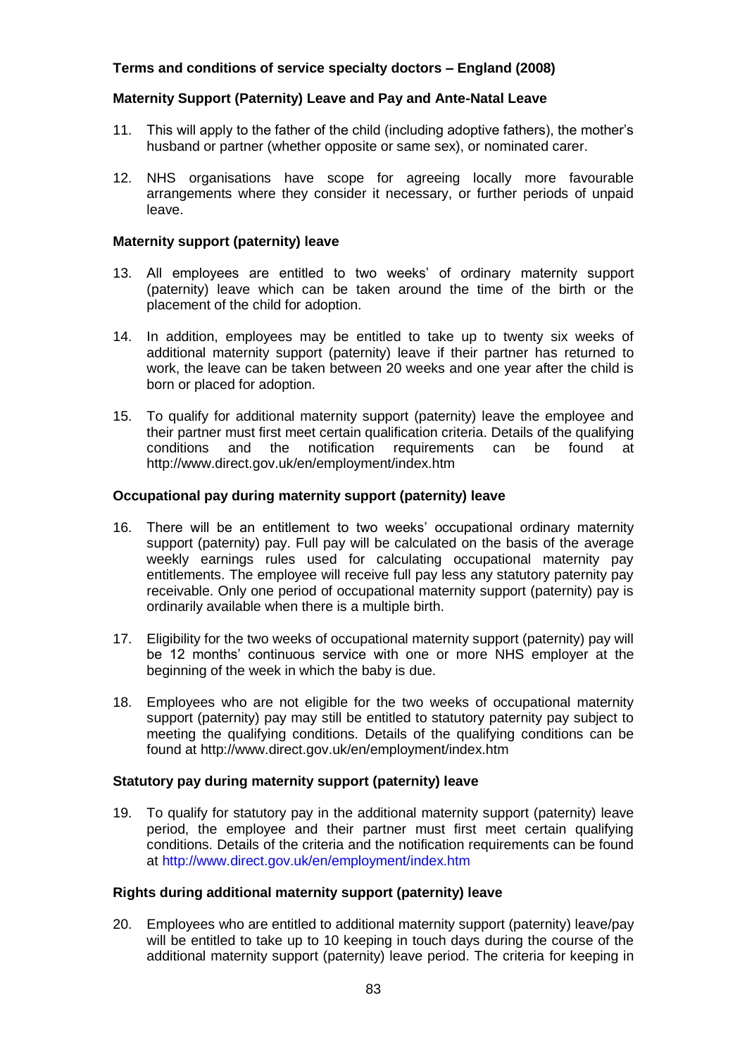**Terms and conditions of service specialty doctors – England (2008)**

**Maternity Support (Paternity) Leave and Pay and Ante-Natal Leave**

11. This will apply to the father of the child (including adoptive fathers), the mother's husband or partner (whether opposite or same sex), or nominated carer.

12. NHS organisations have scope for agreeing locally more favourable arrangements where they consider it necessary, or further periods of unpaid leave.

**Maternity support (paternity) leave**

13. All employees are entitled to two weeks' of ordinary maternity support (paternity) leave which can be taken around the time of the birth or the placement of the child for adoption.

14. In addition, employees may be entitled to take up to twenty six weeks of additional maternity support (paternity) leave if their partner has returned to work, the leave can be taken between 20 weeks and one year after the child is born or placed for adoption.

15. To qualify for additional maternity support (paternity) leave the employee and their partner must first meet certain qualification criteria. Details of the qualifying conditions and the notification requirements can be found at http://www.direct.gov.uk/en/employment/index.htm

**Occupational pay during maternity support (paternity) leave**

16. There will be an entitlement to two weeks' occupational ordinary maternity support (paternity) pay. Full pay will be calculated on the basis of the average weekly earnings rules used for calculating occupational maternity pay entitlements. The employee will receive full pay less any statutory paternity pay receivable. Only one period of occupational maternity support (paternity) pay is ordinarily available when there is a multiple birth.

17. Eligibility for the two weeks of occupational maternity support (paternity) pay will be 12 months' continuous service with one or more NHS employer at the beginning of the week in which the baby is due.

18. Employees who are not eligible for the two weeks of occupational maternity support (paternity) pay may still be entitled to statutory paternity pay subject to meeting the qualifying conditions. Details of the qualifying conditions can be found at http://www.direct.gov.uk/en/employment/index.htm

**Statutory pay during maternity support (paternity) leave**

19. To qualify for statutory pay in the additional maternity support (paternity) leave period, the employee and their partner must first meet certain qualifying conditions. Details of the criteria and the notification requirements can be found at http://www.direct.gov.uk/en/employment/index.htm

**Rights during additional maternity support (paternity) leave**

20. Employees who are entitled to additional maternity support (paternity) leave/pay will be entitled to take up to 10 keeping in touch days during the course of the additional maternity support (paternity) leave period. The criteria for keeping in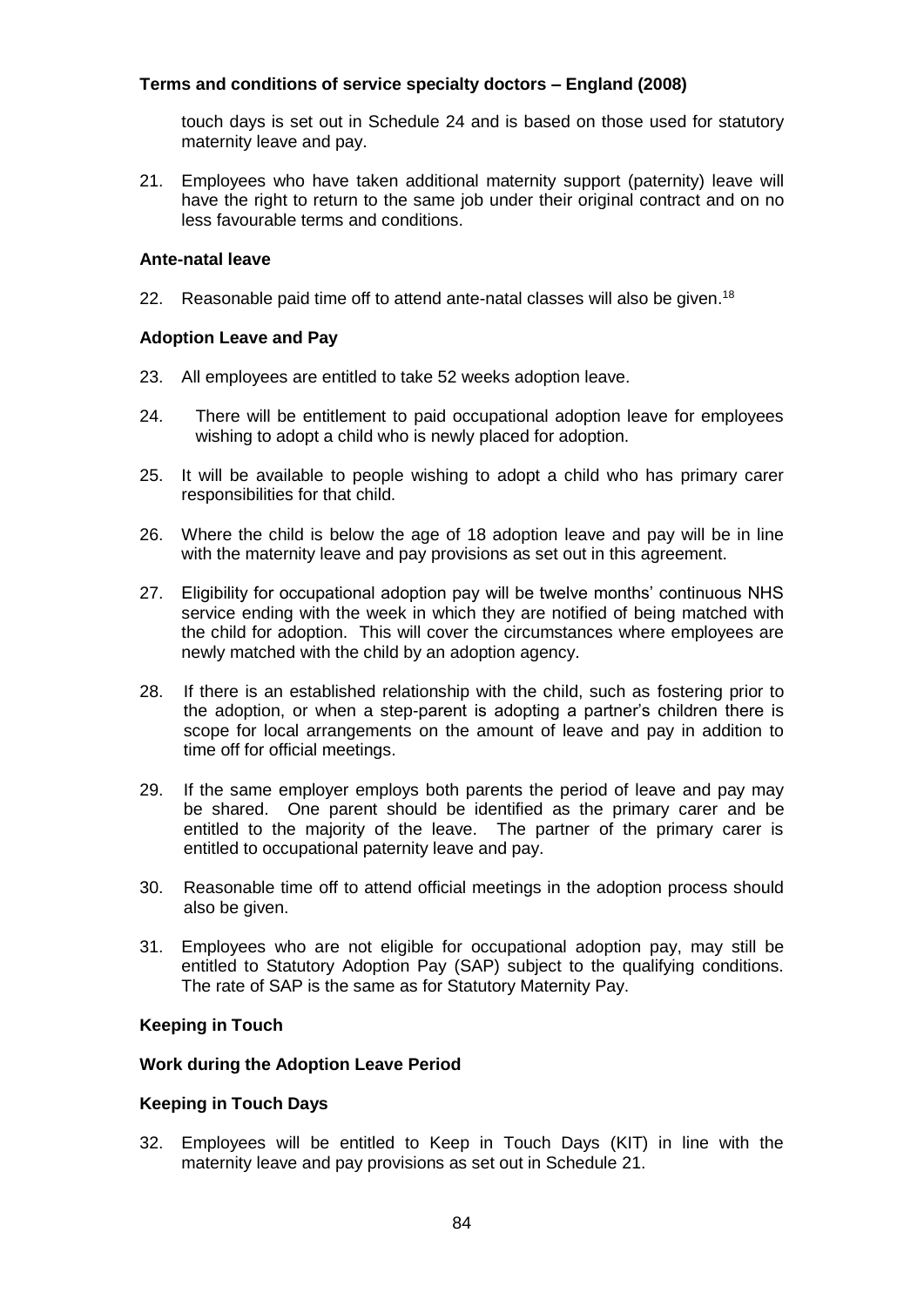touch days is set out in Schedule 24 and is based on those used for statutory maternity leave and pay.

21. Employees who have taken additional maternity support (paternity) leave will have the right to return to the same job under their original contract and on no less favourable terms and conditions.

**Ante-natal leave**

22. Reasonable paid time off to attend ante-natal classes will also be given.[18]

**Adoption Leave and Pay**

23. All employees are entitled to take 52 weeks adoption leave.

24. There will be entitlement to paid occupational adoption leave for employees wishing to adopt a child who is newly placed for adoption.

25. It will be available to people wishing to adopt a child who has primary carer responsibilities for that child.

26. Where the child is below the age of 18 adoption leave and pay will be in line with the maternity leave and pay provisions as set out in this agreement.

27. Eligibility for occupational adoption pay will be twelve months' continuous NHS service ending with the week in which they are notified of being matched with the child for adoption. This will cover the circumstances where employees are newly matched with the child by an adoption agency.

28. If there is an established relationship with the child, such as fostering prior to the adoption, or when a step-parent is adopting a partner's children there is scope for local arrangements on the amount of leave and pay in addition to time off for official meetings.

29. If the same employer employs both parents the period of leave and pay may be shared. One parent should be identified as the primary carer and be entitled to the majority of the leave. The partner of the primary carer is entitled to occupational paternity leave and pay.

30. Reasonable time off to attend official meetings in the adoption process should also be given.

31. Employees who are not eligible for occupational adoption pay, may still be entitled to Statutory Adoption Pay (SAP) subject to the qualifying conditions. The rate of SAP is the same as for Statutory Maternity Pay.

**Keeping in Touch**

**Work during the Adoption Leave Period**

**Keeping in Touch Days**

32. Employees will be entitled to Keep in Touch Days (KIT) in line with the maternity leave and pay provisions as set out in Schedule 21.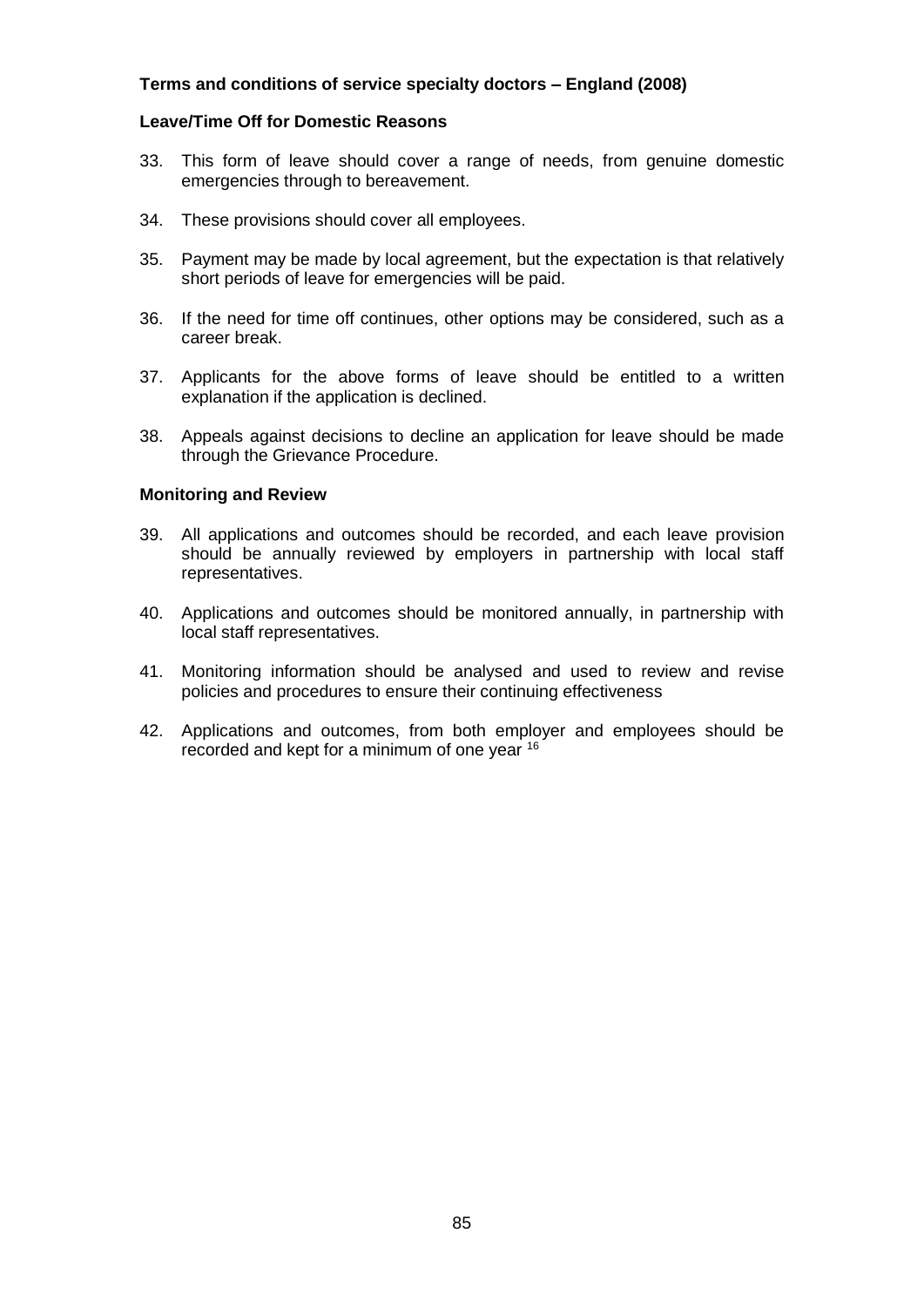**Terms and conditions of service specialty doctors – England (2008)**

**Leave/Time Off for Domestic Reasons**

33. This form of leave should cover a range of needs, from genuine domestic emergencies through to bereavement.

34. These provisions should cover all employees.

35. Payment may be made by local agreement, but the expectation is that relatively short periods of leave for emergencies will be paid.

36. If the need for time off continues, other options may be considered, such as a career break.

37. Applicants for the above forms of leave should be entitled to a written explanation if the application is declined.

38. Appeals against decisions to decline an application for leave should be made through the Grievance Procedure.

**Monitoring and Review**

39. All applications and outcomes should be recorded, and each leave provision should be annually reviewed by employers in partnership with local staff representatives.

40. Applications and outcomes should be monitored annually, in partnership with local staff representatives.

41. Monitoring information should be analysed and used to review and revise policies and procedures to ensure their continuing effectiveness

42. Applications and outcomes, from both employer and employees should be recorded and kept for a minimum of one year [16]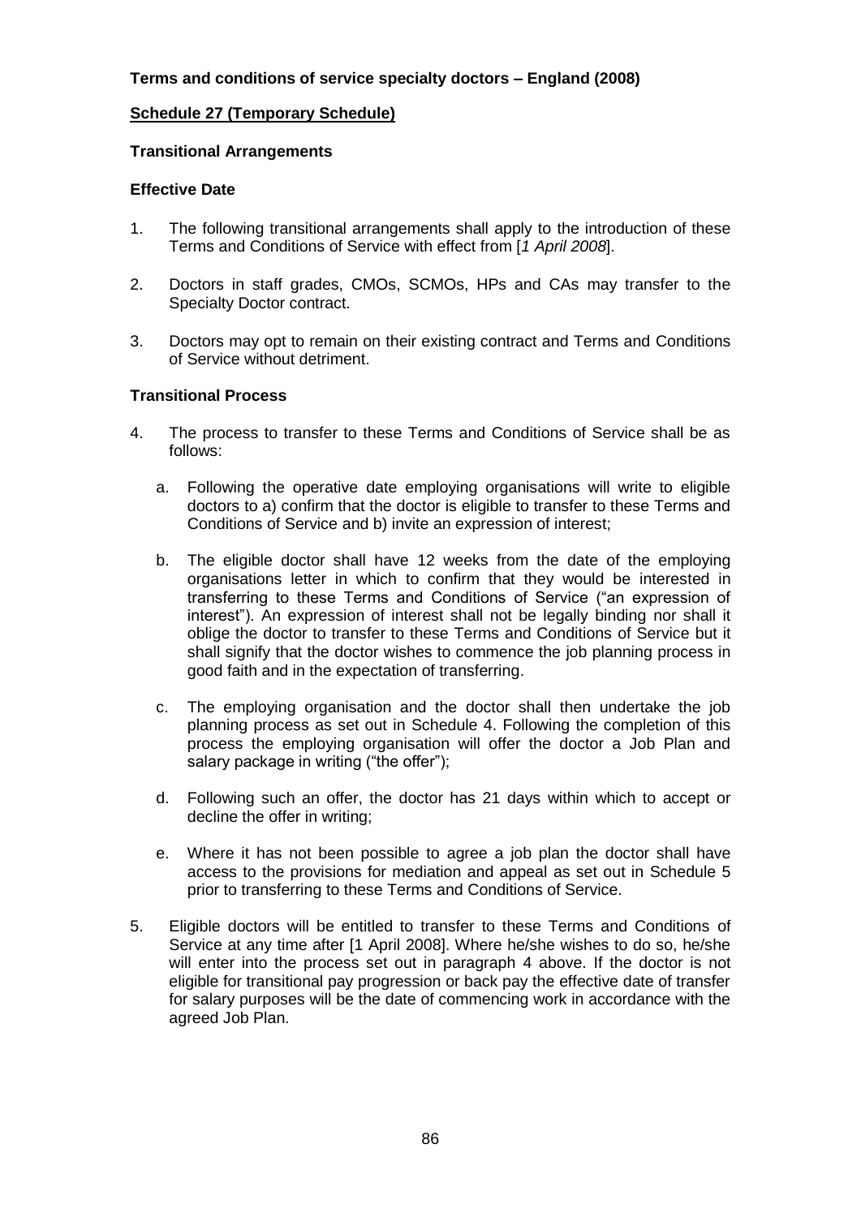**Terms and conditions of service specialty doctors – England (2008)**

**Schedule 27 (Temporary Schedule)**

**Transitional Arrangements**

**Effective Date**

1. The following transitional arrangements shall apply to the introduction of these Terms and Conditions of Service with effect from [*1 April 2008*].

2. Doctors in staff grades, CMOs, SCMOs, HPs and CAs may transfer to the Specialty Doctor contract.

3. Doctors may opt to remain on their existing contract and Terms and Conditions of Service without detriment.

**Transitional Process**

4. The process to transfer to these Terms and Conditions of Service shall be as follows:

   a. Following the operative date employing organisations will write to eligible doctors to a) confirm that the doctor is eligible to transfer to these Terms and Conditions of Service and b) invite an expression of interest;

   b. The eligible doctor shall have 12 weeks from the date of the employing organisations letter in which to confirm that they would be interested in transferring to these Terms and Conditions of Service ("an expression of interest"). An expression of interest shall not be legally binding nor shall it oblige the doctor to transfer to these Terms and Conditions of Service but it shall signify that the doctor wishes to commence the job planning process in good faith and in the expectation of transferring.

   c. The employing organisation and the doctor shall then undertake the job planning process as set out in Schedule 4. Following the completion of this process the employing organisation will offer the doctor a Job Plan and salary package in writing ("the offer");

   d. Following such an offer, the doctor has 21 days within which to accept or decline the offer in writing;

   e. Where it has not been possible to agree a job plan the doctor shall have access to the provisions for mediation and appeal as set out in Schedule 5 prior to transferring to these Terms and Conditions of Service.

5. Eligible doctors will be entitled to transfer to these Terms and Conditions of Service at any time after [1 April 2008]. Where he/she wishes to do so, he/she will enter into the process set out in paragraph 4 above. If the doctor is not eligible for transitional pay progression or back pay the effective date of transfer for salary purposes will be the date of commencing work in accordance with the agreed Job Plan.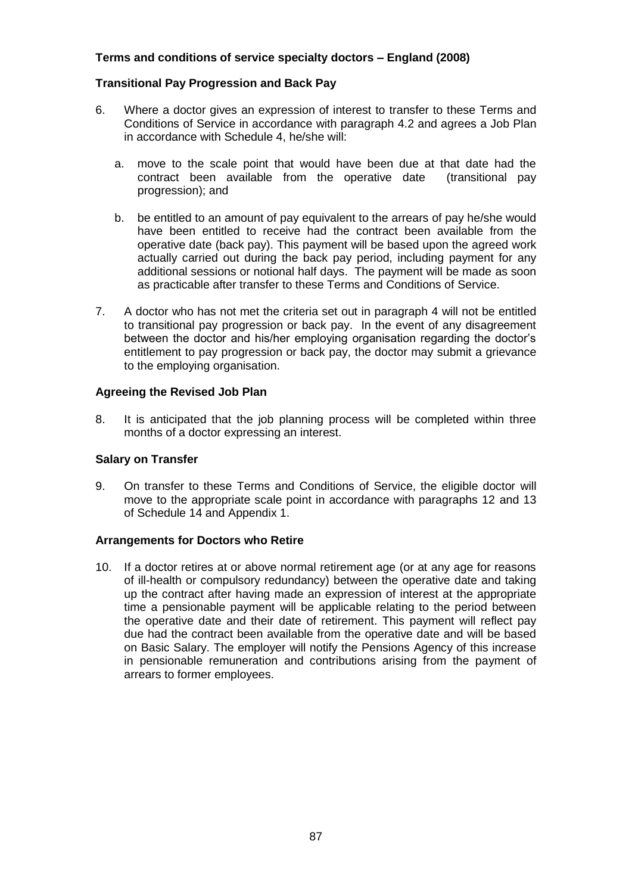**Terms and conditions of service specialty doctors – England (2008)**

**Transitional Pay Progression and Back Pay**

6. Where a doctor gives an expression of interest to transfer to these Terms and Conditions of Service in accordance with paragraph 4.2 and agrees a Job Plan in accordance with Schedule 4, he/she will:

   a. move to the scale point that would have been due at that date had the contract been available from the operative date (transitional pay progression); and

   b. be entitled to an amount of pay equivalent to the arrears of pay he/she would have been entitled to receive had the contract been available from the operative date (back pay). This payment will be based upon the agreed work actually carried out during the back pay period, including payment for any additional sessions or notional half days. The payment will be made as soon as practicable after transfer to these Terms and Conditions of Service.

7. A doctor who has not met the criteria set out in paragraph 4 will not be entitled to transitional pay progression or back pay. In the event of any disagreement between the doctor and his/her employing organisation regarding the doctor's entitlement to pay progression or back pay, the doctor may submit a grievance to the employing organisation.

**Agreeing the Revised Job Plan**

8. It is anticipated that the job planning process will be completed within three months of a doctor expressing an interest.

**Salary on Transfer**

9. On transfer to these Terms and Conditions of Service, the eligible doctor will move to the appropriate scale point in accordance with paragraphs 12 and 13 of Schedule 14 and Appendix 1.

**Arrangements for Doctors who Retire**

10. If a doctor retires at or above normal retirement age (or at any age for reasons of ill-health or compulsory redundancy) between the operative date and taking up the contract after having made an expression of interest at the appropriate time a pensionable payment will be applicable relating to the period between the operative date and their date of retirement. This payment will reflect pay due had the contract been available from the operative date and will be based on Basic Salary. The employer will notify the Pensions Agency of this increase in pensionable remuneration and contributions arising from the payment of arrears to former employees.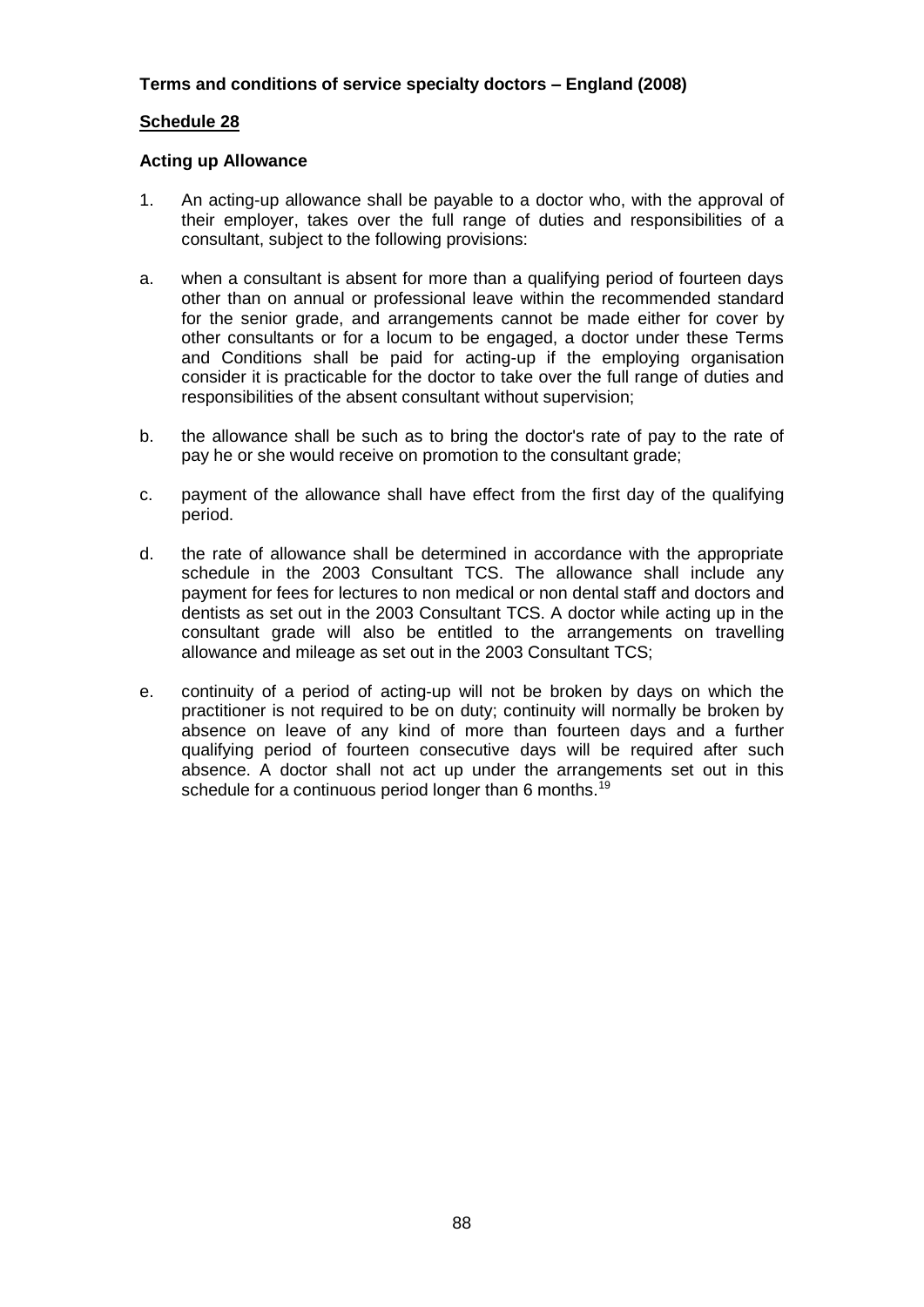**Terms and conditions of service specialty doctors – England (2008)**

**Schedule 28**

**Acting up Allowance**

1. An acting-up allowance shall be payable to a doctor who, with the approval of their employer, takes over the full range of duties and responsibilities of a consultant, subject to the following provisions:

a. when a consultant is absent for more than a qualifying period of fourteen days other than on annual or professional leave within the recommended standard for the senior grade, and arrangements cannot be made either for cover by other consultants or for a locum to be engaged, a doctor under these Terms and Conditions shall be paid for acting-up if the employing organisation consider it is practicable for the doctor to take over the full range of duties and responsibilities of the absent consultant without supervision;

b. the allowance shall be such as to bring the doctor's rate of pay to the rate of pay he or she would receive on promotion to the consultant grade;

c. payment of the allowance shall have effect from the first day of the qualifying period.

d. the rate of allowance shall be determined in accordance with the appropriate schedule in the 2003 Consultant TCS. The allowance shall include any payment for fees for lectures to non medical or non dental staff and doctors and dentists as set out in the 2003 Consultant TCS. A doctor while acting up in the consultant grade will also be entitled to the arrangements on travelling allowance and mileage as set out in the 2003 Consultant TCS;

e. continuity of a period of acting-up will not be broken by days on which the practitioner is not required to be on duty; continuity will normally be broken by absence on leave of any kind of more than fourteen days and a further qualifying period of fourteen consecutive days will be required after such absence. A doctor shall not act up under the arrangements set out in this schedule for a continuous period longer than 6 months.[19]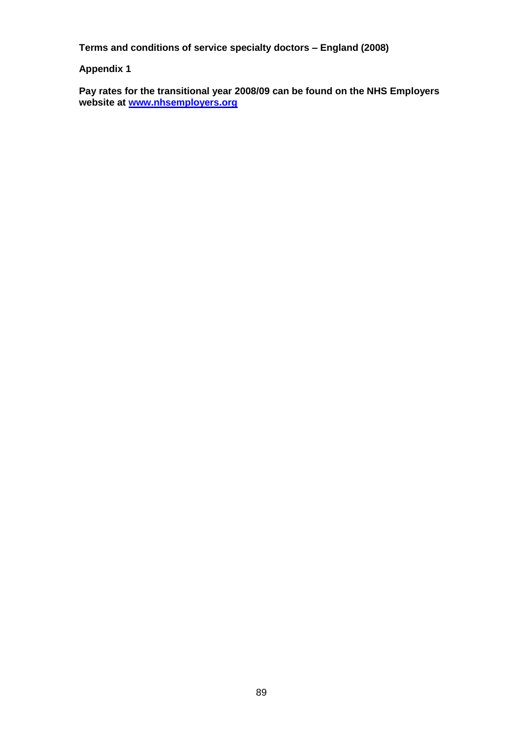**Terms and conditions of service specialty doctors – England (2008)**

## Appendix 1

**Pay rates for the transitional year 2008/09 can be found on the NHS Employers website at [www.nhsemployers.org](http://www.nhsemployers.org)**